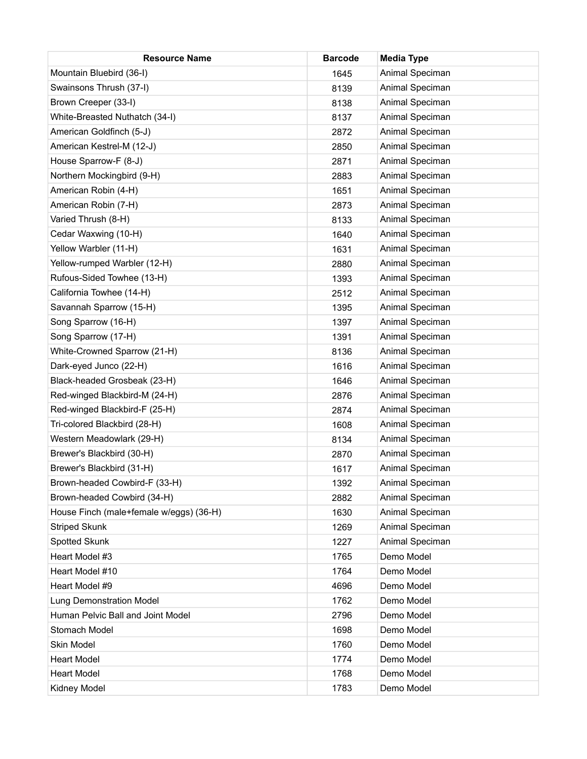| Resource Name | Barcode | Media Type |
| --- | --- | --- |
| Mountain Bluebird (36-I) | 1645 | Animal Speciman |
| Swainsons Thrush (37-I) | 8139 | Animal Speciman |
| Brown Creeper (33-I) | 8138 | Animal Speciman |
| White-Breasted Nuthatch (34-I) | 8137 | Animal Speciman |
| American Goldfinch (5-J) | 2872 | Animal Speciman |
| American Kestrel-M (12-J) | 2850 | Animal Speciman |
| House Sparrow-F (8-J) | 2871 | Animal Speciman |
| Northern Mockingbird (9-H) | 2883 | Animal Speciman |
| American Robin (4-H) | 1651 | Animal Speciman |
| American Robin (7-H) | 2873 | Animal Speciman |
| Varied Thrush (8-H) | 8133 | Animal Speciman |
| Cedar Waxwing (10-H) | 1640 | Animal Speciman |
| Yellow Warbler (11-H) | 1631 | Animal Speciman |
| Yellow-rumped Warbler (12-H) | 2880 | Animal Speciman |
| Rufous-Sided Towhee (13-H) | 1393 | Animal Speciman |
| California Towhee (14-H) | 2512 | Animal Speciman |
| Savannah Sparrow (15-H) | 1395 | Animal Speciman |
| Song Sparrow (16-H) | 1397 | Animal Speciman |
| Song Sparrow (17-H) | 1391 | Animal Speciman |
| White-Crowned Sparrow (21-H) | 8136 | Animal Speciman |
| Dark-eyed Junco (22-H) | 1616 | Animal Speciman |
| Black-headed Grosbeak (23-H) | 1646 | Animal Speciman |
| Red-winged Blackbird-M (24-H) | 2876 | Animal Speciman |
| Red-winged Blackbird-F (25-H) | 2874 | Animal Speciman |
| Tri-colored Blackbird (28-H) | 1608 | Animal Speciman |
| Western Meadowlark (29-H) | 8134 | Animal Speciman |
| Brewer's Blackbird (30-H) | 2870 | Animal Speciman |
| Brewer's Blackbird (31-H) | 1617 | Animal Speciman |
| Brown-headed Cowbird-F (33-H) | 1392 | Animal Speciman |
| Brown-headed Cowbird (34-H) | 2882 | Animal Speciman |
| House Finch (male+female w/eggs) (36-H) | 1630 | Animal Speciman |
| Striped Skunk | 1269 | Animal Speciman |
| Spotted Skunk | 1227 | Animal Speciman |
| Heart Model #3 | 1765 | Demo Model |
| Heart Model #10 | 1764 | Demo Model |
| Heart Model #9 | 4696 | Demo Model |
| Lung Demonstration Model | 1762 | Demo Model |
| Human Pelvic Ball and Joint Model | 2796 | Demo Model |
| Stomach Model | 1698 | Demo Model |
| Skin Model | 1760 | Demo Model |
| Heart Model | 1774 | Demo Model |
| Heart Model | 1768 | Demo Model |
| Kidney Model | 1783 | Demo Model |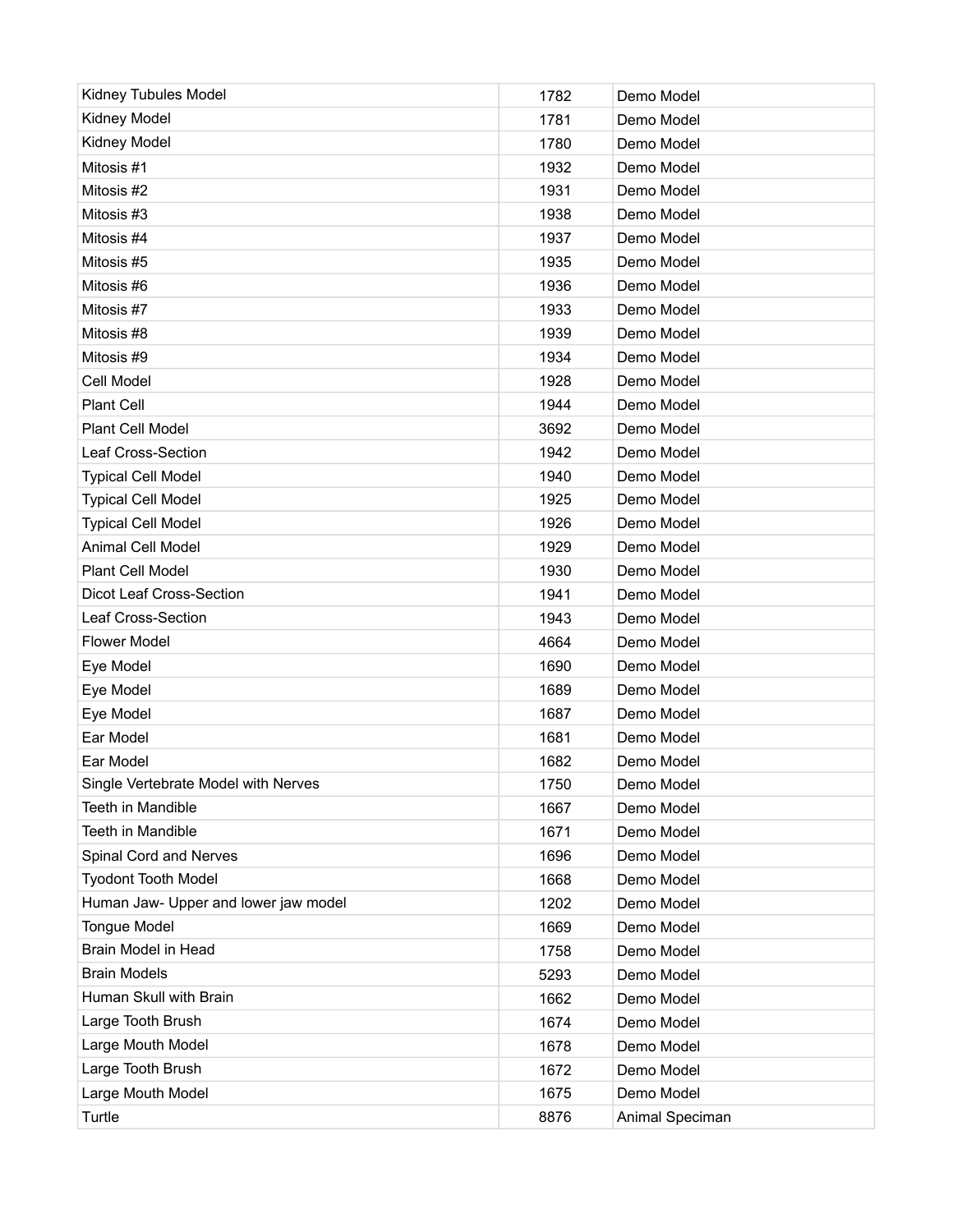| | | |
|---|---|---|
| Kidney Tubules Model | 1782 | Demo Model |
| Kidney Model | 1781 | Demo Model |
| Kidney Model | 1780 | Demo Model |
| Mitosis #1 | 1932 | Demo Model |
| Mitosis #2 | 1931 | Demo Model |
| Mitosis #3 | 1938 | Demo Model |
| Mitosis #4 | 1937 | Demo Model |
| Mitosis #5 | 1935 | Demo Model |
| Mitosis #6 | 1936 | Demo Model |
| Mitosis #7 | 1933 | Demo Model |
| Mitosis #8 | 1939 | Demo Model |
| Mitosis #9 | 1934 | Demo Model |
| Cell Model | 1928 | Demo Model |
| Plant Cell | 1944 | Demo Model |
| Plant Cell Model | 3692 | Demo Model |
| Leaf Cross-Section | 1942 | Demo Model |
| Typical Cell Model | 1940 | Demo Model |
| Typical Cell Model | 1925 | Demo Model |
| Typical Cell Model | 1926 | Demo Model |
| Animal Cell Model | 1929 | Demo Model |
| Plant Cell Model | 1930 | Demo Model |
| Dicot Leaf Cross-Section | 1941 | Demo Model |
| Leaf Cross-Section | 1943 | Demo Model |
| Flower Model | 4664 | Demo Model |
| Eye Model | 1690 | Demo Model |
| Eye Model | 1689 | Demo Model |
| Eye Model | 1687 | Demo Model |
| Ear Model | 1681 | Demo Model |
| Ear Model | 1682 | Demo Model |
| Single Vertebrate Model with Nerves | 1750 | Demo Model |
| Teeth in Mandible | 1667 | Demo Model |
| Teeth in Mandible | 1671 | Demo Model |
| Spinal Cord and Nerves | 1696 | Demo Model |
| Tyodont Tooth Model | 1668 | Demo Model |
| Human Jaw- Upper and lower jaw model | 1202 | Demo Model |
| Tongue Model | 1669 | Demo Model |
| Brain Model in Head | 1758 | Demo Model |
| Brain Models | 5293 | Demo Model |
| Human Skull with Brain | 1662 | Demo Model |
| Large Tooth Brush | 1674 | Demo Model |
| Large Mouth Model | 1678 | Demo Model |
| Large Tooth Brush | 1672 | Demo Model |
| Large Mouth Model | 1675 | Demo Model |
| Turtle | 8876 | Animal Speciman |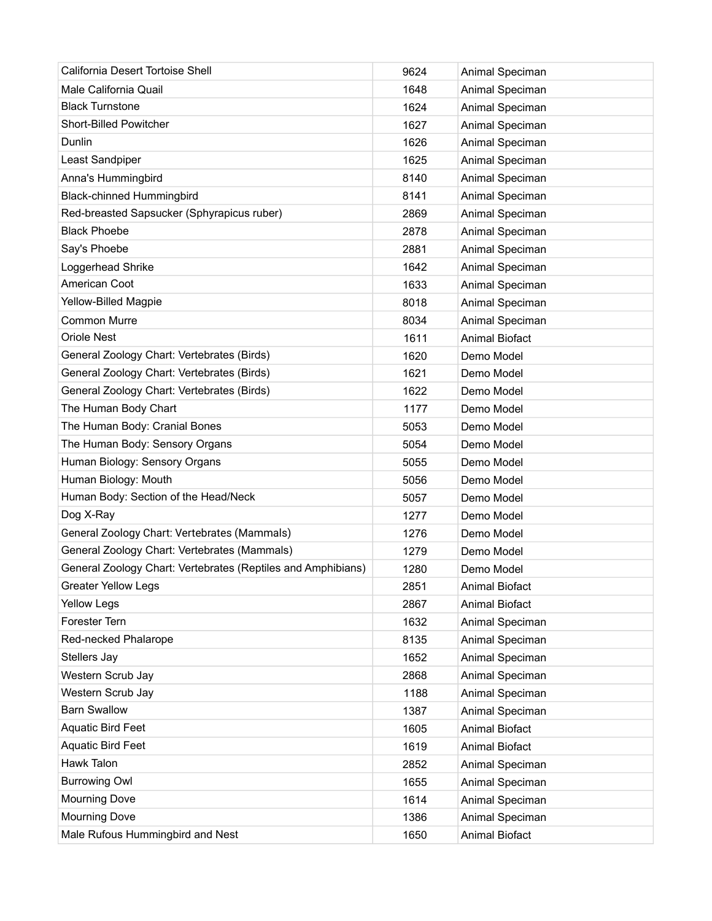| | | |
|---|---|---|
| California Desert Tortoise Shell | 9624 | Animal Speciman |
| Male California Quail | 1648 | Animal Speciman |
| Black Turnstone | 1624 | Animal Speciman |
| Short-Billed Powitcher | 1627 | Animal Speciman |
| Dunlin | 1626 | Animal Speciman |
| Least Sandpiper | 1625 | Animal Speciman |
| Anna's Hummingbird | 8140 | Animal Speciman |
| Black-chinned Hummingbird | 8141 | Animal Speciman |
| Red-breasted Sapsucker (Sphyrapicus ruber) | 2869 | Animal Speciman |
| Black Phoebe | 2878 | Animal Speciman |
| Say's Phoebe | 2881 | Animal Speciman |
| Loggerhead Shrike | 1642 | Animal Speciman |
| American Coot | 1633 | Animal Speciman |
| Yellow-Billed Magpie | 8018 | Animal Speciman |
| Common Murre | 8034 | Animal Speciman |
| Oriole Nest | 1611 | Animal Biofact |
| General Zoology Chart: Vertebrates (Birds) | 1620 | Demo Model |
| General Zoology Chart: Vertebrates (Birds) | 1621 | Demo Model |
| General Zoology Chart: Vertebrates (Birds) | 1622 | Demo Model |
| The Human Body Chart | 1177 | Demo Model |
| The Human Body: Cranial Bones | 5053 | Demo Model |
| The Human Body: Sensory Organs | 5054 | Demo Model |
| Human Biology: Sensory Organs | 5055 | Demo Model |
| Human Biology: Mouth | 5056 | Demo Model |
| Human Body: Section of the Head/Neck | 5057 | Demo Model |
| Dog X-Ray | 1277 | Demo Model |
| General Zoology Chart: Vertebrates (Mammals) | 1276 | Demo Model |
| General Zoology Chart: Vertebrates (Mammals) | 1279 | Demo Model |
| General Zoology Chart: Vertebrates (Reptiles and Amphibians) | 1280 | Demo Model |
| Greater Yellow Legs | 2851 | Animal Biofact |
| Yellow Legs | 2867 | Animal Biofact |
| Forester Tern | 1632 | Animal Speciman |
| Red-necked Phalarope | 8135 | Animal Speciman |
| Stellers Jay | 1652 | Animal Speciman |
| Western Scrub Jay | 2868 | Animal Speciman |
| Western Scrub Jay | 1188 | Animal Speciman |
| Barn Swallow | 1387 | Animal Speciman |
| Aquatic Bird Feet | 1605 | Animal Biofact |
| Aquatic Bird Feet | 1619 | Animal Biofact |
| Hawk Talon | 2852 | Animal Speciman |
| Burrowing Owl | 1655 | Animal Speciman |
| Mourning Dove | 1614 | Animal Speciman |
| Mourning Dove | 1386 | Animal Speciman |
| Male Rufous Hummingbird and Nest | 1650 | Animal Biofact |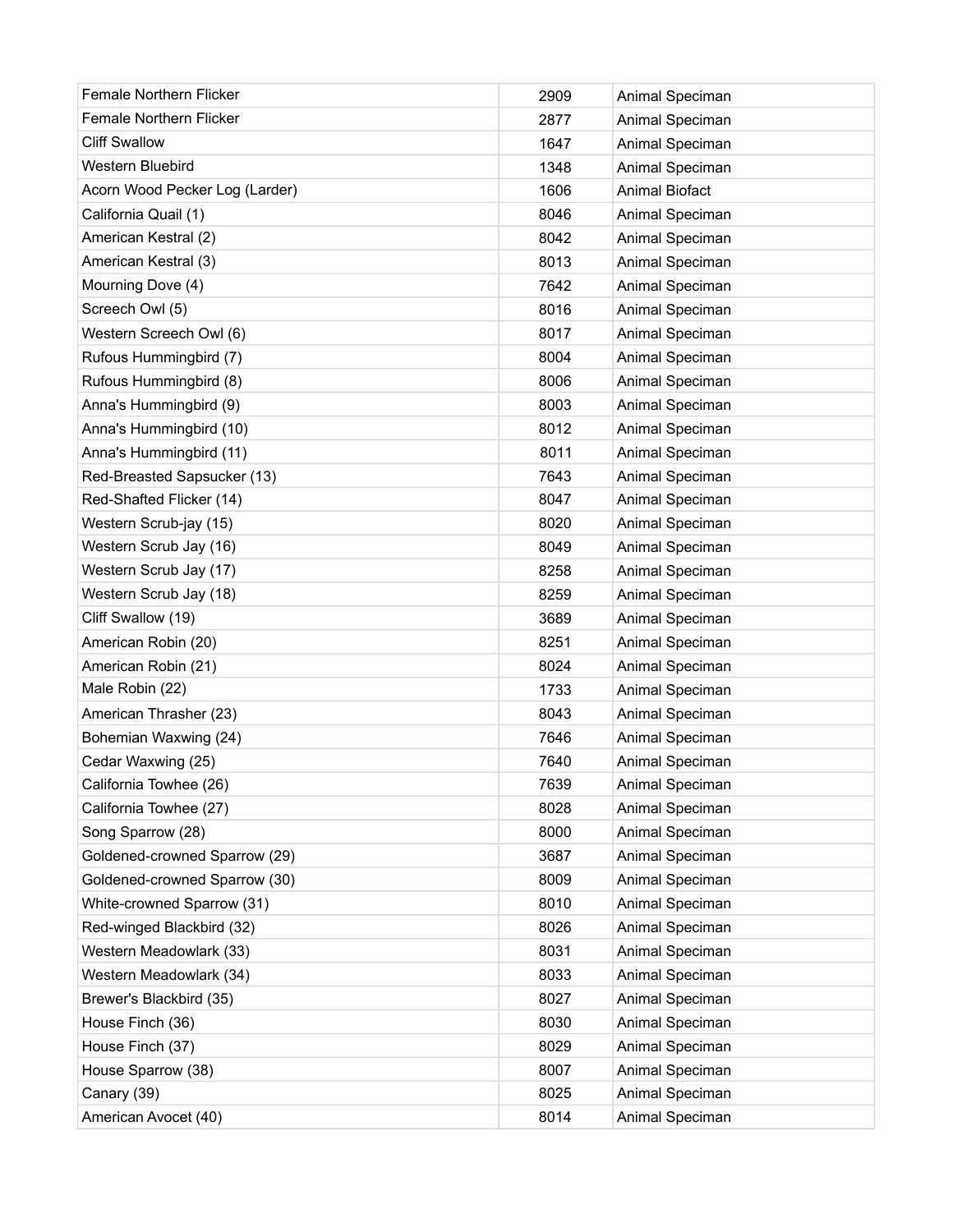| Female Northern Flicker | 2909 | Animal Speciman |
|---|---|---|
| Female Northern Flicker | 2877 | Animal Speciman |
| Cliff Swallow | 1647 | Animal Speciman |
| Western Bluebird | 1348 | Animal Speciman |
| Acorn Wood Pecker Log (Larder) | 1606 | Animal Biofact |
| California Quail (1) | 8046 | Animal Speciman |
| American Kestral (2) | 8042 | Animal Speciman |
| American Kestral (3) | 8013 | Animal Speciman |
| Mourning Dove (4) | 7642 | Animal Speciman |
| Screech Owl (5) | 8016 | Animal Speciman |
| Western Screech Owl (6) | 8017 | Animal Speciman |
| Rufous Hummingbird (7) | 8004 | Animal Speciman |
| Rufous Hummingbird (8) | 8006 | Animal Speciman |
| Anna's Hummingbird (9) | 8003 | Animal Speciman |
| Anna's Hummingbird (10) | 8012 | Animal Speciman |
| Anna's Hummingbird (11) | 8011 | Animal Speciman |
| Red-Breasted Sapsucker (13) | 7643 | Animal Speciman |
| Red-Shafted Flicker (14) | 8047 | Animal Speciman |
| Western Scrub-jay (15) | 8020 | Animal Speciman |
| Western Scrub Jay (16) | 8049 | Animal Speciman |
| Western Scrub Jay (17) | 8258 | Animal Speciman |
| Western Scrub Jay (18) | 8259 | Animal Speciman |
| Cliff Swallow (19) | 3689 | Animal Speciman |
| American Robin (20) | 8251 | Animal Speciman |
| American Robin (21) | 8024 | Animal Speciman |
| Male Robin (22) | 1733 | Animal Speciman |
| American Thrasher (23) | 8043 | Animal Speciman |
| Bohemian Waxwing (24) | 7646 | Animal Speciman |
| Cedar Waxwing (25) | 7640 | Animal Speciman |
| California Towhee (26) | 7639 | Animal Speciman |
| California Towhee (27) | 8028 | Animal Speciman |
| Song Sparrow (28) | 8000 | Animal Speciman |
| Goldened-crowned Sparrow (29) | 3687 | Animal Speciman |
| Goldened-crowned Sparrow (30) | 8009 | Animal Speciman |
| White-crowned Sparrow (31) | 8010 | Animal Speciman |
| Red-winged Blackbird (32) | 8026 | Animal Speciman |
| Western Meadowlark (33) | 8031 | Animal Speciman |
| Western Meadowlark (34) | 8033 | Animal Speciman |
| Brewer's Blackbird (35) | 8027 | Animal Speciman |
| House Finch (36) | 8030 | Animal Speciman |
| House Finch (37) | 8029 | Animal Speciman |
| House Sparrow (38) | 8007 | Animal Speciman |
| Canary (39) | 8025 | Animal Speciman |
| American Avocet (40) | 8014 | Animal Speciman |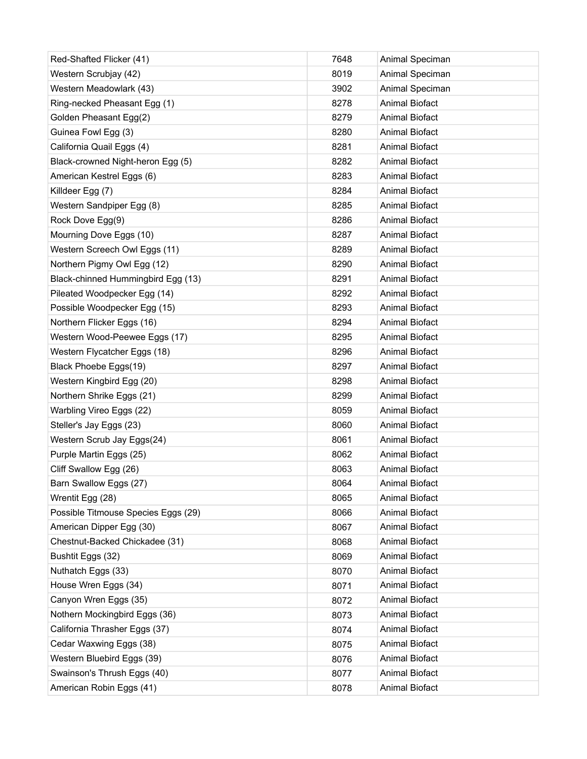| | | |
|---|---|---|
| Red-Shafted Flicker (41) | 7648 | Animal Speciman |
| Western Scrubjay (42) | 8019 | Animal Speciman |
| Western Meadowlark (43) | 3902 | Animal Speciman |
| Ring-necked Pheasant Egg (1) | 8278 | Animal Biofact |
| Golden Pheasant Egg(2) | 8279 | Animal Biofact |
| Guinea Fowl Egg (3) | 8280 | Animal Biofact |
| California Quail Eggs (4) | 8281 | Animal Biofact |
| Black-crowned Night-heron Egg (5) | 8282 | Animal Biofact |
| American Kestrel Eggs (6) | 8283 | Animal Biofact |
| Killdeer Egg (7) | 8284 | Animal Biofact |
| Western Sandpiper Egg (8) | 8285 | Animal Biofact |
| Rock Dove Egg(9) | 8286 | Animal Biofact |
| Mourning Dove Eggs (10) | 8287 | Animal Biofact |
| Western Screech Owl Eggs (11) | 8289 | Animal Biofact |
| Northern Pigmy Owl Egg (12) | 8290 | Animal Biofact |
| Black-chinned Hummingbird Egg (13) | 8291 | Animal Biofact |
| Pileated Woodpecker Egg (14) | 8292 | Animal Biofact |
| Possible Woodpecker Egg (15) | 8293 | Animal Biofact |
| Northern Flicker Eggs (16) | 8294 | Animal Biofact |
| Western Wood-Peewee Eggs (17) | 8295 | Animal Biofact |
| Western Flycatcher Eggs (18) | 8296 | Animal Biofact |
| Black Phoebe Eggs(19) | 8297 | Animal Biofact |
| Western Kingbird Egg (20) | 8298 | Animal Biofact |
| Northern Shrike Eggs (21) | 8299 | Animal Biofact |
| Warbling Vireo Eggs (22) | 8059 | Animal Biofact |
| Steller's Jay Eggs (23) | 8060 | Animal Biofact |
| Western Scrub Jay Eggs(24) | 8061 | Animal Biofact |
| Purple Martin Eggs (25) | 8062 | Animal Biofact |
| Cliff Swallow Egg (26) | 8063 | Animal Biofact |
| Barn Swallow Eggs (27) | 8064 | Animal Biofact |
| Wrentit Egg (28) | 8065 | Animal Biofact |
| Possible Titmouse Species Eggs (29) | 8066 | Animal Biofact |
| American Dipper Egg (30) | 8067 | Animal Biofact |
| Chestnut-Backed Chickadee (31) | 8068 | Animal Biofact |
| Bushtit Eggs (32) | 8069 | Animal Biofact |
| Nuthatch Eggs (33) | 8070 | Animal Biofact |
| House Wren Eggs (34) | 8071 | Animal Biofact |
| Canyon Wren Eggs (35) | 8072 | Animal Biofact |
| Nothern Mockingbird Eggs (36) | 8073 | Animal Biofact |
| California Thrasher Eggs (37) | 8074 | Animal Biofact |
| Cedar Waxwing Eggs (38) | 8075 | Animal Biofact |
| Western Bluebird Eggs (39) | 8076 | Animal Biofact |
| Swainson's Thrush Eggs (40) | 8077 | Animal Biofact |
| American Robin Eggs (41) | 8078 | Animal Biofact |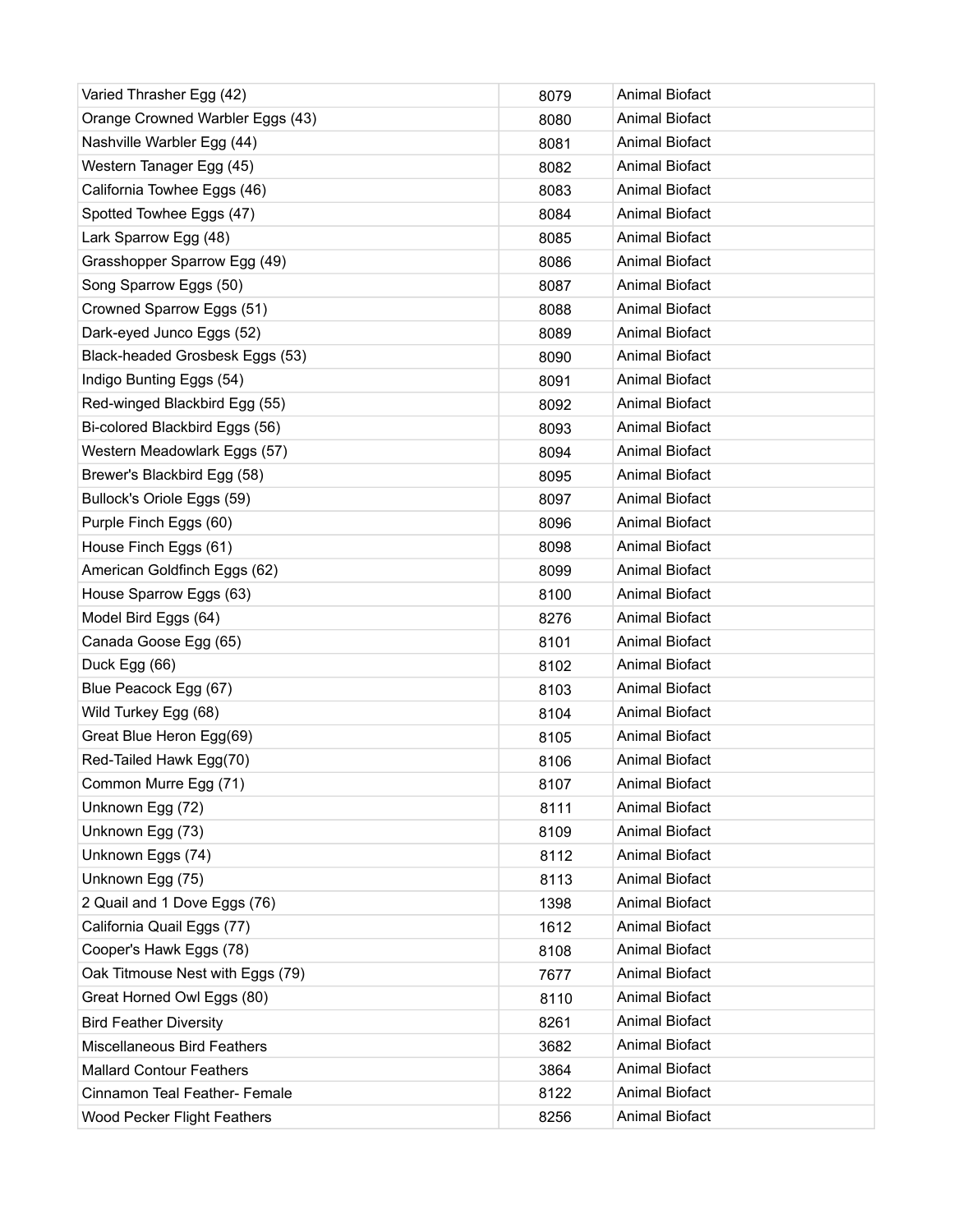| | | |
|---|---|---|
| Varied Thrasher Egg (42) | 8079 | Animal Biofact |
| Orange Crowned Warbler Eggs (43) | 8080 | Animal Biofact |
| Nashville Warbler Egg (44) | 8081 | Animal Biofact |
| Western Tanager Egg (45) | 8082 | Animal Biofact |
| California Towhee Eggs (46) | 8083 | Animal Biofact |
| Spotted Towhee Eggs (47) | 8084 | Animal Biofact |
| Lark Sparrow Egg (48) | 8085 | Animal Biofact |
| Grasshopper Sparrow Egg (49) | 8086 | Animal Biofact |
| Song Sparrow Eggs (50) | 8087 | Animal Biofact |
| Crowned Sparrow Eggs (51) | 8088 | Animal Biofact |
| Dark-eyed Junco Eggs (52) | 8089 | Animal Biofact |
| Black-headed Grosbesk Eggs (53) | 8090 | Animal Biofact |
| Indigo Bunting Eggs (54) | 8091 | Animal Biofact |
| Red-winged Blackbird Egg (55) | 8092 | Animal Biofact |
| Bi-colored Blackbird Eggs (56) | 8093 | Animal Biofact |
| Western Meadowlark Eggs (57) | 8094 | Animal Biofact |
| Brewer's Blackbird Egg (58) | 8095 | Animal Biofact |
| Bullock's Oriole Eggs (59) | 8097 | Animal Biofact |
| Purple Finch Eggs (60) | 8096 | Animal Biofact |
| House Finch Eggs (61) | 8098 | Animal Biofact |
| American Goldfinch Eggs (62) | 8099 | Animal Biofact |
| House Sparrow Eggs (63) | 8100 | Animal Biofact |
| Model Bird Eggs (64) | 8276 | Animal Biofact |
| Canada Goose Egg (65) | 8101 | Animal Biofact |
| Duck Egg (66) | 8102 | Animal Biofact |
| Blue Peacock Egg (67) | 8103 | Animal Biofact |
| Wild Turkey Egg (68) | 8104 | Animal Biofact |
| Great Blue Heron Egg(69) | 8105 | Animal Biofact |
| Red-Tailed Hawk Egg(70) | 8106 | Animal Biofact |
| Common Murre Egg (71) | 8107 | Animal Biofact |
| Unknown Egg (72) | 8111 | Animal Biofact |
| Unknown Egg (73) | 8109 | Animal Biofact |
| Unknown Eggs (74) | 8112 | Animal Biofact |
| Unknown Egg (75) | 8113 | Animal Biofact |
| 2 Quail and 1 Dove Eggs (76) | 1398 | Animal Biofact |
| California Quail Eggs (77) | 1612 | Animal Biofact |
| Cooper's Hawk Eggs (78) | 8108 | Animal Biofact |
| Oak Titmouse Nest with Eggs (79) | 7677 | Animal Biofact |
| Great Horned Owl Eggs (80) | 8110 | Animal Biofact |
| Bird Feather Diversity | 8261 | Animal Biofact |
| Miscellaneous Bird Feathers | 3682 | Animal Biofact |
| Mallard Contour Feathers | 3864 | Animal Biofact |
| Cinnamon Teal Feather- Female | 8122 | Animal Biofact |
| Wood Pecker Flight Feathers | 8256 | Animal Biofact |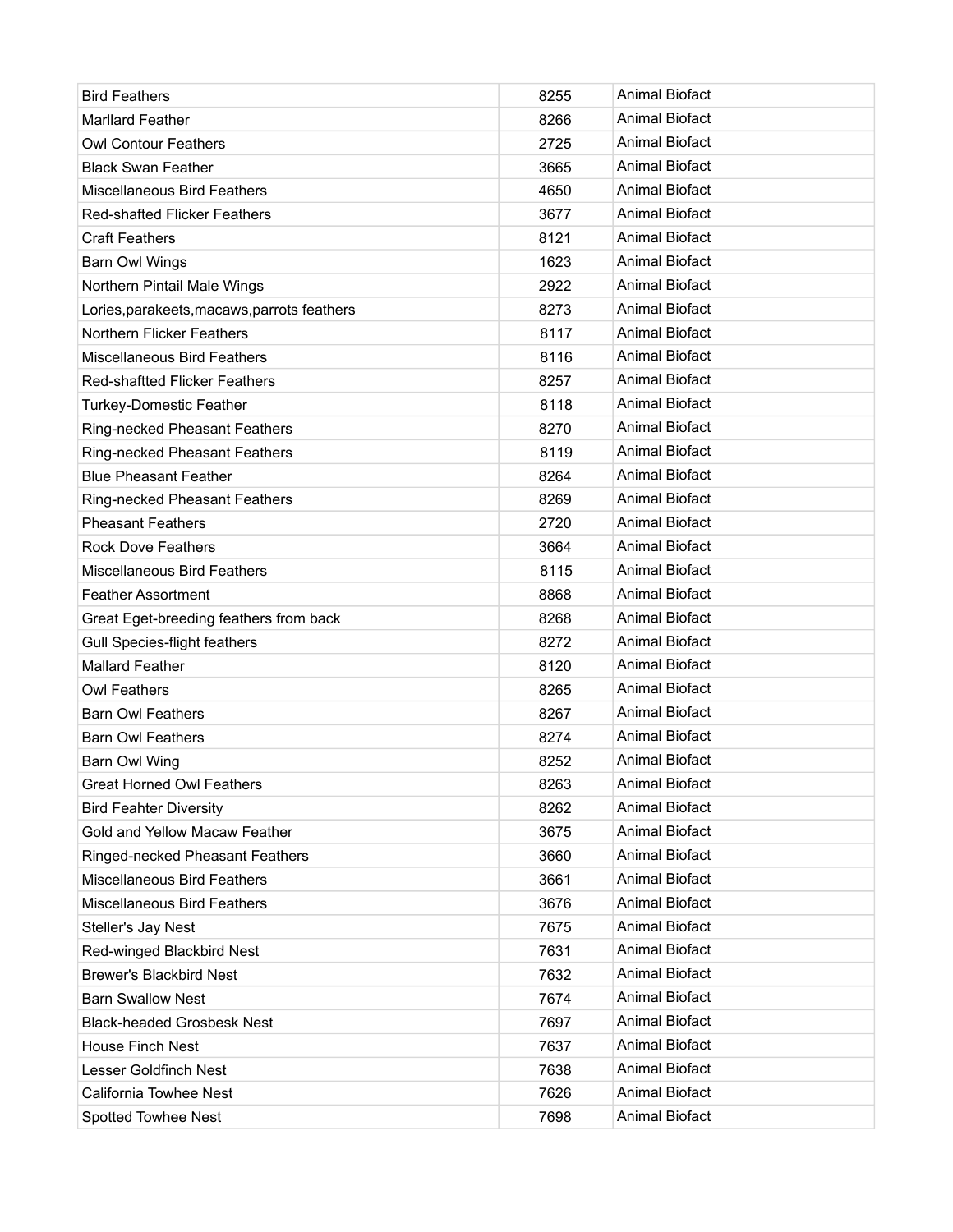| | | |
|---|---|---|
| Bird Feathers | 8255 | Animal Biofact |
| Marllard Feather | 8266 | Animal Biofact |
| Owl Contour Feathers | 2725 | Animal Biofact |
| Black Swan Feather | 3665 | Animal Biofact |
| Miscellaneous Bird Feathers | 4650 | Animal Biofact |
| Red-shafted Flicker Feathers | 3677 | Animal Biofact |
| Craft Feathers | 8121 | Animal Biofact |
| Barn Owl Wings | 1623 | Animal Biofact |
| Northern Pintail Male Wings | 2922 | Animal Biofact |
| Lories,parakeets,macaws,parrots feathers | 8273 | Animal Biofact |
| Northern Flicker Feathers | 8117 | Animal Biofact |
| Miscellaneous Bird Feathers | 8116 | Animal Biofact |
| Red-shaftted Flicker Feathers | 8257 | Animal Biofact |
| Turkey-Domestic Feather | 8118 | Animal Biofact |
| Ring-necked Pheasant Feathers | 8270 | Animal Biofact |
| Ring-necked Pheasant Feathers | 8119 | Animal Biofact |
| Blue Pheasant Feather | 8264 | Animal Biofact |
| Ring-necked Pheasant Feathers | 8269 | Animal Biofact |
| Pheasant Feathers | 2720 | Animal Biofact |
| Rock Dove Feathers | 3664 | Animal Biofact |
| Miscellaneous Bird Feathers | 8115 | Animal Biofact |
| Feather Assortment | 8868 | Animal Biofact |
| Great Eget-breeding feathers from back | 8268 | Animal Biofact |
| Gull Species-flight feathers | 8272 | Animal Biofact |
| Mallard Feather | 8120 | Animal Biofact |
| Owl Feathers | 8265 | Animal Biofact |
| Barn Owl Feathers | 8267 | Animal Biofact |
| Barn Owl Feathers | 8274 | Animal Biofact |
| Barn Owl Wing | 8252 | Animal Biofact |
| Great Horned Owl Feathers | 8263 | Animal Biofact |
| Bird Feahter Diversity | 8262 | Animal Biofact |
| Gold and Yellow Macaw Feather | 3675 | Animal Biofact |
| Ringed-necked Pheasant Feathers | 3660 | Animal Biofact |
| Miscellaneous Bird Feathers | 3661 | Animal Biofact |
| Miscellaneous Bird Feathers | 3676 | Animal Biofact |
| Steller's Jay Nest | 7675 | Animal Biofact |
| Red-winged Blackbird Nest | 7631 | Animal Biofact |
| Brewer's Blackbird Nest | 7632 | Animal Biofact |
| Barn Swallow Nest | 7674 | Animal Biofact |
| Black-headed Grosbesk Nest | 7697 | Animal Biofact |
| House Finch Nest | 7637 | Animal Biofact |
| Lesser Goldfinch Nest | 7638 | Animal Biofact |
| California Towhee Nest | 7626 | Animal Biofact |
| Spotted Towhee Nest | 7698 | Animal Biofact |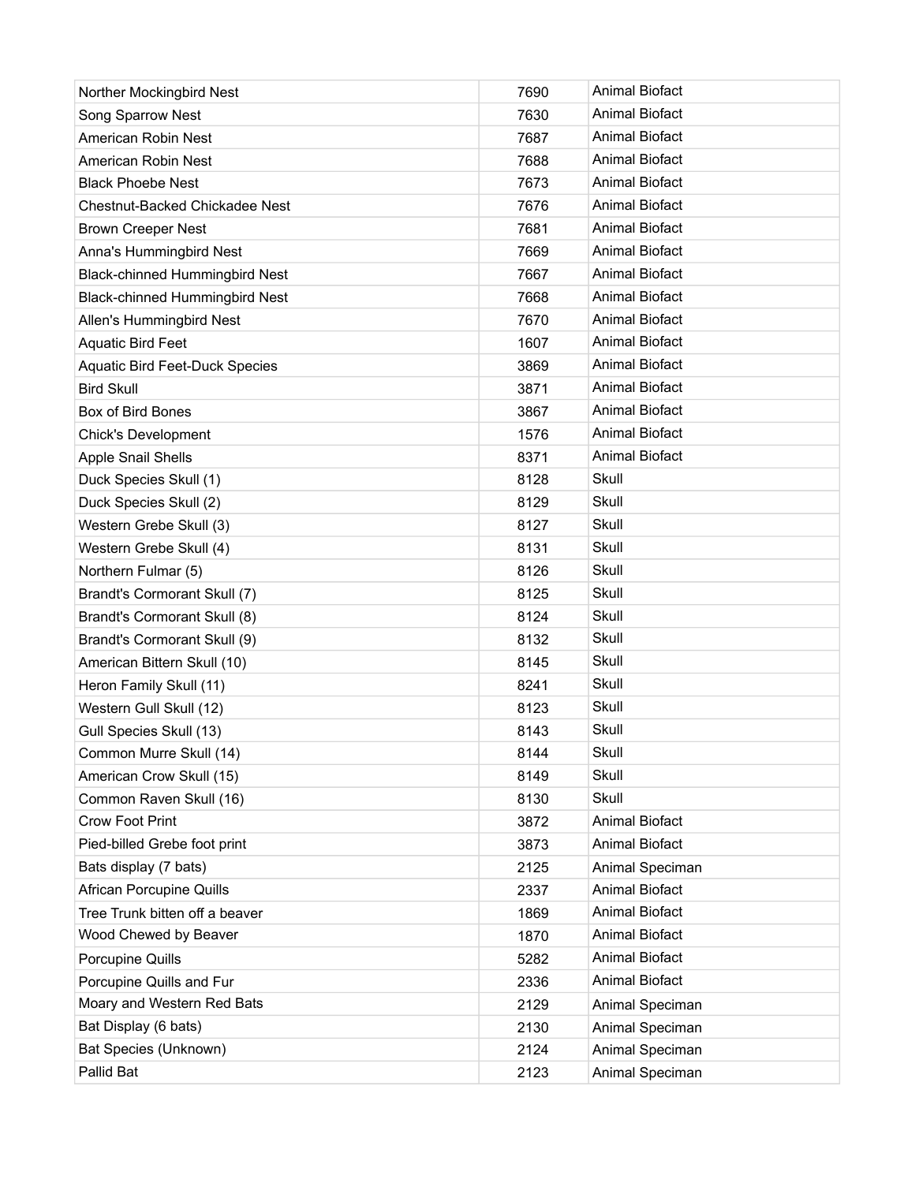| Norther Mockingbird Nest | 7690 | Animal Biofact |
|---|---|---|
| Song Sparrow Nest | 7630 | Animal Biofact |
| American Robin Nest | 7687 | Animal Biofact |
| American Robin Nest | 7688 | Animal Biofact |
| Black Phoebe Nest | 7673 | Animal Biofact |
| Chestnut-Backed Chickadee Nest | 7676 | Animal Biofact |
| Brown Creeper Nest | 7681 | Animal Biofact |
| Anna's Hummingbird Nest | 7669 | Animal Biofact |
| Black-chinned Hummingbird Nest | 7667 | Animal Biofact |
| Black-chinned Hummingbird Nest | 7668 | Animal Biofact |
| Allen's Hummingbird Nest | 7670 | Animal Biofact |
| Aquatic Bird Feet | 1607 | Animal Biofact |
| Aquatic Bird Feet-Duck Species | 3869 | Animal Biofact |
| Bird Skull | 3871 | Animal Biofact |
| Box of Bird Bones | 3867 | Animal Biofact |
| Chick's Development | 1576 | Animal Biofact |
| Apple Snail Shells | 8371 | Animal Biofact |
| Duck Species Skull (1) | 8128 | Skull |
| Duck Species Skull (2) | 8129 | Skull |
| Western Grebe Skull (3) | 8127 | Skull |
| Western Grebe Skull (4) | 8131 | Skull |
| Northern Fulmar (5) | 8126 | Skull |
| Brandt's Cormorant Skull (7) | 8125 | Skull |
| Brandt's Cormorant Skull (8) | 8124 | Skull |
| Brandt's Cormorant Skull (9) | 8132 | Skull |
| American Bittern Skull (10) | 8145 | Skull |
| Heron Family Skull (11) | 8241 | Skull |
| Western Gull Skull (12) | 8123 | Skull |
| Gull Species Skull (13) | 8143 | Skull |
| Common Murre Skull (14) | 8144 | Skull |
| American Crow Skull (15) | 8149 | Skull |
| Common Raven Skull (16) | 8130 | Skull |
| Crow Foot Print | 3872 | Animal Biofact |
| Pied-billed Grebe foot print | 3873 | Animal Biofact |
| Bats display (7 bats) | 2125 | Animal Speciman |
| African Porcupine Quills | 2337 | Animal Biofact |
| Tree Trunk bitten off a beaver | 1869 | Animal Biofact |
| Wood Chewed by Beaver | 1870 | Animal Biofact |
| Porcupine Quills | 5282 | Animal Biofact |
| Porcupine Quills and Fur | 2336 | Animal Biofact |
| Moary and Western Red Bats | 2129 | Animal Speciman |
| Bat Display (6 bats) | 2130 | Animal Speciman |
| Bat Species (Unknown) | 2124 | Animal Speciman |
| Pallid Bat | 2123 | Animal Speciman |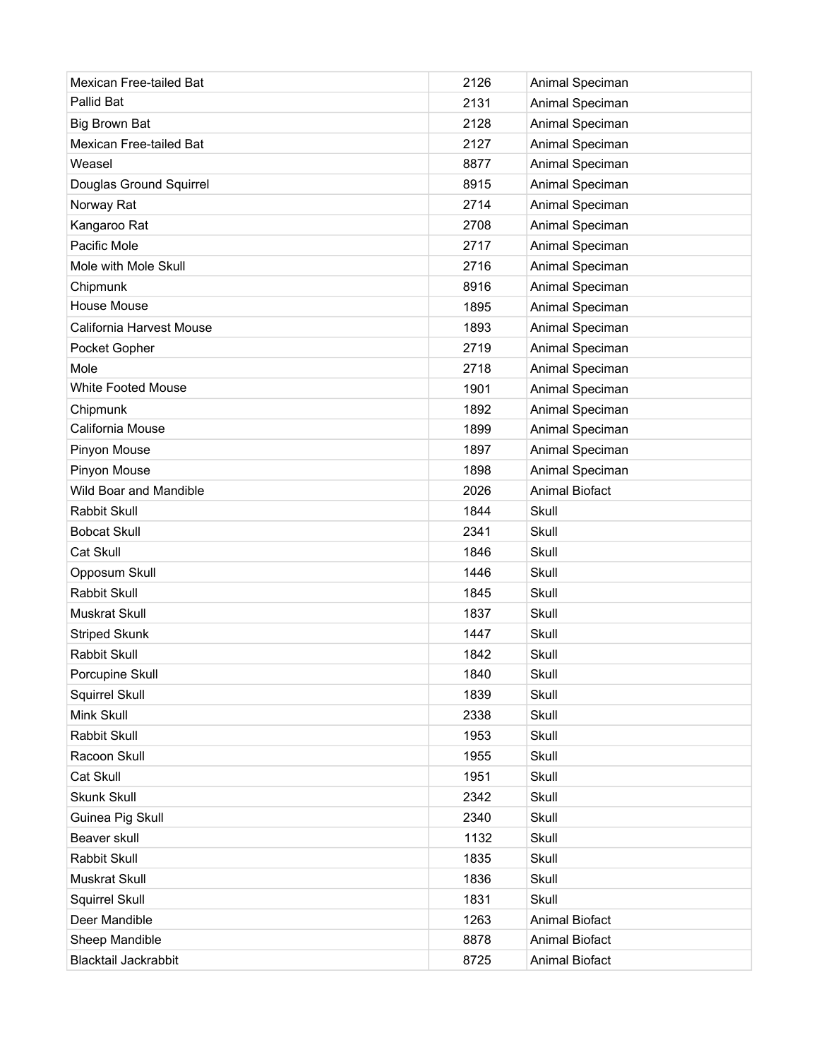| Mexican Free-tailed Bat | 2126 | Animal Speciman |
|---|---|---|
| Pallid Bat | 2131 | Animal Speciman |
| Big Brown Bat | 2128 | Animal Speciman |
| Mexican Free-tailed Bat | 2127 | Animal Speciman |
| Weasel | 8877 | Animal Speciman |
| Douglas Ground Squirrel | 8915 | Animal Speciman |
| Norway Rat | 2714 | Animal Speciman |
| Kangaroo Rat | 2708 | Animal Speciman |
| Pacific Mole | 2717 | Animal Speciman |
| Mole with Mole Skull | 2716 | Animal Speciman |
| Chipmunk | 8916 | Animal Speciman |
| House Mouse | 1895 | Animal Speciman |
| California Harvest Mouse | 1893 | Animal Speciman |
| Pocket Gopher | 2719 | Animal Speciman |
| Mole | 2718 | Animal Speciman |
| White Footed Mouse | 1901 | Animal Speciman |
| Chipmunk | 1892 | Animal Speciman |
| California Mouse | 1899 | Animal Speciman |
| Pinyon Mouse | 1897 | Animal Speciman |
| Pinyon Mouse | 1898 | Animal Speciman |
| Wild Boar and Mandible | 2026 | Animal Biofact |
| Rabbit Skull | 1844 | Skull |
| Bobcat Skull | 2341 | Skull |
| Cat Skull | 1846 | Skull |
| Opposum Skull | 1446 | Skull |
| Rabbit Skull | 1845 | Skull |
| Muskrat Skull | 1837 | Skull |
| Striped Skunk | 1447 | Skull |
| Rabbit Skull | 1842 | Skull |
| Porcupine Skull | 1840 | Skull |
| Squirrel Skull | 1839 | Skull |
| Mink Skull | 2338 | Skull |
| Rabbit Skull | 1953 | Skull |
| Racoon Skull | 1955 | Skull |
| Cat Skull | 1951 | Skull |
| Skunk Skull | 2342 | Skull |
| Guinea Pig Skull | 2340 | Skull |
| Beaver skull | 1132 | Skull |
| Rabbit Skull | 1835 | Skull |
| Muskrat Skull | 1836 | Skull |
| Squirrel Skull | 1831 | Skull |
| Deer Mandible | 1263 | Animal Biofact |
| Sheep Mandible | 8878 | Animal Biofact |
| Blacktail Jackrabbit | 8725 | Animal Biofact |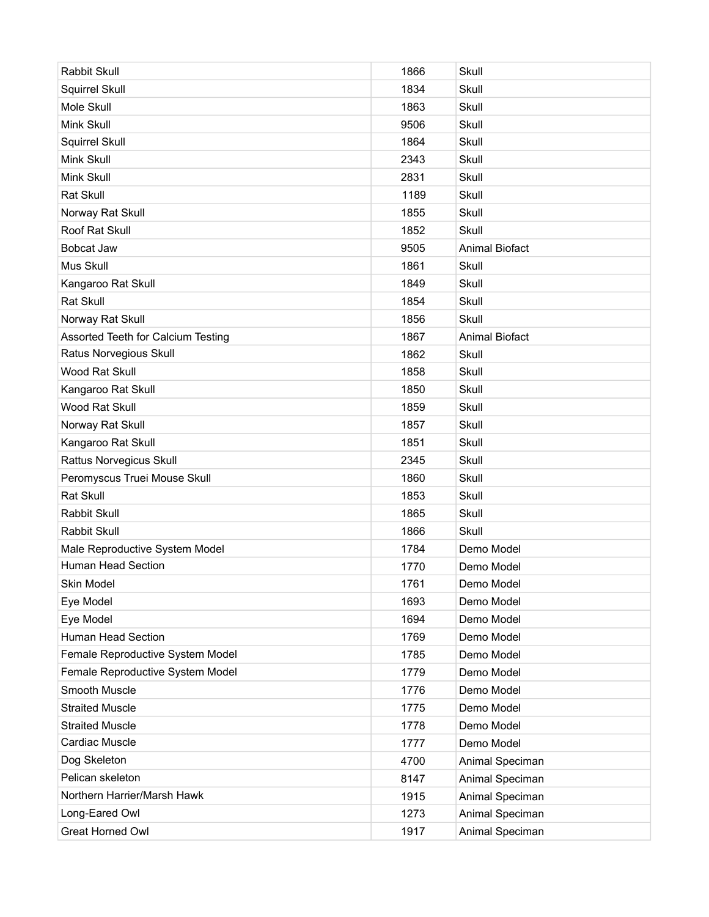| Rabbit Skull | 1866 | Skull |
|---|---|---|
| Squirrel Skull | 1834 | Skull |
| Mole Skull | 1863 | Skull |
| Mink Skull | 9506 | Skull |
| Squirrel Skull | 1864 | Skull |
| Mink Skull | 2343 | Skull |
| Mink Skull | 2831 | Skull |
| Rat Skull | 1189 | Skull |
| Norway Rat Skull | 1855 | Skull |
| Roof Rat Skull | 1852 | Skull |
| Bobcat Jaw | 9505 | Animal Biofact |
| Mus Skull | 1861 | Skull |
| Kangaroo Rat Skull | 1849 | Skull |
| Rat Skull | 1854 | Skull |
| Norway Rat Skull | 1856 | Skull |
| Assorted Teeth for Calcium Testing | 1867 | Animal Biofact |
| Ratus Norvegious Skull | 1862 | Skull |
| Wood Rat Skull | 1858 | Skull |
| Kangaroo Rat Skull | 1850 | Skull |
| Wood Rat Skull | 1859 | Skull |
| Norway Rat Skull | 1857 | Skull |
| Kangaroo Rat Skull | 1851 | Skull |
| Rattus Norvegicus Skull | 2345 | Skull |
| Peromyscus Truei Mouse Skull | 1860 | Skull |
| Rat Skull | 1853 | Skull |
| Rabbit Skull | 1865 | Skull |
| Rabbit Skull | 1866 | Skull |
| Male Reproductive System Model | 1784 | Demo Model |
| Human Head Section | 1770 | Demo Model |
| Skin Model | 1761 | Demo Model |
| Eye Model | 1693 | Demo Model |
| Eye Model | 1694 | Demo Model |
| Human Head Section | 1769 | Demo Model |
| Female Reproductive System Model | 1785 | Demo Model |
| Female Reproductive System Model | 1779 | Demo Model |
| Smooth Muscle | 1776 | Demo Model |
| Straited Muscle | 1775 | Demo Model |
| Straited Muscle | 1778 | Demo Model |
| Cardiac Muscle | 1777 | Demo Model |
| Dog Skeleton | 4700 | Animal Speciman |
| Pelican skeleton | 8147 | Animal Speciman |
| Northern Harrier/Marsh Hawk | 1915 | Animal Speciman |
| Long-Eared Owl | 1273 | Animal Speciman |
| Great Horned Owl | 1917 | Animal Speciman |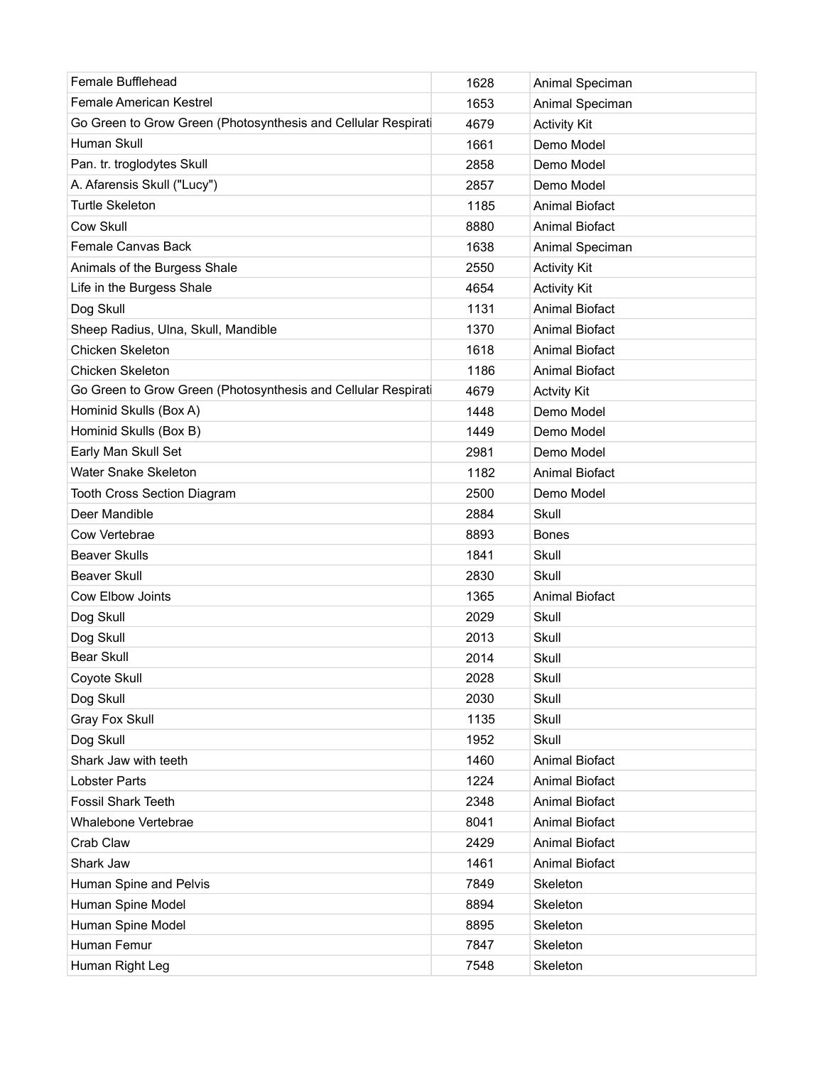| Female Bufflehead | 1628 | Animal Speciman |
|---|---|---|
| Female American Kestrel | 1653 | Animal Speciman |
| Go Green to Grow Green (Photosynthesis and Cellular Respirati | 4679 | Activity Kit |
| Human Skull | 1661 | Demo Model |
| Pan. tr. troglodytes Skull | 2858 | Demo Model |
| A. Afarensis Skull ("Lucy") | 2857 | Demo Model |
| Turtle Skeleton | 1185 | Animal Biofact |
| Cow Skull | 8880 | Animal Biofact |
| Female Canvas Back | 1638 | Animal Speciman |
| Animals of the Burgess Shale | 2550 | Activity Kit |
| Life in the Burgess Shale | 4654 | Activity Kit |
| Dog Skull | 1131 | Animal Biofact |
| Sheep Radius, Ulna, Skull, Mandible | 1370 | Animal Biofact |
| Chicken Skeleton | 1618 | Animal Biofact |
| Chicken Skeleton | 1186 | Animal Biofact |
| Go Green to Grow Green (Photosynthesis and Cellular Respirati | 4679 | Actvity Kit |
| Hominid Skulls (Box A) | 1448 | Demo Model |
| Hominid Skulls (Box B) | 1449 | Demo Model |
| Early Man Skull Set | 2981 | Demo Model |
| Water Snake Skeleton | 1182 | Animal Biofact |
| Tooth Cross Section Diagram | 2500 | Demo Model |
| Deer Mandible | 2884 | Skull |
| Cow Vertebrae | 8893 | Bones |
| Beaver Skulls | 1841 | Skull |
| Beaver Skull | 2830 | Skull |
| Cow Elbow Joints | 1365 | Animal Biofact |
| Dog Skull | 2029 | Skull |
| Dog Skull | 2013 | Skull |
| Bear Skull | 2014 | Skull |
| Coyote Skull | 2028 | Skull |
| Dog Skull | 2030 | Skull |
| Gray Fox Skull | 1135 | Skull |
| Dog Skull | 1952 | Skull |
| Shark Jaw with teeth | 1460 | Animal Biofact |
| Lobster Parts | 1224 | Animal Biofact |
| Fossil Shark Teeth | 2348 | Animal Biofact |
| Whalebone Vertebrae | 8041 | Animal Biofact |
| Crab Claw | 2429 | Animal Biofact |
| Shark Jaw | 1461 | Animal Biofact |
| Human Spine and Pelvis | 7849 | Skeleton |
| Human Spine Model | 8894 | Skeleton |
| Human Spine Model | 8895 | Skeleton |
| Human Femur | 7847 | Skeleton |
| Human Right Leg | 7548 | Skeleton |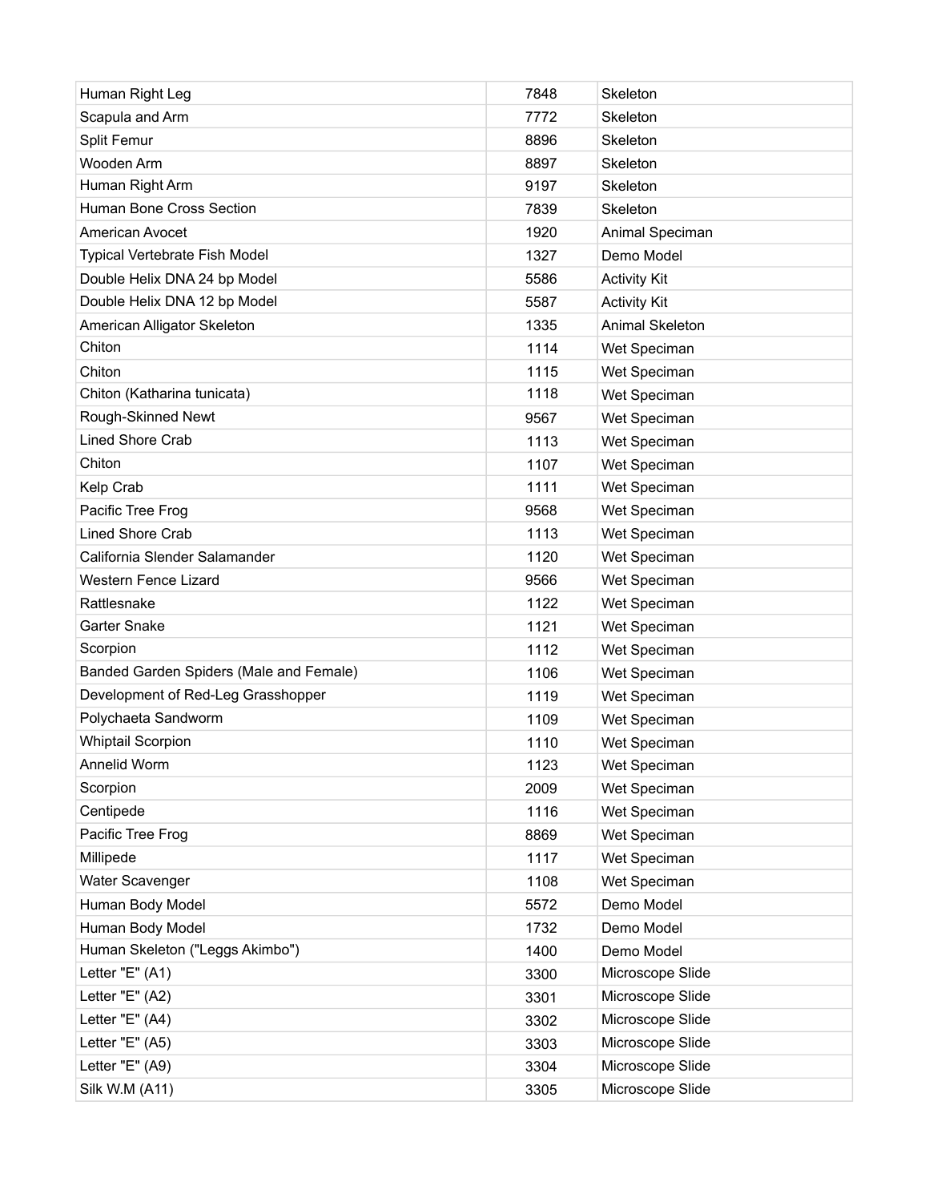| Human Right Leg | 7848 | Skeleton |
|---|---|---|
| Scapula and Arm | 7772 | Skeleton |
| Split Femur | 8896 | Skeleton |
| Wooden Arm | 8897 | Skeleton |
| Human Right Arm | 9197 | Skeleton |
| Human Bone Cross Section | 7839 | Skeleton |
| American Avocet | 1920 | Animal Speciman |
| Typical Vertebrate Fish Model | 1327 | Demo Model |
| Double Helix DNA 24 bp Model | 5586 | Activity Kit |
| Double Helix DNA 12 bp Model | 5587 | Activity Kit |
| American Alligator Skeleton | 1335 | Animal Skeleton |
| Chiton | 1114 | Wet Speciman |
| Chiton | 1115 | Wet Speciman |
| Chiton (Katharina tunicata) | 1118 | Wet Speciman |
| Rough-Skinned Newt | 9567 | Wet Speciman |
| Lined Shore Crab | 1113 | Wet Speciman |
| Chiton | 1107 | Wet Speciman |
| Kelp Crab | 1111 | Wet Speciman |
| Pacific Tree Frog | 9568 | Wet Speciman |
| Lined Shore Crab | 1113 | Wet Speciman |
| California Slender Salamander | 1120 | Wet Speciman |
| Western Fence Lizard | 9566 | Wet Speciman |
| Rattlesnake | 1122 | Wet Speciman |
| Garter Snake | 1121 | Wet Speciman |
| Scorpion | 1112 | Wet Speciman |
| Banded Garden Spiders (Male and Female) | 1106 | Wet Speciman |
| Development of Red-Leg Grasshopper | 1119 | Wet Speciman |
| Polychaeta Sandworm | 1109 | Wet Speciman |
| Whiptail Scorpion | 1110 | Wet Speciman |
| Annelid Worm | 1123 | Wet Speciman |
| Scorpion | 2009 | Wet Speciman |
| Centipede | 1116 | Wet Speciman |
| Pacific Tree Frog | 8869 | Wet Speciman |
| Millipede | 1117 | Wet Speciman |
| Water Scavenger | 1108 | Wet Speciman |
| Human Body Model | 5572 | Demo Model |
| Human Body Model | 1732 | Demo Model |
| Human Skeleton ("Leggs Akimbo") | 1400 | Demo Model |
| Letter "E" (A1) | 3300 | Microscope Slide |
| Letter "E" (A2) | 3301 | Microscope Slide |
| Letter "E" (A4) | 3302 | Microscope Slide |
| Letter "E" (A5) | 3303 | Microscope Slide |
| Letter "E" (A9) | 3304 | Microscope Slide |
| Silk W.M (A11) | 3305 | Microscope Slide |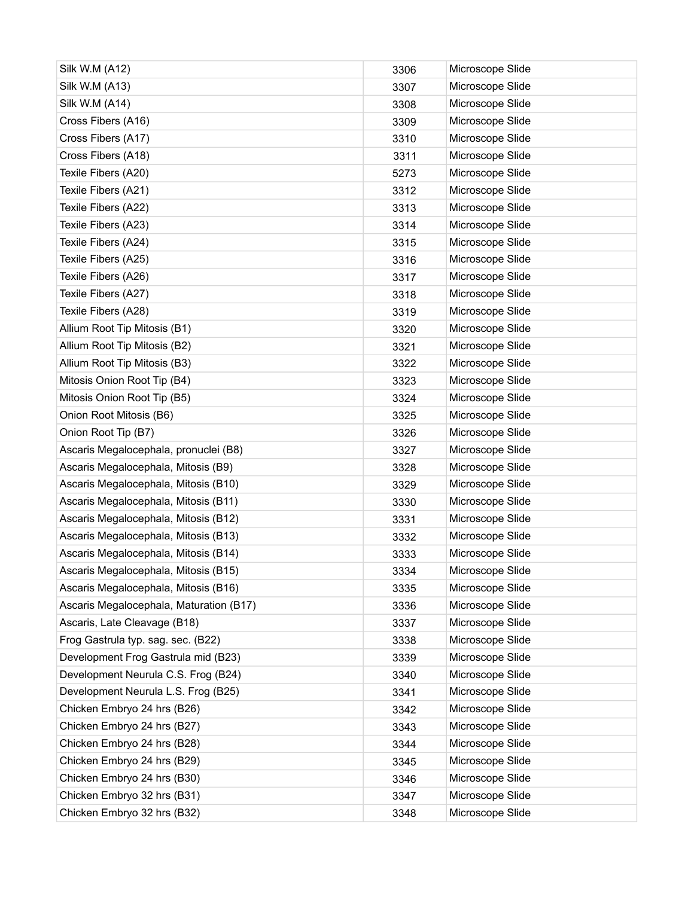| Silk W.M (A12) | 3306 | Microscope Slide |
|---|---|---|
| Silk W.M (A13) | 3307 | Microscope Slide |
| Silk W.M (A14) | 3308 | Microscope Slide |
| Cross Fibers (A16) | 3309 | Microscope Slide |
| Cross Fibers (A17) | 3310 | Microscope Slide |
| Cross Fibers (A18) | 3311 | Microscope Slide |
| Texile Fibers (A20) | 5273 | Microscope Slide |
| Texile Fibers (A21) | 3312 | Microscope Slide |
| Texile Fibers (A22) | 3313 | Microscope Slide |
| Texile Fibers (A23) | 3314 | Microscope Slide |
| Texile Fibers (A24) | 3315 | Microscope Slide |
| Texile Fibers (A25) | 3316 | Microscope Slide |
| Texile Fibers (A26) | 3317 | Microscope Slide |
| Texile Fibers (A27) | 3318 | Microscope Slide |
| Texile Fibers (A28) | 3319 | Microscope Slide |
| Allium Root Tip Mitosis (B1) | 3320 | Microscope Slide |
| Allium Root Tip Mitosis (B2) | 3321 | Microscope Slide |
| Allium Root Tip Mitosis (B3) | 3322 | Microscope Slide |
| Mitosis Onion Root Tip (B4) | 3323 | Microscope Slide |
| Mitosis Onion Root Tip (B5) | 3324 | Microscope Slide |
| Onion Root Mitosis (B6) | 3325 | Microscope Slide |
| Onion Root Tip (B7) | 3326 | Microscope Slide |
| Ascaris Megalocephala, pronuclei (B8) | 3327 | Microscope Slide |
| Ascaris Megalocephala, Mitosis (B9) | 3328 | Microscope Slide |
| Ascaris Megalocephala, Mitosis (B10) | 3329 | Microscope Slide |
| Ascaris Megalocephala, Mitosis (B11) | 3330 | Microscope Slide |
| Ascaris Megalocephala, Mitosis (B12) | 3331 | Microscope Slide |
| Ascaris Megalocephala, Mitosis (B13) | 3332 | Microscope Slide |
| Ascaris Megalocephala, Mitosis (B14) | 3333 | Microscope Slide |
| Ascaris Megalocephala, Mitosis (B15) | 3334 | Microscope Slide |
| Ascaris Megalocephala, Mitosis (B16) | 3335 | Microscope Slide |
| Ascaris Megalocephala, Maturation (B17) | 3336 | Microscope Slide |
| Ascaris, Late Cleavage (B18) | 3337 | Microscope Slide |
| Frog Gastrula typ. sag. sec. (B22) | 3338 | Microscope Slide |
| Development Frog Gastrula mid (B23) | 3339 | Microscope Slide |
| Development Neurula C.S. Frog (B24) | 3340 | Microscope Slide |
| Development Neurula L.S. Frog (B25) | 3341 | Microscope Slide |
| Chicken Embryo 24 hrs (B26) | 3342 | Microscope Slide |
| Chicken Embryo 24 hrs (B27) | 3343 | Microscope Slide |
| Chicken Embryo 24 hrs (B28) | 3344 | Microscope Slide |
| Chicken Embryo 24 hrs (B29) | 3345 | Microscope Slide |
| Chicken Embryo 24 hrs (B30) | 3346 | Microscope Slide |
| Chicken Embryo 32 hrs (B31) | 3347 | Microscope Slide |
| Chicken Embryo 32 hrs (B32) | 3348 | Microscope Slide |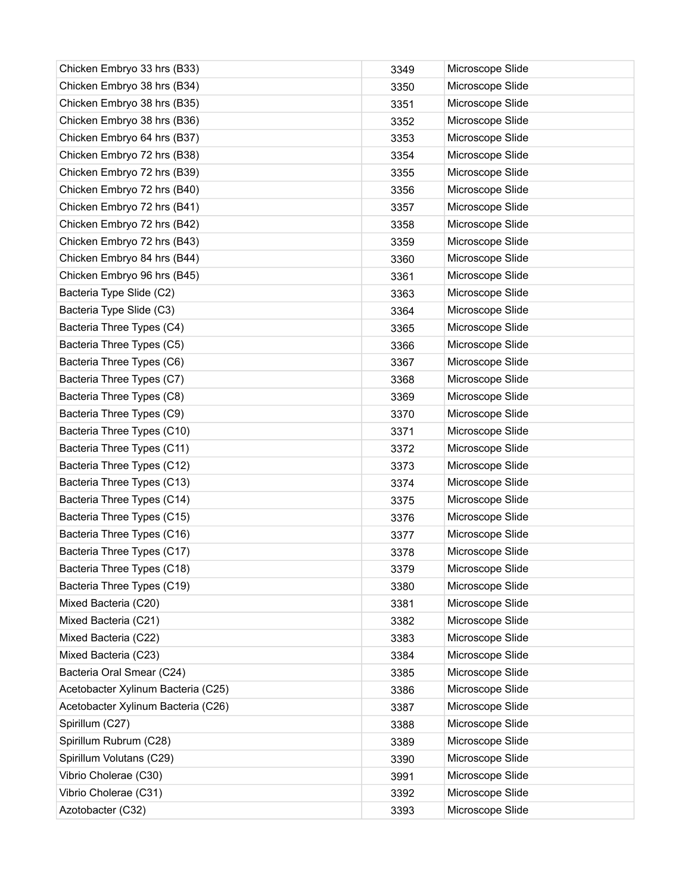| | | |
|---|---|---|
| Chicken Embryo 33 hrs (B33) | 3349 | Microscope Slide |
| Chicken Embryo 38 hrs (B34) | 3350 | Microscope Slide |
| Chicken Embryo 38 hrs (B35) | 3351 | Microscope Slide |
| Chicken Embryo 38 hrs (B36) | 3352 | Microscope Slide |
| Chicken Embryo 64 hrs (B37) | 3353 | Microscope Slide |
| Chicken Embryo 72 hrs (B38) | 3354 | Microscope Slide |
| Chicken Embryo 72 hrs (B39) | 3355 | Microscope Slide |
| Chicken Embryo 72 hrs (B40) | 3356 | Microscope Slide |
| Chicken Embryo 72 hrs (B41) | 3357 | Microscope Slide |
| Chicken Embryo 72 hrs (B42) | 3358 | Microscope Slide |
| Chicken Embryo 72 hrs (B43) | 3359 | Microscope Slide |
| Chicken Embryo 84 hrs (B44) | 3360 | Microscope Slide |
| Chicken Embryo 96 hrs (B45) | 3361 | Microscope Slide |
| Bacteria Type Slide (C2) | 3363 | Microscope Slide |
| Bacteria Type Slide (C3) | 3364 | Microscope Slide |
| Bacteria Three Types (C4) | 3365 | Microscope Slide |
| Bacteria Three Types (C5) | 3366 | Microscope Slide |
| Bacteria Three Types (C6) | 3367 | Microscope Slide |
| Bacteria Three Types (C7) | 3368 | Microscope Slide |
| Bacteria Three Types (C8) | 3369 | Microscope Slide |
| Bacteria Three Types (C9) | 3370 | Microscope Slide |
| Bacteria Three Types (C10) | 3371 | Microscope Slide |
| Bacteria Three Types (C11) | 3372 | Microscope Slide |
| Bacteria Three Types (C12) | 3373 | Microscope Slide |
| Bacteria Three Types (C13) | 3374 | Microscope Slide |
| Bacteria Three Types (C14) | 3375 | Microscope Slide |
| Bacteria Three Types (C15) | 3376 | Microscope Slide |
| Bacteria Three Types (C16) | 3377 | Microscope Slide |
| Bacteria Three Types (C17) | 3378 | Microscope Slide |
| Bacteria Three Types (C18) | 3379 | Microscope Slide |
| Bacteria Three Types (C19) | 3380 | Microscope Slide |
| Mixed Bacteria (C20) | 3381 | Microscope Slide |
| Mixed Bacteria (C21) | 3382 | Microscope Slide |
| Mixed Bacteria (C22) | 3383 | Microscope Slide |
| Mixed Bacteria (C23) | 3384 | Microscope Slide |
| Bacteria Oral Smear (C24) | 3385 | Microscope Slide |
| Acetobacter Xylinum Bacteria (C25) | 3386 | Microscope Slide |
| Acetobacter Xylinum Bacteria (C26) | 3387 | Microscope Slide |
| Spirillum (C27) | 3388 | Microscope Slide |
| Spirillum Rubrum (C28) | 3389 | Microscope Slide |
| Spirillum Volutans (C29) | 3390 | Microscope Slide |
| Vibrio Cholerae (C30) | 3991 | Microscope Slide |
| Vibrio Cholerae (C31) | 3392 | Microscope Slide |
| Azotobacter (C32) | 3393 | Microscope Slide |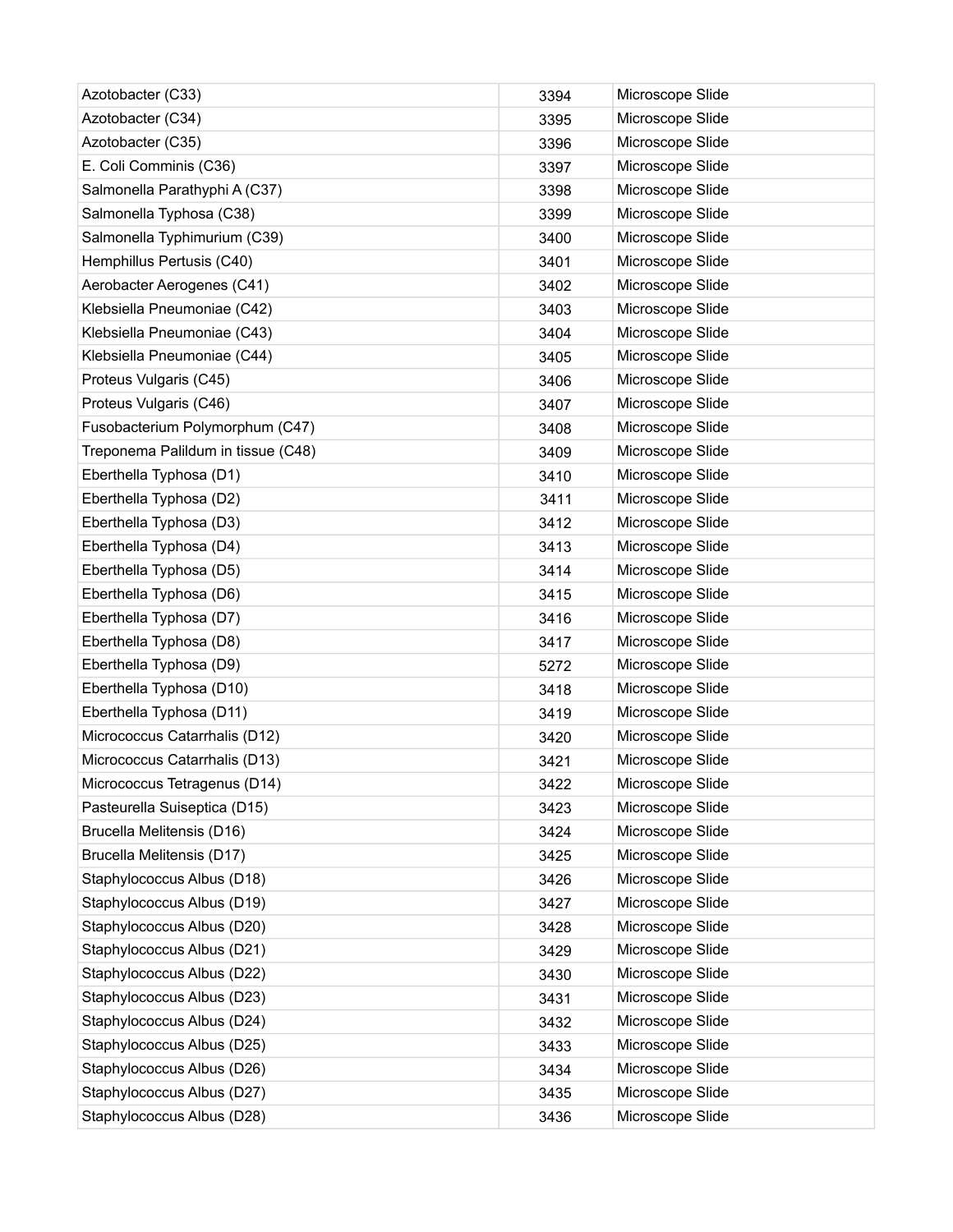| | | |
|---|---|---|
| Azotobacter (C33) | 3394 | Microscope Slide |
| Azotobacter (C34) | 3395 | Microscope Slide |
| Azotobacter (C35) | 3396 | Microscope Slide |
| E. Coli Comminis (C36) | 3397 | Microscope Slide |
| Salmonella Parathyphi A (C37) | 3398 | Microscope Slide |
| Salmonella Typhosa (C38) | 3399 | Microscope Slide |
| Salmonella Typhimurium (C39) | 3400 | Microscope Slide |
| Hemphillus Pertusis (C40) | 3401 | Microscope Slide |
| Aerobacter Aerogenes (C41) | 3402 | Microscope Slide |
| Klebsiella Pneumoniae (C42) | 3403 | Microscope Slide |
| Klebsiella Pneumoniae (C43) | 3404 | Microscope Slide |
| Klebsiella Pneumoniae (C44) | 3405 | Microscope Slide |
| Proteus Vulgaris (C45) | 3406 | Microscope Slide |
| Proteus Vulgaris (C46) | 3407 | Microscope Slide |
| Fusobacterium Polymorphum (C47) | 3408 | Microscope Slide |
| Treponema Palildum in tissue (C48) | 3409 | Microscope Slide |
| Eberthella Typhosa (D1) | 3410 | Microscope Slide |
| Eberthella Typhosa (D2) | 3411 | Microscope Slide |
| Eberthella Typhosa (D3) | 3412 | Microscope Slide |
| Eberthella Typhosa (D4) | 3413 | Microscope Slide |
| Eberthella Typhosa (D5) | 3414 | Microscope Slide |
| Eberthella Typhosa (D6) | 3415 | Microscope Slide |
| Eberthella Typhosa (D7) | 3416 | Microscope Slide |
| Eberthella Typhosa (D8) | 3417 | Microscope Slide |
| Eberthella Typhosa (D9) | 5272 | Microscope Slide |
| Eberthella Typhosa (D10) | 3418 | Microscope Slide |
| Eberthella Typhosa (D11) | 3419 | Microscope Slide |
| Micrococcus Catarrhalis (D12) | 3420 | Microscope Slide |
| Micrococcus Catarrhalis (D13) | 3421 | Microscope Slide |
| Micrococcus Tetragenus (D14) | 3422 | Microscope Slide |
| Pasteurella Suiseptica (D15) | 3423 | Microscope Slide |
| Brucella Melitensis (D16) | 3424 | Microscope Slide |
| Brucella Melitensis (D17) | 3425 | Microscope Slide |
| Staphylococcus Albus (D18) | 3426 | Microscope Slide |
| Staphylococcus Albus (D19) | 3427 | Microscope Slide |
| Staphylococcus Albus (D20) | 3428 | Microscope Slide |
| Staphylococcus Albus (D21) | 3429 | Microscope Slide |
| Staphylococcus Albus (D22) | 3430 | Microscope Slide |
| Staphylococcus Albus (D23) | 3431 | Microscope Slide |
| Staphylococcus Albus (D24) | 3432 | Microscope Slide |
| Staphylococcus Albus (D25) | 3433 | Microscope Slide |
| Staphylococcus Albus (D26) | 3434 | Microscope Slide |
| Staphylococcus Albus (D27) | 3435 | Microscope Slide |
| Staphylococcus Albus (D28) | 3436 | Microscope Slide |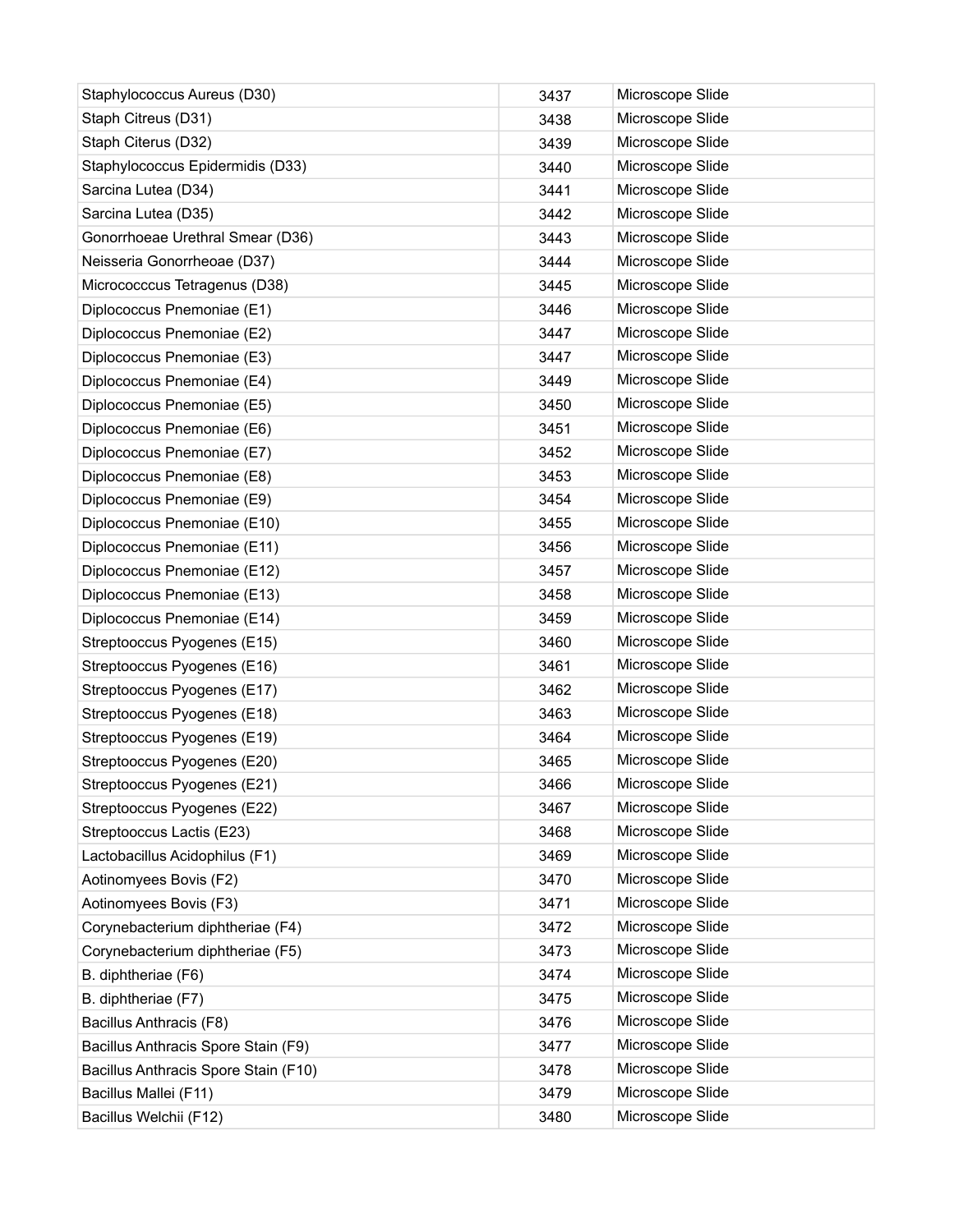| Staphylococcus Aureus (D30) | 3437 | Microscope Slide |
|---|---|---|
| Staph Citreus (D31) | 3438 | Microscope Slide |
| Staph Citerus (D32) | 3439 | Microscope Slide |
| Staphylococcus Epidermidis (D33) | 3440 | Microscope Slide |
| Sarcina Lutea (D34) | 3441 | Microscope Slide |
| Sarcina Lutea (D35) | 3442 | Microscope Slide |
| Gonorrhoeae Urethral Smear (D36) | 3443 | Microscope Slide |
| Neisseria Gonorrheoae (D37) | 3444 | Microscope Slide |
| Micrococccus Tetragenus (D38) | 3445 | Microscope Slide |
| Diplococcus Pnemoniae (E1) | 3446 | Microscope Slide |
| Diplococcus Pnemoniae (E2) | 3447 | Microscope Slide |
| Diplococcus Pnemoniae (E3) | 3447 | Microscope Slide |
| Diplococcus Pnemoniae (E4) | 3449 | Microscope Slide |
| Diplococcus Pnemoniae (E5) | 3450 | Microscope Slide |
| Diplococcus Pnemoniae (E6) | 3451 | Microscope Slide |
| Diplococcus Pnemoniae (E7) | 3452 | Microscope Slide |
| Diplococcus Pnemoniae (E8) | 3453 | Microscope Slide |
| Diplococcus Pnemoniae (E9) | 3454 | Microscope Slide |
| Diplococcus Pnemoniae (E10) | 3455 | Microscope Slide |
| Diplococcus Pnemoniae (E11) | 3456 | Microscope Slide |
| Diplococcus Pnemoniae (E12) | 3457 | Microscope Slide |
| Diplococcus Pnemoniae (E13) | 3458 | Microscope Slide |
| Diplococcus Pnemoniae (E14) | 3459 | Microscope Slide |
| Streptooccus Pyogenes (E15) | 3460 | Microscope Slide |
| Streptooccus Pyogenes (E16) | 3461 | Microscope Slide |
| Streptooccus Pyogenes (E17) | 3462 | Microscope Slide |
| Streptooccus Pyogenes (E18) | 3463 | Microscope Slide |
| Streptooccus Pyogenes (E19) | 3464 | Microscope Slide |
| Streptooccus Pyogenes (E20) | 3465 | Microscope Slide |
| Streptooccus Pyogenes (E21) | 3466 | Microscope Slide |
| Streptooccus Pyogenes (E22) | 3467 | Microscope Slide |
| Streptooccus Lactis (E23) | 3468 | Microscope Slide |
| Lactobacillus Acidophilus (F1) | 3469 | Microscope Slide |
| Aotinomyees Bovis (F2) | 3470 | Microscope Slide |
| Aotinomyees Bovis (F3) | 3471 | Microscope Slide |
| Corynebacterium diphtheriae (F4) | 3472 | Microscope Slide |
| Corynebacterium diphtheriae (F5) | 3473 | Microscope Slide |
| B. diphtheriae (F6) | 3474 | Microscope Slide |
| B. diphtheriae (F7) | 3475 | Microscope Slide |
| Bacillus Anthracis (F8) | 3476 | Microscope Slide |
| Bacillus Anthracis Spore Stain (F9) | 3477 | Microscope Slide |
| Bacillus Anthracis Spore Stain (F10) | 3478 | Microscope Slide |
| Bacillus Mallei (F11) | 3479 | Microscope Slide |
| Bacillus Welchii (F12) | 3480 | Microscope Slide |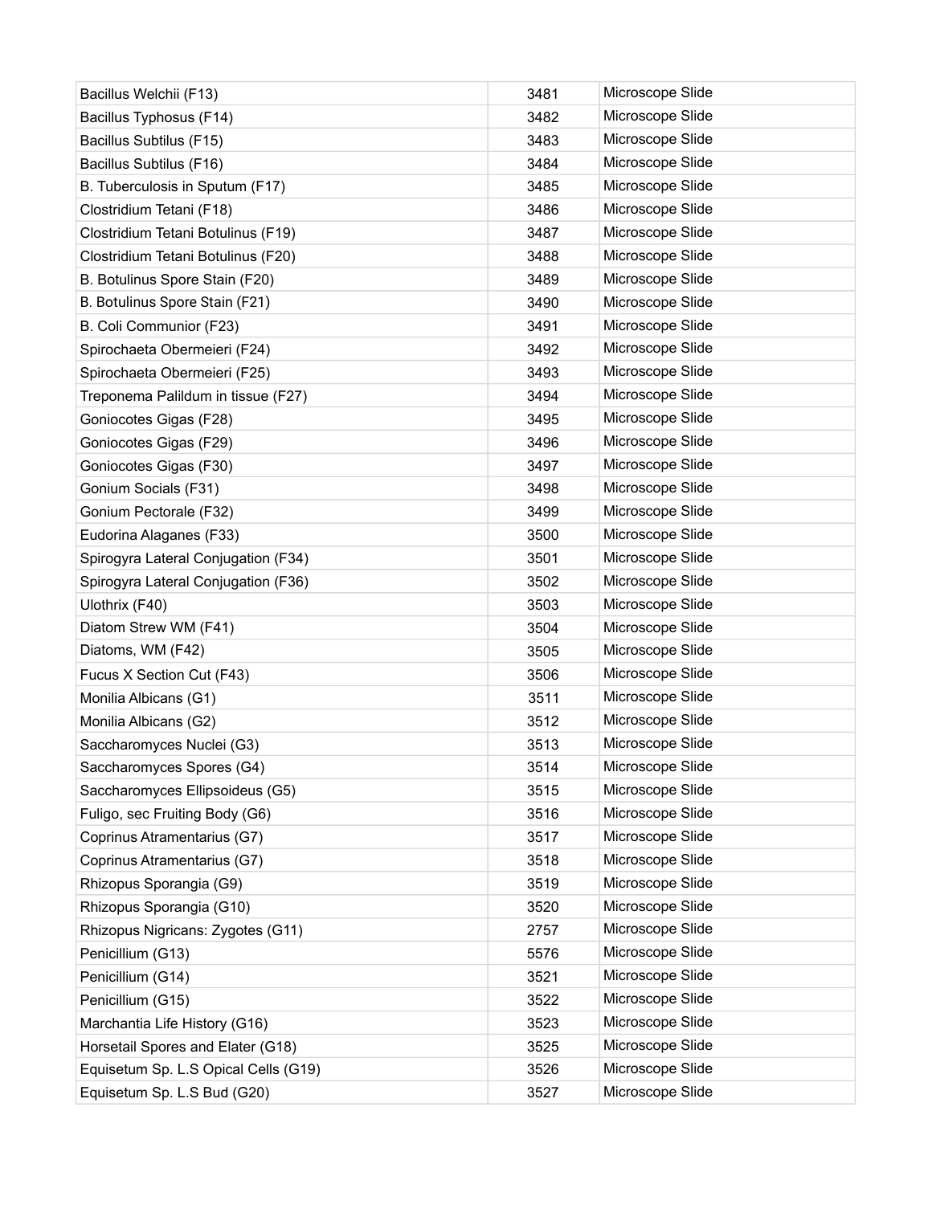| | | |
|---|---|---|
| Bacillus Welchii (F13) | 3481 | Microscope Slide |
| Bacillus Typhosus (F14) | 3482 | Microscope Slide |
| Bacillus Subtilus (F15) | 3483 | Microscope Slide |
| Bacillus Subtilus (F16) | 3484 | Microscope Slide |
| B. Tuberculosis in Sputum (F17) | 3485 | Microscope Slide |
| Clostridium Tetani (F18) | 3486 | Microscope Slide |
| Clostridium Tetani Botulinus (F19) | 3487 | Microscope Slide |
| Clostridium Tetani Botulinus (F20) | 3488 | Microscope Slide |
| B. Botulinus Spore Stain (F20) | 3489 | Microscope Slide |
| B. Botulinus Spore Stain (F21) | 3490 | Microscope Slide |
| B. Coli Communior (F23) | 3491 | Microscope Slide |
| Spirochaeta Obermeieri (F24) | 3492 | Microscope Slide |
| Spirochaeta Obermeieri (F25) | 3493 | Microscope Slide |
| Treponema Palildum in tissue (F27) | 3494 | Microscope Slide |
| Goniocotes Gigas (F28) | 3495 | Microscope Slide |
| Goniocotes Gigas (F29) | 3496 | Microscope Slide |
| Goniocotes Gigas (F30) | 3497 | Microscope Slide |
| Gonium Socials (F31) | 3498 | Microscope Slide |
| Gonium Pectorale (F32) | 3499 | Microscope Slide |
| Eudorina Alaganes (F33) | 3500 | Microscope Slide |
| Spirogyra Lateral Conjugation (F34) | 3501 | Microscope Slide |
| Spirogyra Lateral Conjugation (F36) | 3502 | Microscope Slide |
| Ulothrix (F40) | 3503 | Microscope Slide |
| Diatom Strew WM (F41) | 3504 | Microscope Slide |
| Diatoms, WM (F42) | 3505 | Microscope Slide |
| Fucus X Section Cut (F43) | 3506 | Microscope Slide |
| Monilia Albicans (G1) | 3511 | Microscope Slide |
| Monilia Albicans (G2) | 3512 | Microscope Slide |
| Saccharomyces Nuclei (G3) | 3513 | Microscope Slide |
| Saccharomyces Spores (G4) | 3514 | Microscope Slide |
| Saccharomyces Ellipsoideus (G5) | 3515 | Microscope Slide |
| Fuligo, sec Fruiting Body (G6) | 3516 | Microscope Slide |
| Coprinus Atramentarius (G7) | 3517 | Microscope Slide |
| Coprinus Atramentarius (G7) | 3518 | Microscope Slide |
| Rhizopus Sporangia (G9) | 3519 | Microscope Slide |
| Rhizopus Sporangia (G10) | 3520 | Microscope Slide |
| Rhizopus Nigricans: Zygotes (G11) | 2757 | Microscope Slide |
| Penicillium (G13) | 5576 | Microscope Slide |
| Penicillium (G14) | 3521 | Microscope Slide |
| Penicillium (G15) | 3522 | Microscope Slide |
| Marchantia Life History (G16) | 3523 | Microscope Slide |
| Horsetail Spores and Elater (G18) | 3525 | Microscope Slide |
| Equisetum Sp. L.S Opical Cells (G19) | 3526 | Microscope Slide |
| Equisetum Sp. L.S Bud (G20) | 3527 | Microscope Slide |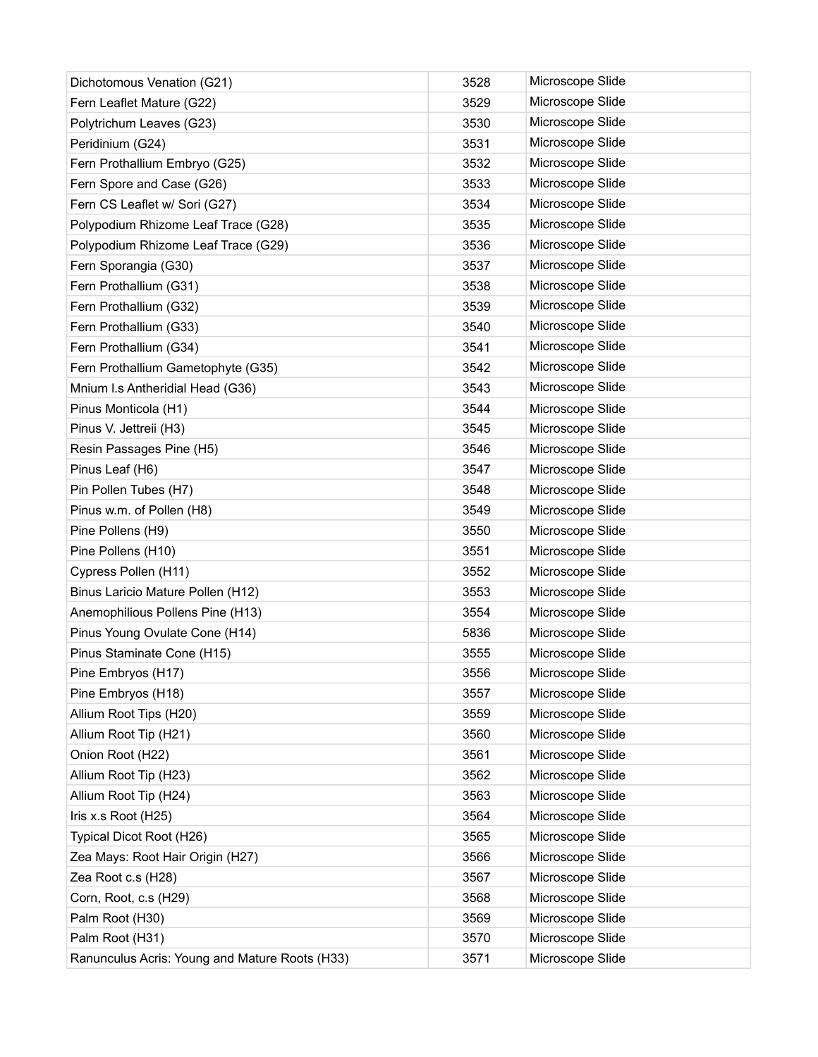| Dichotomous Venation (G21) | 3528 | Microscope Slide |
|---|---|---|
| Fern Leaflet Mature (G22) | 3529 | Microscope Slide |
| Polytrichum Leaves (G23) | 3530 | Microscope Slide |
| Peridinium (G24) | 3531 | Microscope Slide |
| Fern Prothallium Embryo (G25) | 3532 | Microscope Slide |
| Fern Spore and Case (G26) | 3533 | Microscope Slide |
| Fern CS Leaflet w/ Sori (G27) | 3534 | Microscope Slide |
| Polypodium Rhizome Leaf Trace (G28) | 3535 | Microscope Slide |
| Polypodium Rhizome Leaf Trace (G29) | 3536 | Microscope Slide |
| Fern Sporangia (G30) | 3537 | Microscope Slide |
| Fern Prothallium (G31) | 3538 | Microscope Slide |
| Fern Prothallium (G32) | 3539 | Microscope Slide |
| Fern Prothallium (G33) | 3540 | Microscope Slide |
| Fern Prothallium (G34) | 3541 | Microscope Slide |
| Fern Prothallium Gametophyte (G35) | 3542 | Microscope Slide |
| Mnium l.s Antheridial Head (G36) | 3543 | Microscope Slide |
| Pinus Monticola (H1) | 3544 | Microscope Slide |
| Pinus V. Jettreii (H3) | 3545 | Microscope Slide |
| Resin Passages Pine (H5) | 3546 | Microscope Slide |
| Pinus Leaf (H6) | 3547 | Microscope Slide |
| Pin Pollen Tubes (H7) | 3548 | Microscope Slide |
| Pinus w.m. of Pollen (H8) | 3549 | Microscope Slide |
| Pine Pollens (H9) | 3550 | Microscope Slide |
| Pine Pollens (H10) | 3551 | Microscope Slide |
| Cypress Pollen (H11) | 3552 | Microscope Slide |
| Binus Laricio Mature Pollen (H12) | 3553 | Microscope Slide |
| Anemophilious Pollens Pine (H13) | 3554 | Microscope Slide |
| Pinus Young Ovulate Cone (H14) | 5836 | Microscope Slide |
| Pinus Staminate Cone (H15) | 3555 | Microscope Slide |
| Pine Embryos (H17) | 3556 | Microscope Slide |
| Pine Embryos (H18) | 3557 | Microscope Slide |
| Allium Root Tips (H20) | 3559 | Microscope Slide |
| Allium Root Tip (H21) | 3560 | Microscope Slide |
| Onion Root (H22) | 3561 | Microscope Slide |
| Allium Root Tip (H23) | 3562 | Microscope Slide |
| Allium Root Tip (H24) | 3563 | Microscope Slide |
| Iris x.s Root (H25) | 3564 | Microscope Slide |
| Typical Dicot Root (H26) | 3565 | Microscope Slide |
| Zea Mays: Root Hair Origin (H27) | 3566 | Microscope Slide |
| Zea Root c.s (H28) | 3567 | Microscope Slide |
| Corn, Root, c.s (H29) | 3568 | Microscope Slide |
| Palm Root (H30) | 3569 | Microscope Slide |
| Palm Root (H31) | 3570 | Microscope Slide |
| Ranunculus Acris: Young and Mature Roots (H33) | 3571 | Microscope Slide |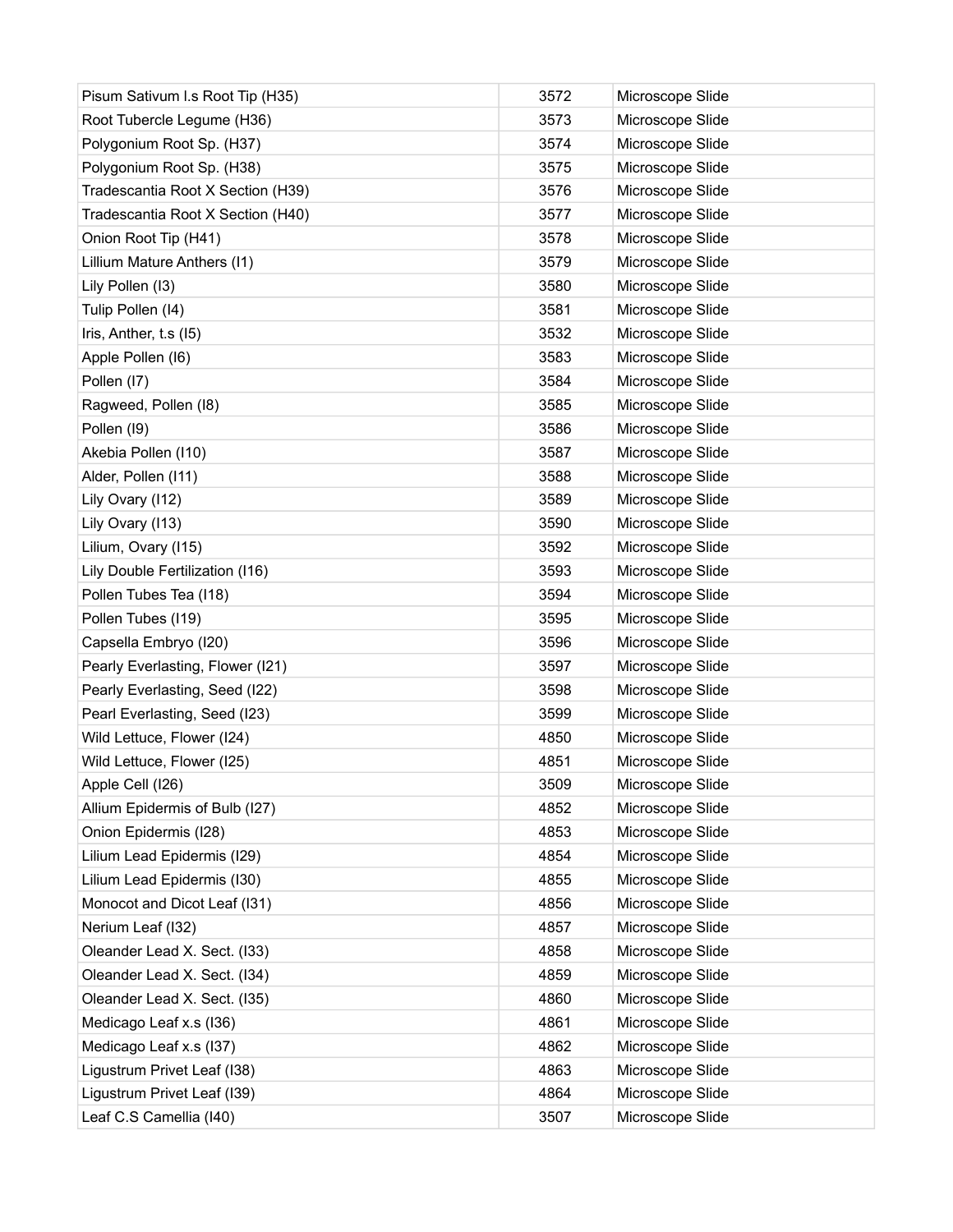| | | |
|---|---|---|
| Pisum Sativum l.s Root Tip (H35) | 3572 | Microscope Slide |
| Root Tubercle Legume (H36) | 3573 | Microscope Slide |
| Polygonium Root Sp. (H37) | 3574 | Microscope Slide |
| Polygonium Root Sp. (H38) | 3575 | Microscope Slide |
| Tradescantia Root X Section (H39) | 3576 | Microscope Slide |
| Tradescantia Root X Section (H40) | 3577 | Microscope Slide |
| Onion Root Tip (H41) | 3578 | Microscope Slide |
| Lillium Mature Anthers (I1) | 3579 | Microscope Slide |
| Lily Pollen (I3) | 3580 | Microscope Slide |
| Tulip Pollen (I4) | 3581 | Microscope Slide |
| Iris, Anther, t.s (I5) | 3532 | Microscope Slide |
| Apple Pollen (I6) | 3583 | Microscope Slide |
| Pollen (I7) | 3584 | Microscope Slide |
| Ragweed, Pollen (I8) | 3585 | Microscope Slide |
| Pollen (I9) | 3586 | Microscope Slide |
| Akebia Pollen (I10) | 3587 | Microscope Slide |
| Alder, Pollen (I11) | 3588 | Microscope Slide |
| Lily Ovary (I12) | 3589 | Microscope Slide |
| Lily Ovary (I13) | 3590 | Microscope Slide |
| Lilium, Ovary (I15) | 3592 | Microscope Slide |
| Lily Double Fertilization (I16) | 3593 | Microscope Slide |
| Pollen Tubes Tea (I18) | 3594 | Microscope Slide |
| Pollen Tubes (I19) | 3595 | Microscope Slide |
| Capsella Embryo (I20) | 3596 | Microscope Slide |
| Pearly Everlasting, Flower (I21) | 3597 | Microscope Slide |
| Pearly Everlasting, Seed (I22) | 3598 | Microscope Slide |
| Pearl Everlasting, Seed (I23) | 3599 | Microscope Slide |
| Wild Lettuce, Flower (I24) | 4850 | Microscope Slide |
| Wild Lettuce, Flower (I25) | 4851 | Microscope Slide |
| Apple Cell (I26) | 3509 | Microscope Slide |
| Allium Epidermis of Bulb (I27) | 4852 | Microscope Slide |
| Onion Epidermis (I28) | 4853 | Microscope Slide |
| Lilium Lead Epidermis (I29) | 4854 | Microscope Slide |
| Lilium Lead Epidermis (I30) | 4855 | Microscope Slide |
| Monocot and Dicot Leaf (I31) | 4856 | Microscope Slide |
| Nerium Leaf (I32) | 4857 | Microscope Slide |
| Oleander Lead X. Sect. (I33) | 4858 | Microscope Slide |
| Oleander Lead X. Sect. (I34) | 4859 | Microscope Slide |
| Oleander Lead X. Sect. (I35) | 4860 | Microscope Slide |
| Medicago Leaf x.s (I36) | 4861 | Microscope Slide |
| Medicago Leaf x.s (I37) | 4862 | Microscope Slide |
| Ligustrum Privet Leaf (I38) | 4863 | Microscope Slide |
| Ligustrum Privet Leaf (I39) | 4864 | Microscope Slide |
| Leaf C.S Camellia (I40) | 3507 | Microscope Slide |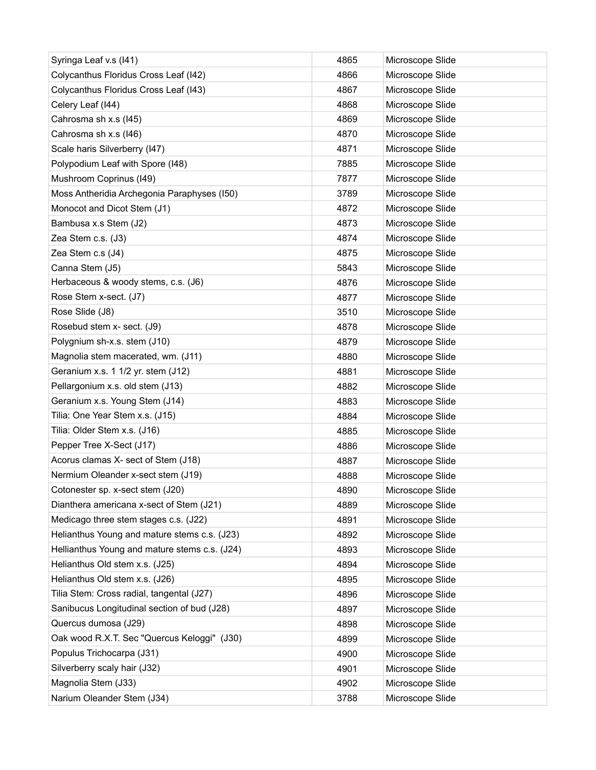| Syringa Leaf v.s (I41) | 4865 | Microscope Slide |
|---|---|---|
| Colycanthus Floridus Cross Leaf (I42) | 4866 | Microscope Slide |
| Colycanthus Floridus Cross Leaf (I43) | 4867 | Microscope Slide |
| Celery Leaf (I44) | 4868 | Microscope Slide |
| Cahrosma sh x.s (I45) | 4869 | Microscope Slide |
| Cahrosma sh x.s (I46) | 4870 | Microscope Slide |
| Scale haris Silverberry (I47) | 4871 | Microscope Slide |
| Polypodium Leaf with Spore (I48) | 7885 | Microscope Slide |
| Mushroom Coprinus (I49) | 7877 | Microscope Slide |
| Moss Antheridia Archegonia Paraphyses (I50) | 3789 | Microscope Slide |
| Monocot and Dicot Stem (J1) | 4872 | Microscope Slide |
| Bambusa x.s Stem (J2) | 4873 | Microscope Slide |
| Zea Stem c.s. (J3) | 4874 | Microscope Slide |
| Zea Stem c.s (J4) | 4875 | Microscope Slide |
| Canna Stem (J5) | 5843 | Microscope Slide |
| Herbaceous & woody stems, c.s. (J6) | 4876 | Microscope Slide |
| Rose Stem x-sect. (J7) | 4877 | Microscope Slide |
| Rose Slide (J8) | 3510 | Microscope Slide |
| Rosebud stem x- sect. (J9) | 4878 | Microscope Slide |
| Polygnium sh-x.s. stem (J10) | 4879 | Microscope Slide |
| Magnolia stem macerated, wm. (J11) | 4880 | Microscope Slide |
| Geranium x.s. 1 1/2 yr. stem (J12) | 4881 | Microscope Slide |
| Pellargonium x.s. old stem (J13) | 4882 | Microscope Slide |
| Geranium x.s. Young Stem (J14) | 4883 | Microscope Slide |
| Tilia: One Year Stem x.s. (J15) | 4884 | Microscope Slide |
| Tilia: Older Stem x.s. (J16) | 4885 | Microscope Slide |
| Pepper Tree X-Sect (J17) | 4886 | Microscope Slide |
| Acorus clamas X- sect of Stem (J18) | 4887 | Microscope Slide |
| Nermium Oleander x-sect stem (J19) | 4888 | Microscope Slide |
| Cotonester sp. x-sect stem (J20) | 4890 | Microscope Slide |
| Dianthera americana x-sect of Stem (J21) | 4889 | Microscope Slide |
| Medicago three stem stages c.s. (J22) | 4891 | Microscope Slide |
| Helianthus Young and mature stems c.s. (J23) | 4892 | Microscope Slide |
| Hellianthus Young and mature stems c.s. (J24) | 4893 | Microscope Slide |
| Helianthus Old stem x.s. (J25) | 4894 | Microscope Slide |
| Helianthus Old stem x.s. (J26) | 4895 | Microscope Slide |
| Tilia Stem: Cross radial, tangental (J27) | 4896 | Microscope Slide |
| Sanibucus Longitudinal section of bud (J28) | 4897 | Microscope Slide |
| Quercus dumosa (J29) | 4898 | Microscope Slide |
| Oak wood R.X.T. Sec "Quercus Keloggi" (J30) | 4899 | Microscope Slide |
| Populus Trichocarpa (J31) | 4900 | Microscope Slide |
| Silverberry scaly hair (J32) | 4901 | Microscope Slide |
| Magnolia Stem (J33) | 4902 | Microscope Slide |
| Narium Oleander Stem (J34) | 3788 | Microscope Slide |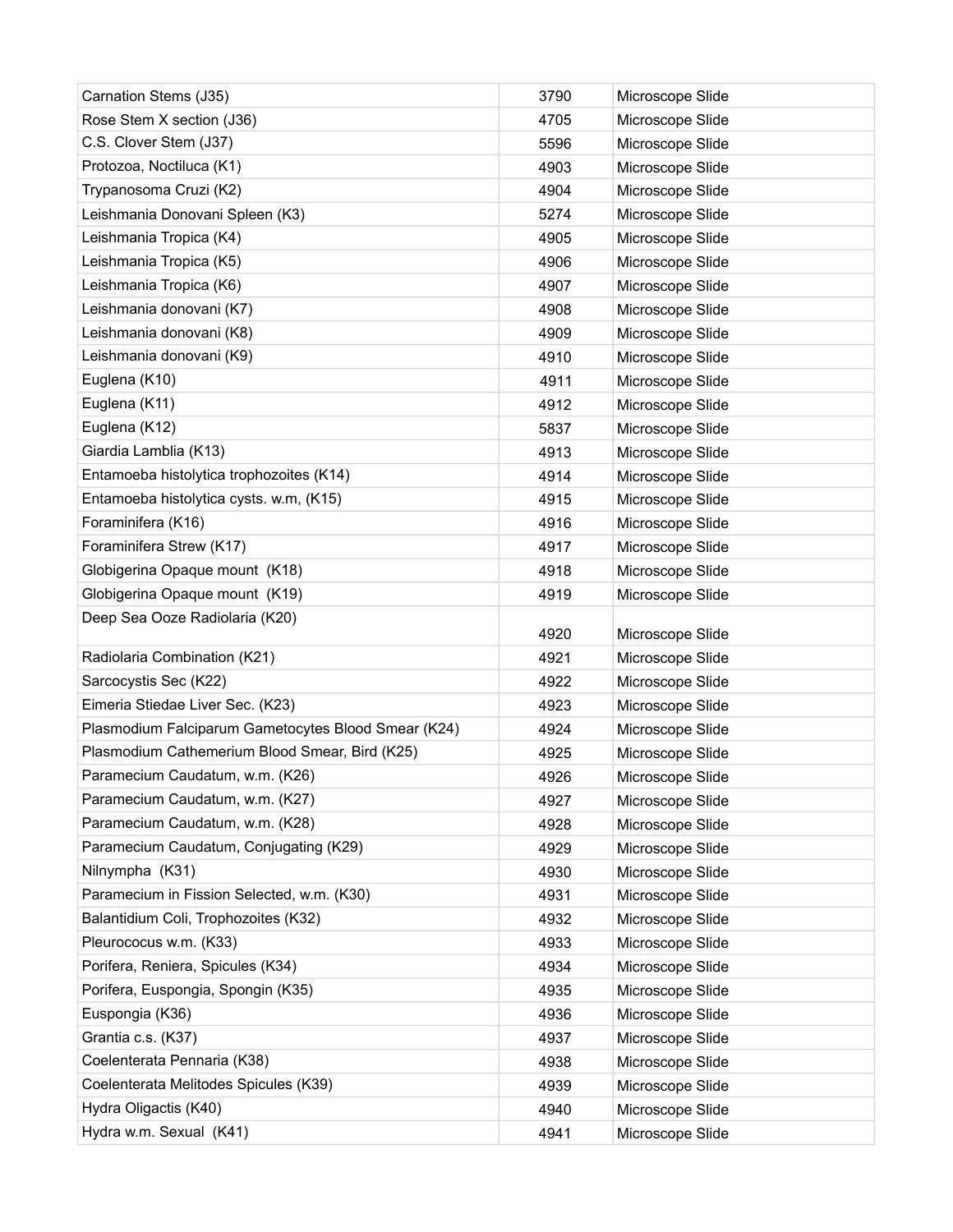| Carnation Stems (J35) | 3790 | Microscope Slide |
|---|---|---|
| Rose Stem X section (J36) | 4705 | Microscope Slide |
| C.S. Clover Stem (J37) | 5596 | Microscope Slide |
| Protozoa, Noctiluca (K1) | 4903 | Microscope Slide |
| Trypanosoma Cruzi (K2) | 4904 | Microscope Slide |
| Leishmania Donovani Spleen (K3) | 5274 | Microscope Slide |
| Leishmania Tropica (K4) | 4905 | Microscope Slide |
| Leishmania Tropica (K5) | 4906 | Microscope Slide |
| Leishmania Tropica (K6) | 4907 | Microscope Slide |
| Leishmania donovani (K7) | 4908 | Microscope Slide |
| Leishmania donovani (K8) | 4909 | Microscope Slide |
| Leishmania donovani (K9) | 4910 | Microscope Slide |
| Euglena (K10) | 4911 | Microscope Slide |
| Euglena (K11) | 4912 | Microscope Slide |
| Euglena (K12) | 5837 | Microscope Slide |
| Giardia Lamblia (K13) | 4913 | Microscope Slide |
| Entamoeba histolytica trophozoites (K14) | 4914 | Microscope Slide |
| Entamoeba histolytica cysts. w.m, (K15) | 4915 | Microscope Slide |
| Foraminifera (K16) | 4916 | Microscope Slide |
| Foraminifera Strew (K17) | 4917 | Microscope Slide |
| Globigerina Opaque mount (K18) | 4918 | Microscope Slide |
| Globigerina Opaque mount (K19) | 4919 | Microscope Slide |
| Deep Sea Ooze Radiolaria (K20) | 4920 | Microscope Slide |
| Radiolaria Combination (K21) | 4921 | Microscope Slide |
| Sarcocystis Sec (K22) | 4922 | Microscope Slide |
| Eimeria Stiedae Liver Sec. (K23) | 4923 | Microscope Slide |
| Plasmodium Falciparum Gametocytes Blood Smear (K24) | 4924 | Microscope Slide |
| Plasmodium Cathemerium Blood Smear, Bird (K25) | 4925 | Microscope Slide |
| Paramecium Caudatum, w.m. (K26) | 4926 | Microscope Slide |
| Paramecium Caudatum, w.m. (K27) | 4927 | Microscope Slide |
| Paramecium Caudatum, w.m. (K28) | 4928 | Microscope Slide |
| Paramecium Caudatum, Conjugating (K29) | 4929 | Microscope Slide |
| Nilnympha (K31) | 4930 | Microscope Slide |
| Paramecium in Fission Selected, w.m. (K30) | 4931 | Microscope Slide |
| Balantidium Coli, Trophozoites (K32) | 4932 | Microscope Slide |
| Pleurococus w.m. (K33) | 4933 | Microscope Slide |
| Porifera, Reniera, Spicules (K34) | 4934 | Microscope Slide |
| Porifera, Euspongia, Spongin (K35) | 4935 | Microscope Slide |
| Euspongia (K36) | 4936 | Microscope Slide |
| Grantia c.s. (K37) | 4937 | Microscope Slide |
| Coelenterata Pennaria (K38) | 4938 | Microscope Slide |
| Coelenterata Melitodes Spicules (K39) | 4939 | Microscope Slide |
| Hydra Oligactis (K40) | 4940 | Microscope Slide |
| Hydra w.m. Sexual (K41) | 4941 | Microscope Slide |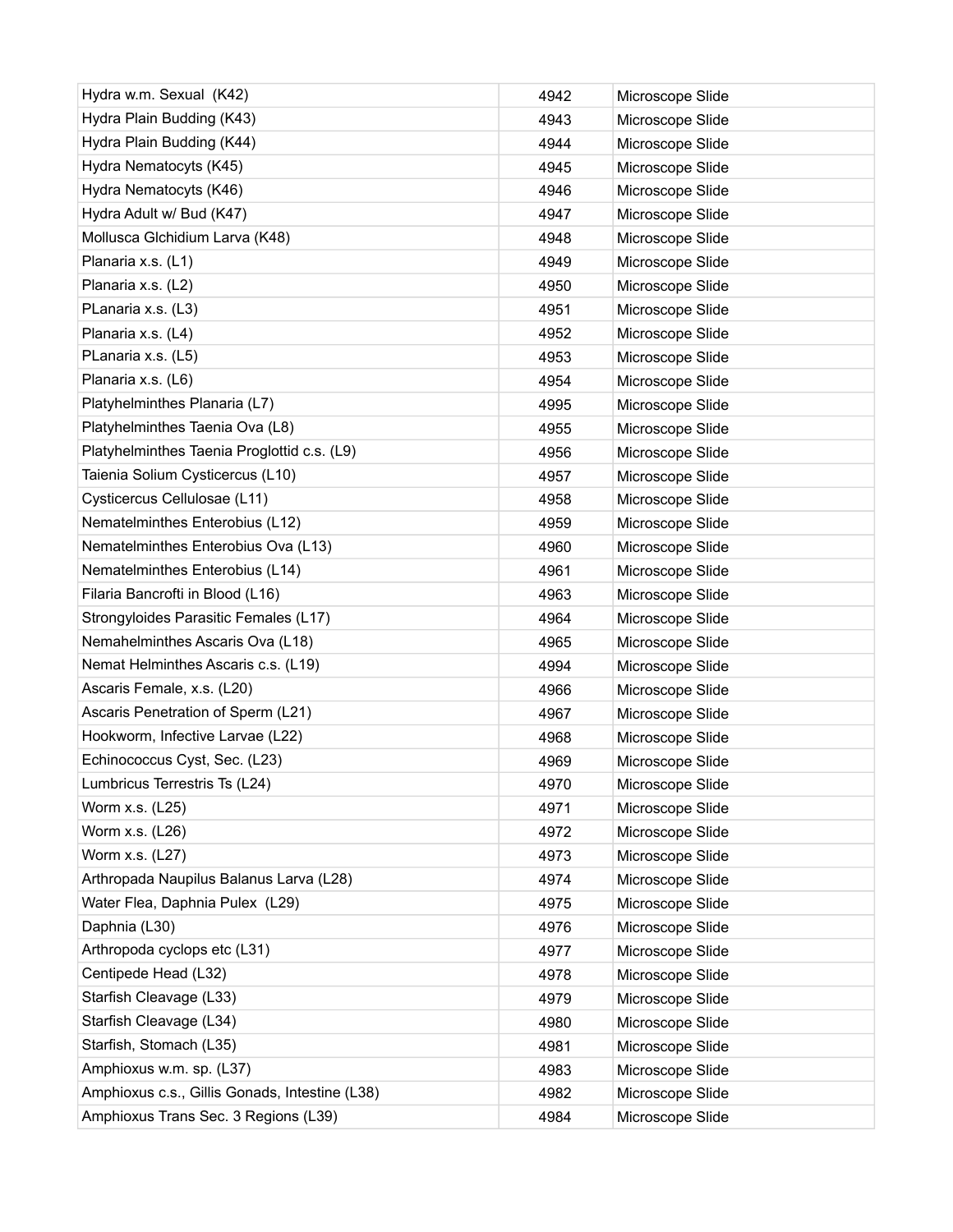| | | |
|---|---|---|
| Hydra w.m. Sexual  (K42) | 4942 | Microscope Slide |
| Hydra Plain Budding (K43) | 4943 | Microscope Slide |
| Hydra Plain Budding (K44) | 4944 | Microscope Slide |
| Hydra Nematocyts (K45) | 4945 | Microscope Slide |
| Hydra Nematocyts (K46) | 4946 | Microscope Slide |
| Hydra Adult w/ Bud (K47) | 4947 | Microscope Slide |
| Mollusca Glchidium Larva (K48) | 4948 | Microscope Slide |
| Planaria x.s. (L1) | 4949 | Microscope Slide |
| Planaria x.s. (L2) | 4950 | Microscope Slide |
| PLanaria x.s. (L3) | 4951 | Microscope Slide |
| Planaria x.s. (L4) | 4952 | Microscope Slide |
| PLanaria x.s. (L5) | 4953 | Microscope Slide |
| Planaria x.s. (L6) | 4954 | Microscope Slide |
| Platyhelminthes Planaria (L7) | 4995 | Microscope Slide |
| Platyhelminthes Taenia Ova (L8) | 4955 | Microscope Slide |
| Platyhelminthes Taenia Proglottid c.s. (L9) | 4956 | Microscope Slide |
| Taienia Solium Cysticercus (L10) | 4957 | Microscope Slide |
| Cysticercus Cellulosae (L11) | 4958 | Microscope Slide |
| Nematelminthes Enterobius (L12) | 4959 | Microscope Slide |
| Nematelminthes Enterobius Ova (L13) | 4960 | Microscope Slide |
| Nematelminthes Enterobius (L14) | 4961 | Microscope Slide |
| Filaria Bancrofti in Blood (L16) | 4963 | Microscope Slide |
| Strongyloides Parasitic Females (L17) | 4964 | Microscope Slide |
| Nemahelminthes Ascaris Ova (L18) | 4965 | Microscope Slide |
| Nemat Helminthes Ascaris c.s. (L19) | 4994 | Microscope Slide |
| Ascaris Female, x.s. (L20) | 4966 | Microscope Slide |
| Ascaris Penetration of Sperm (L21) | 4967 | Microscope Slide |
| Hookworm, Infective Larvae (L22) | 4968 | Microscope Slide |
| Echinococcus Cyst, Sec. (L23) | 4969 | Microscope Slide |
| Lumbricus Terrestris Ts (L24) | 4970 | Microscope Slide |
| Worm x.s. (L25) | 4971 | Microscope Slide |
| Worm x.s. (L26) | 4972 | Microscope Slide |
| Worm x.s. (L27) | 4973 | Microscope Slide |
| Arthropada Naupilus Balanus Larva (L28) | 4974 | Microscope Slide |
| Water Flea, Daphnia Pulex  (L29) | 4975 | Microscope Slide |
| Daphnia (L30) | 4976 | Microscope Slide |
| Arthropoda cyclops etc (L31) | 4977 | Microscope Slide |
| Centipede Head (L32) | 4978 | Microscope Slide |
| Starfish Cleavage (L33) | 4979 | Microscope Slide |
| Starfish Cleavage (L34) | 4980 | Microscope Slide |
| Starfish, Stomach (L35) | 4981 | Microscope Slide |
| Amphioxus w.m. sp. (L37) | 4983 | Microscope Slide |
| Amphioxus c.s., Gillis Gonads, Intestine (L38) | 4982 | Microscope Slide |
| Amphioxus Trans Sec. 3 Regions (L39) | 4984 | Microscope Slide |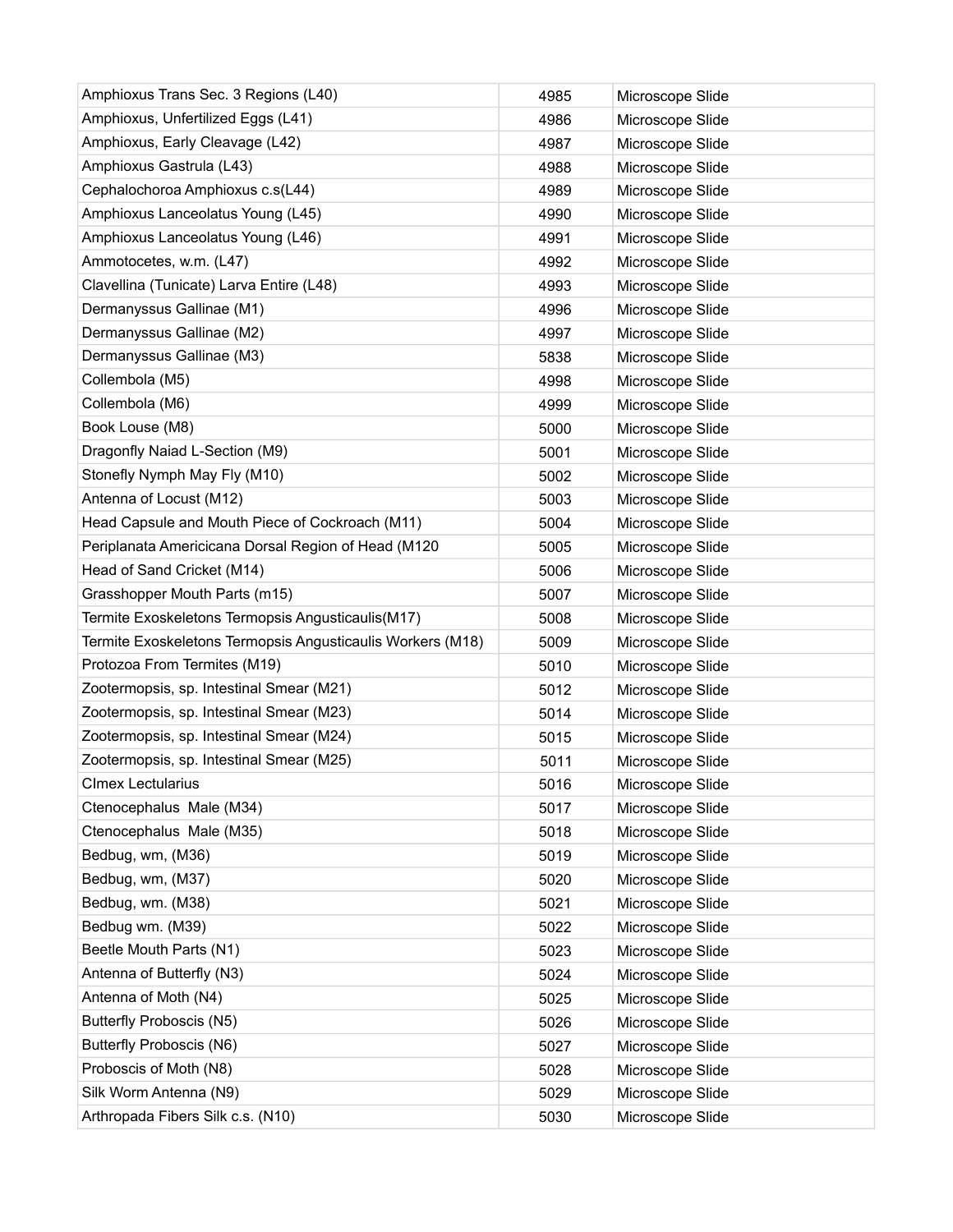| | | |
|---|---|---|
| Amphioxus Trans Sec. 3 Regions (L40) | 4985 | Microscope Slide |
| Amphioxus, Unfertilized Eggs (L41) | 4986 | Microscope Slide |
| Amphioxus, Early Cleavage (L42) | 4987 | Microscope Slide |
| Amphioxus Gastrula (L43) | 4988 | Microscope Slide |
| Cephalochoroa Amphioxus c.s(L44) | 4989 | Microscope Slide |
| Amphioxus Lanceolatus Young (L45) | 4990 | Microscope Slide |
| Amphioxus Lanceolatus Young (L46) | 4991 | Microscope Slide |
| Ammotocetes, w.m. (L47) | 4992 | Microscope Slide |
| Clavellina (Tunicate) Larva Entire (L48) | 4993 | Microscope Slide |
| Dermanyssus Gallinae (M1) | 4996 | Microscope Slide |
| Dermanyssus Gallinae (M2) | 4997 | Microscope Slide |
| Dermanyssus Gallinae (M3) | 5838 | Microscope Slide |
| Collembola (M5) | 4998 | Microscope Slide |
| Collembola (M6) | 4999 | Microscope Slide |
| Book Louse (M8) | 5000 | Microscope Slide |
| Dragonfly Naiad L-Section (M9) | 5001 | Microscope Slide |
| Stonefly Nymph May Fly (M10) | 5002 | Microscope Slide |
| Antenna of Locust (M12) | 5003 | Microscope Slide |
| Head Capsule and Mouth Piece of Cockroach (M11) | 5004 | Microscope Slide |
| Periplanata Americicana Dorsal Region of Head (M120 | 5005 | Microscope Slide |
| Head of Sand Cricket (M14) | 5006 | Microscope Slide |
| Grasshopper Mouth Parts (m15) | 5007 | Microscope Slide |
| Termite Exoskeletons Termopsis Angusticaulis(M17) | 5008 | Microscope Slide |
| Termite Exoskeletons Termopsis Angusticaulis Workers (M18) | 5009 | Microscope Slide |
| Protozoa From Termites (M19) | 5010 | Microscope Slide |
| Zootermopsis, sp. Intestinal Smear (M21) | 5012 | Microscope Slide |
| Zootermopsis, sp. Intestinal Smear (M23) | 5014 | Microscope Slide |
| Zootermopsis, sp. Intestinal Smear (M24) | 5015 | Microscope Slide |
| Zootermopsis, sp. Intestinal Smear (M25) | 5011 | Microscope Slide |
| CImex Lectularius | 5016 | Microscope Slide |
| Ctenocephalus Male (M34) | 5017 | Microscope Slide |
| Ctenocephalus Male (M35) | 5018 | Microscope Slide |
| Bedbug, wm, (M36) | 5019 | Microscope Slide |
| Bedbug, wm, (M37) | 5020 | Microscope Slide |
| Bedbug, wm. (M38) | 5021 | Microscope Slide |
| Bedbug wm. (M39) | 5022 | Microscope Slide |
| Beetle Mouth Parts (N1) | 5023 | Microscope Slide |
| Antenna of Butterfly (N3) | 5024 | Microscope Slide |
| Antenna of Moth (N4) | 5025 | Microscope Slide |
| Butterfly Proboscis (N5) | 5026 | Microscope Slide |
| Butterfly Proboscis (N6) | 5027 | Microscope Slide |
| Proboscis of Moth (N8) | 5028 | Microscope Slide |
| Silk Worm Antenna (N9) | 5029 | Microscope Slide |
| Arthropada Fibers Silk c.s. (N10) | 5030 | Microscope Slide |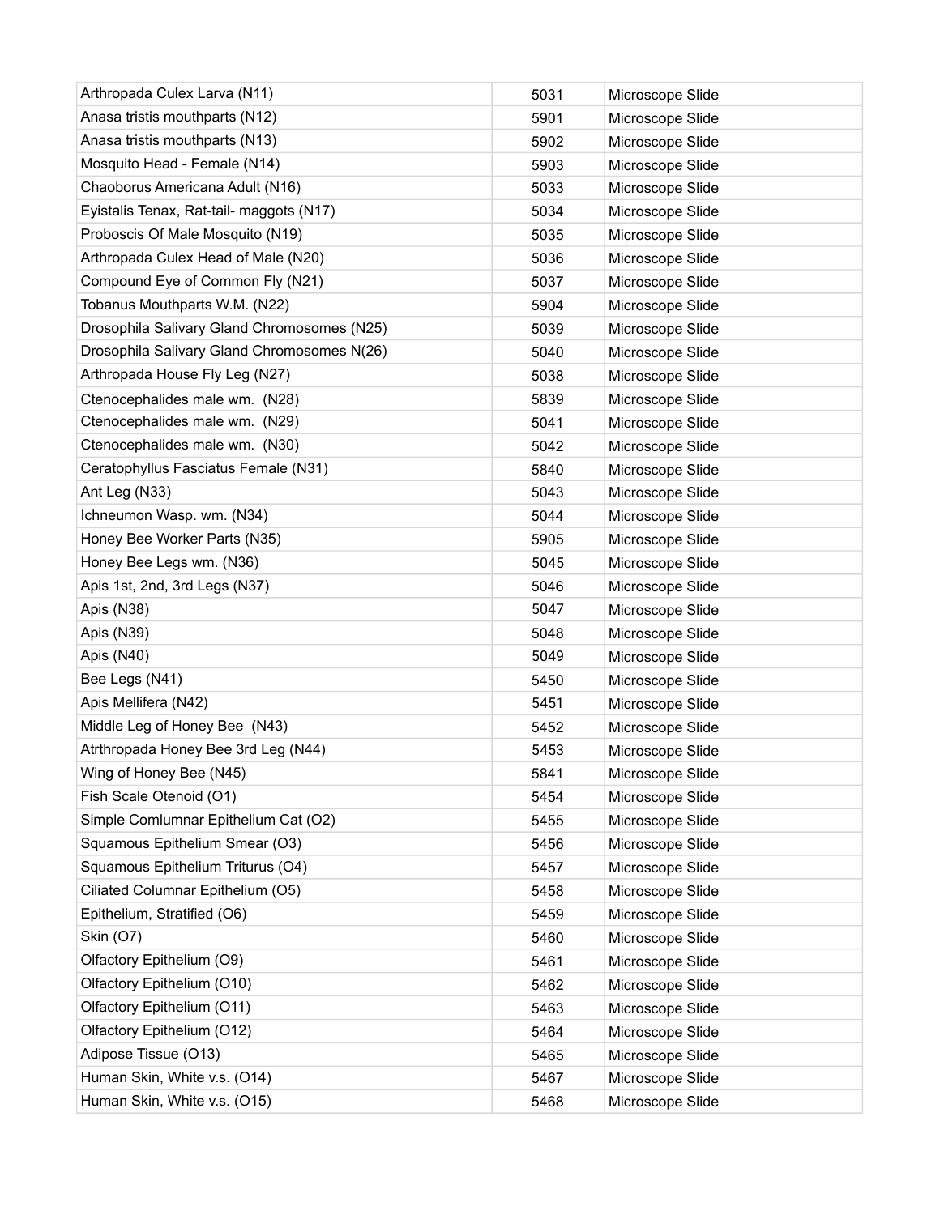| | | |
|---|---|---|
| Arthropada Culex Larva (N11) | 5031 | Microscope Slide |
| Anasa tristis mouthparts (N12) | 5901 | Microscope Slide |
| Anasa tristis mouthparts (N13) | 5902 | Microscope Slide |
| Mosquito Head - Female (N14) | 5903 | Microscope Slide |
| Chaoborus Americana Adult (N16) | 5033 | Microscope Slide |
| Eyistalis Tenax, Rat-tail- maggots (N17) | 5034 | Microscope Slide |
| Proboscis Of Male Mosquito (N19) | 5035 | Microscope Slide |
| Arthropada Culex Head of Male (N20) | 5036 | Microscope Slide |
| Compound Eye of Common Fly (N21) | 5037 | Microscope Slide |
| Tobanus Mouthparts W.M. (N22) | 5904 | Microscope Slide |
| Drosophila Salivary Gland Chromosomes (N25) | 5039 | Microscope Slide |
| Drosophila Salivary Gland Chromosomes N(26) | 5040 | Microscope Slide |
| Arthropada House Fly Leg (N27) | 5038 | Microscope Slide |
| Ctenocephalides male wm. (N28) | 5839 | Microscope Slide |
| Ctenocephalides male wm. (N29) | 5041 | Microscope Slide |
| Ctenocephalides male wm. (N30) | 5042 | Microscope Slide |
| Ceratophyllus Fasciatus Female (N31) | 5840 | Microscope Slide |
| Ant Leg (N33) | 5043 | Microscope Slide |
| Ichneumon Wasp. wm. (N34) | 5044 | Microscope Slide |
| Honey Bee Worker Parts (N35) | 5905 | Microscope Slide |
| Honey Bee Legs wm. (N36) | 5045 | Microscope Slide |
| Apis 1st, 2nd, 3rd Legs (N37) | 5046 | Microscope Slide |
| Apis (N38) | 5047 | Microscope Slide |
| Apis (N39) | 5048 | Microscope Slide |
| Apis (N40) | 5049 | Microscope Slide |
| Bee Legs (N41) | 5450 | Microscope Slide |
| Apis Mellifera (N42) | 5451 | Microscope Slide |
| Middle Leg of Honey Bee (N43) | 5452 | Microscope Slide |
| Atrthropada Honey Bee 3rd Leg (N44) | 5453 | Microscope Slide |
| Wing of Honey Bee (N45) | 5841 | Microscope Slide |
| Fish Scale Otenoid (O1) | 5454 | Microscope Slide |
| Simple Comlumnar Epithelium Cat (O2) | 5455 | Microscope Slide |
| Squamous Epithelium Smear (O3) | 5456 | Microscope Slide |
| Squamous Epithelium Triturus (O4) | 5457 | Microscope Slide |
| Ciliated Columnar Epithelium (O5) | 5458 | Microscope Slide |
| Epithelium, Stratified (O6) | 5459 | Microscope Slide |
| Skin (O7) | 5460 | Microscope Slide |
| Olfactory Epithelium (O9) | 5461 | Microscope Slide |
| Olfactory Epithelium (O10) | 5462 | Microscope Slide |
| Olfactory Epithelium (O11) | 5463 | Microscope Slide |
| Olfactory Epithelium (O12) | 5464 | Microscope Slide |
| Adipose Tissue (O13) | 5465 | Microscope Slide |
| Human Skin, White v.s. (O14) | 5467 | Microscope Slide |
| Human Skin, White v.s. (O15) | 5468 | Microscope Slide |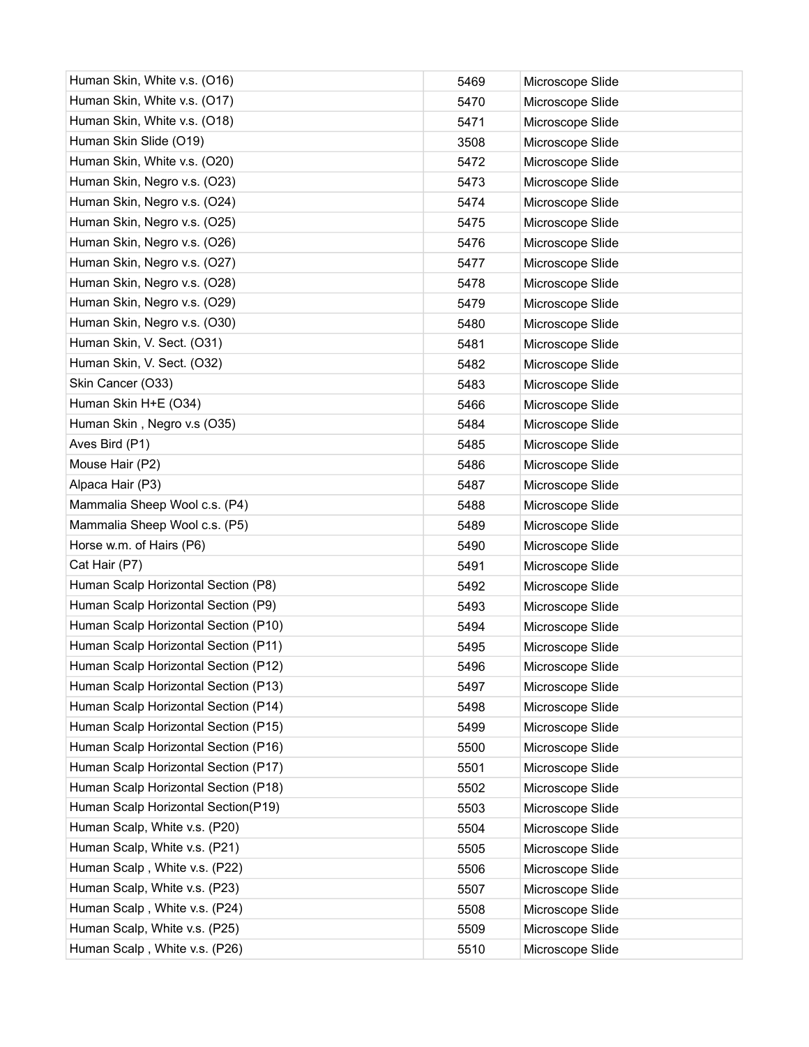| | | |
|---|---|---|
| Human Skin, White v.s. (O16) | 5469 | Microscope Slide |
| Human Skin, White v.s. (O17) | 5470 | Microscope Slide |
| Human Skin, White v.s. (O18) | 5471 | Microscope Slide |
| Human Skin Slide (O19) | 3508 | Microscope Slide |
| Human Skin, White v.s. (O20) | 5472 | Microscope Slide |
| Human Skin, Negro v.s. (O23) | 5473 | Microscope Slide |
| Human Skin, Negro v.s. (O24) | 5474 | Microscope Slide |
| Human Skin, Negro v.s. (O25) | 5475 | Microscope Slide |
| Human Skin, Negro v.s. (O26) | 5476 | Microscope Slide |
| Human Skin, Negro v.s. (O27) | 5477 | Microscope Slide |
| Human Skin, Negro v.s. (O28) | 5478 | Microscope Slide |
| Human Skin, Negro v.s. (O29) | 5479 | Microscope Slide |
| Human Skin, Negro v.s. (O30) | 5480 | Microscope Slide |
| Human Skin, V. Sect. (O31) | 5481 | Microscope Slide |
| Human Skin, V. Sect. (O32) | 5482 | Microscope Slide |
| Skin Cancer (O33) | 5483 | Microscope Slide |
| Human Skin H+E (O34) | 5466 | Microscope Slide |
| Human Skin , Negro v.s (O35) | 5484 | Microscope Slide |
| Aves Bird (P1) | 5485 | Microscope Slide |
| Mouse Hair (P2) | 5486 | Microscope Slide |
| Alpaca Hair (P3) | 5487 | Microscope Slide |
| Mammalia Sheep Wool c.s. (P4) | 5488 | Microscope Slide |
| Mammalia Sheep Wool c.s. (P5) | 5489 | Microscope Slide |
| Horse w.m. of Hairs (P6) | 5490 | Microscope Slide |
| Cat Hair (P7) | 5491 | Microscope Slide |
| Human Scalp Horizontal Section (P8) | 5492 | Microscope Slide |
| Human Scalp Horizontal Section (P9) | 5493 | Microscope Slide |
| Human Scalp Horizontal Section (P10) | 5494 | Microscope Slide |
| Human Scalp Horizontal Section (P11) | 5495 | Microscope Slide |
| Human Scalp Horizontal Section (P12) | 5496 | Microscope Slide |
| Human Scalp Horizontal Section (P13) | 5497 | Microscope Slide |
| Human Scalp Horizontal Section (P14) | 5498 | Microscope Slide |
| Human Scalp Horizontal Section (P15) | 5499 | Microscope Slide |
| Human Scalp Horizontal Section (P16) | 5500 | Microscope Slide |
| Human Scalp Horizontal Section (P17) | 5501 | Microscope Slide |
| Human Scalp Horizontal Section (P18) | 5502 | Microscope Slide |
| Human Scalp Horizontal Section(P19) | 5503 | Microscope Slide |
| Human Scalp, White v.s. (P20) | 5504 | Microscope Slide |
| Human Scalp, White v.s. (P21) | 5505 | Microscope Slide |
| Human Scalp , White v.s. (P22) | 5506 | Microscope Slide |
| Human Scalp, White v.s. (P23) | 5507 | Microscope Slide |
| Human Scalp , White v.s. (P24) | 5508 | Microscope Slide |
| Human Scalp, White v.s. (P25) | 5509 | Microscope Slide |
| Human Scalp , White v.s. (P26) | 5510 | Microscope Slide |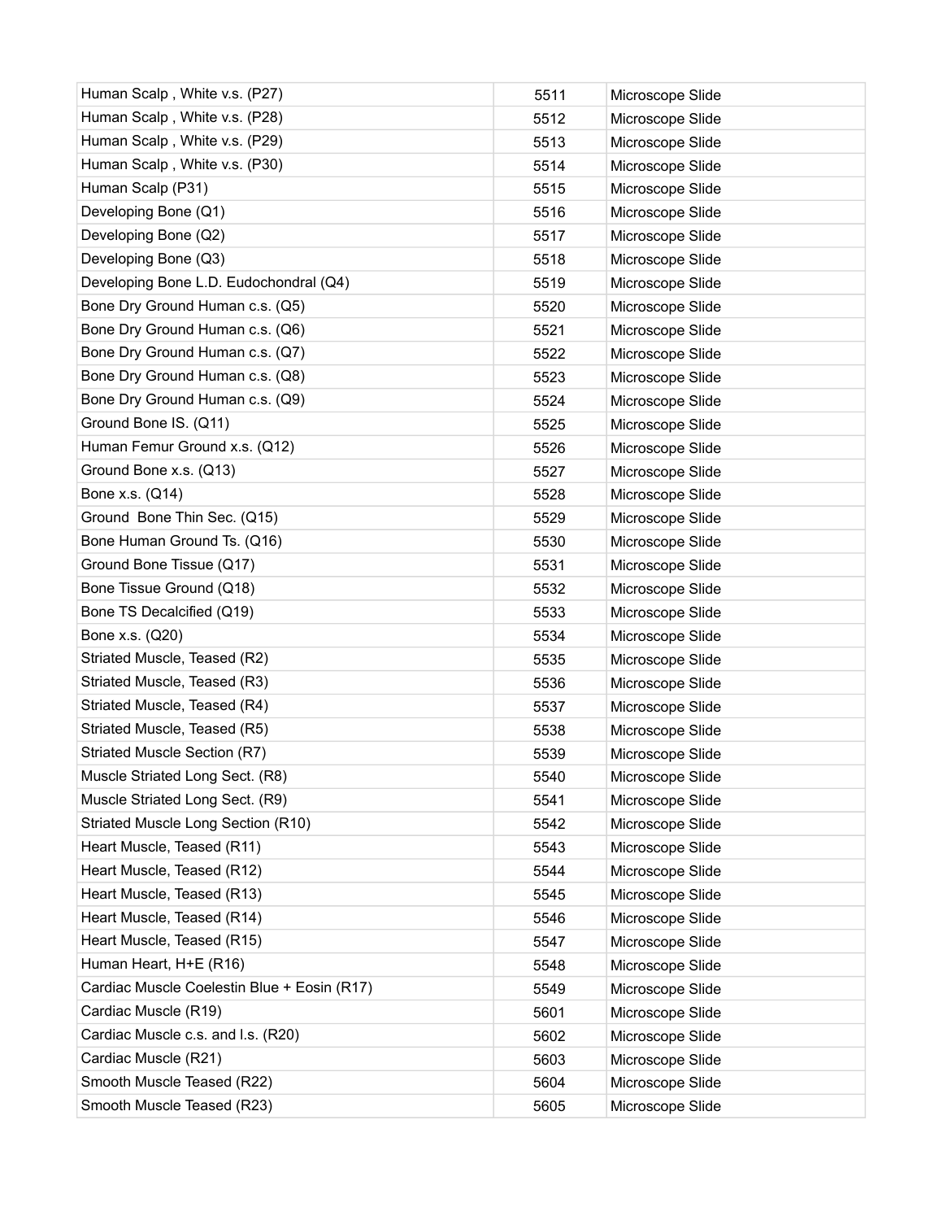| Human Scalp , White v.s. (P27) | 5511 | Microscope Slide |
|---|---|---|
| Human Scalp , White v.s. (P28) | 5512 | Microscope Slide |
| Human Scalp , White v.s. (P29) | 5513 | Microscope Slide |
| Human Scalp , White v.s. (P30) | 5514 | Microscope Slide |
| Human Scalp (P31) | 5515 | Microscope Slide |
| Developing Bone (Q1) | 5516 | Microscope Slide |
| Developing Bone (Q2) | 5517 | Microscope Slide |
| Developing Bone (Q3) | 5518 | Microscope Slide |
| Developing Bone L.D. Eudochondral (Q4) | 5519 | Microscope Slide |
| Bone Dry Ground Human c.s. (Q5) | 5520 | Microscope Slide |
| Bone Dry Ground Human c.s. (Q6) | 5521 | Microscope Slide |
| Bone Dry Ground Human c.s. (Q7) | 5522 | Microscope Slide |
| Bone Dry Ground Human c.s. (Q8) | 5523 | Microscope Slide |
| Bone Dry Ground Human c.s. (Q9) | 5524 | Microscope Slide |
| Ground Bone IS. (Q11) | 5525 | Microscope Slide |
| Human Femur Ground x.s. (Q12) | 5526 | Microscope Slide |
| Ground Bone x.s. (Q13) | 5527 | Microscope Slide |
| Bone x.s. (Q14) | 5528 | Microscope Slide |
| Ground Bone Thin Sec. (Q15) | 5529 | Microscope Slide |
| Bone Human Ground Ts. (Q16) | 5530 | Microscope Slide |
| Ground Bone Tissue (Q17) | 5531 | Microscope Slide |
| Bone Tissue Ground (Q18) | 5532 | Microscope Slide |
| Bone TS Decalcified (Q19) | 5533 | Microscope Slide |
| Bone x.s. (Q20) | 5534 | Microscope Slide |
| Striated Muscle, Teased (R2) | 5535 | Microscope Slide |
| Striated Muscle, Teased (R3) | 5536 | Microscope Slide |
| Striated Muscle, Teased (R4) | 5537 | Microscope Slide |
| Striated Muscle, Teased (R5) | 5538 | Microscope Slide |
| Striated Muscle Section (R7) | 5539 | Microscope Slide |
| Muscle Striated Long Sect. (R8) | 5540 | Microscope Slide |
| Muscle Striated Long Sect. (R9) | 5541 | Microscope Slide |
| Striated Muscle Long Section (R10) | 5542 | Microscope Slide |
| Heart Muscle, Teased (R11) | 5543 | Microscope Slide |
| Heart Muscle, Teased (R12) | 5544 | Microscope Slide |
| Heart Muscle, Teased (R13) | 5545 | Microscope Slide |
| Heart Muscle, Teased (R14) | 5546 | Microscope Slide |
| Heart Muscle, Teased (R15) | 5547 | Microscope Slide |
| Human Heart, H+E (R16) | 5548 | Microscope Slide |
| Cardiac Muscle Coelestin Blue + Eosin (R17) | 5549 | Microscope Slide |
| Cardiac Muscle (R19) | 5601 | Microscope Slide |
| Cardiac Muscle c.s. and l.s. (R20) | 5602 | Microscope Slide |
| Cardiac Muscle (R21) | 5603 | Microscope Slide |
| Smooth Muscle Teased (R22) | 5604 | Microscope Slide |
| Smooth Muscle Teased (R23) | 5605 | Microscope Slide |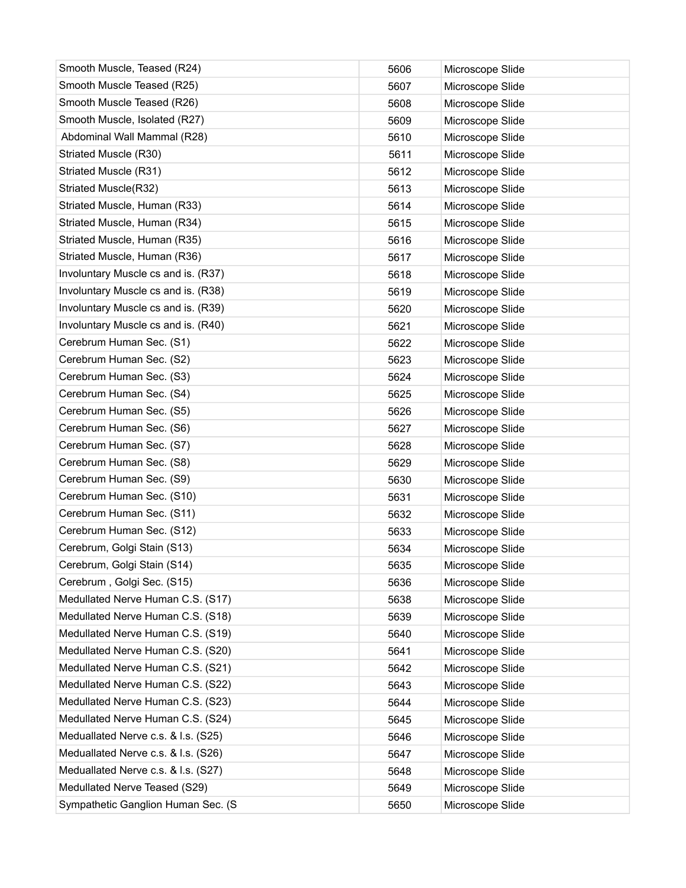| | | |
|---|---|---|
| Smooth Muscle, Teased (R24) | 5606 | Microscope Slide |
| Smooth Muscle Teased (R25) | 5607 | Microscope Slide |
| Smooth Muscle Teased (R26) | 5608 | Microscope Slide |
| Smooth Muscle, Isolated (R27) | 5609 | Microscope Slide |
| Abdominal Wall Mammal (R28) | 5610 | Microscope Slide |
| Striated Muscle (R30) | 5611 | Microscope Slide |
| Striated Muscle (R31) | 5612 | Microscope Slide |
| Striated Muscle(R32) | 5613 | Microscope Slide |
| Striated Muscle, Human (R33) | 5614 | Microscope Slide |
| Striated Muscle, Human (R34) | 5615 | Microscope Slide |
| Striated Muscle, Human (R35) | 5616 | Microscope Slide |
| Striated Muscle, Human (R36) | 5617 | Microscope Slide |
| Involuntary Muscle cs and is. (R37) | 5618 | Microscope Slide |
| Involuntary Muscle cs and is. (R38) | 5619 | Microscope Slide |
| Involuntary Muscle cs and is. (R39) | 5620 | Microscope Slide |
| Involuntary Muscle cs and is. (R40) | 5621 | Microscope Slide |
| Cerebrum Human Sec. (S1) | 5622 | Microscope Slide |
| Cerebrum Human Sec. (S2) | 5623 | Microscope Slide |
| Cerebrum Human Sec. (S3) | 5624 | Microscope Slide |
| Cerebrum Human Sec. (S4) | 5625 | Microscope Slide |
| Cerebrum Human Sec. (S5) | 5626 | Microscope Slide |
| Cerebrum Human Sec. (S6) | 5627 | Microscope Slide |
| Cerebrum Human Sec. (S7) | 5628 | Microscope Slide |
| Cerebrum Human Sec. (S8) | 5629 | Microscope Slide |
| Cerebrum Human Sec. (S9) | 5630 | Microscope Slide |
| Cerebrum Human Sec. (S10) | 5631 | Microscope Slide |
| Cerebrum Human Sec. (S11) | 5632 | Microscope Slide |
| Cerebrum Human Sec. (S12) | 5633 | Microscope Slide |
| Cerebrum, Golgi Stain (S13) | 5634 | Microscope Slide |
| Cerebrum, Golgi Stain (S14) | 5635 | Microscope Slide |
| Cerebrum , Golgi Sec. (S15) | 5636 | Microscope Slide |
| Medullated Nerve Human C.S. (S17) | 5638 | Microscope Slide |
| Medullated Nerve Human C.S. (S18) | 5639 | Microscope Slide |
| Medullated Nerve Human C.S. (S19) | 5640 | Microscope Slide |
| Medullated Nerve Human C.S. (S20) | 5641 | Microscope Slide |
| Medullated Nerve Human C.S. (S21) | 5642 | Microscope Slide |
| Medullated Nerve Human C.S. (S22) | 5643 | Microscope Slide |
| Medullated Nerve Human C.S. (S23) | 5644 | Microscope Slide |
| Medullated Nerve Human C.S. (S24) | 5645 | Microscope Slide |
| Meduallated Nerve c.s. & l.s. (S25) | 5646 | Microscope Slide |
| Meduallated Nerve c.s. & l.s. (S26) | 5647 | Microscope Slide |
| Meduallated Nerve c.s. & l.s. (S27) | 5648 | Microscope Slide |
| Medullated Nerve Teased (S29) | 5649 | Microscope Slide |
| Sympathetic Ganglion Human Sec. (S | 5650 | Microscope Slide |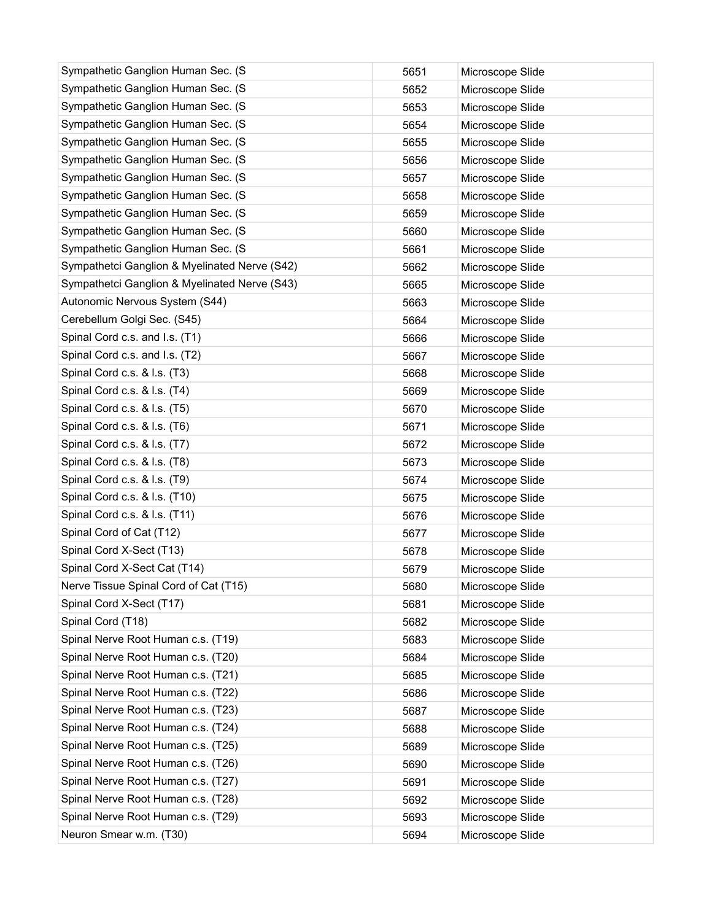| Sympathetic Ganglion Human Sec. (S | 5651 | Microscope Slide |
|---|---|---|
| Sympathetic Ganglion Human Sec. (S | 5652 | Microscope Slide |
| Sympathetic Ganglion Human Sec. (S | 5653 | Microscope Slide |
| Sympathetic Ganglion Human Sec. (S | 5654 | Microscope Slide |
| Sympathetic Ganglion Human Sec. (S | 5655 | Microscope Slide |
| Sympathetic Ganglion Human Sec. (S | 5656 | Microscope Slide |
| Sympathetic Ganglion Human Sec. (S | 5657 | Microscope Slide |
| Sympathetic Ganglion Human Sec. (S | 5658 | Microscope Slide |
| Sympathetic Ganglion Human Sec. (S | 5659 | Microscope Slide |
| Sympathetic Ganglion Human Sec. (S | 5660 | Microscope Slide |
| Sympathetic Ganglion Human Sec. (S | 5661 | Microscope Slide |
| Sympathetci Ganglion & Myelinated Nerve (S42) | 5662 | Microscope Slide |
| Sympathetci Ganglion & Myelinated Nerve (S43) | 5665 | Microscope Slide |
| Autonomic Nervous System (S44) | 5663 | Microscope Slide |
| Cerebellum Golgi Sec. (S45) | 5664 | Microscope Slide |
| Spinal Cord c.s. and l.s. (T1) | 5666 | Microscope Slide |
| Spinal Cord c.s. and l.s. (T2) | 5667 | Microscope Slide |
| Spinal Cord c.s. & l.s. (T3) | 5668 | Microscope Slide |
| Spinal Cord c.s. & l.s. (T4) | 5669 | Microscope Slide |
| Spinal Cord c.s. & l.s. (T5) | 5670 | Microscope Slide |
| Spinal Cord c.s. & l.s. (T6) | 5671 | Microscope Slide |
| Spinal Cord c.s. & l.s. (T7) | 5672 | Microscope Slide |
| Spinal Cord c.s. & l.s. (T8) | 5673 | Microscope Slide |
| Spinal Cord c.s. & l.s. (T9) | 5674 | Microscope Slide |
| Spinal Cord c.s. & l.s. (T10) | 5675 | Microscope Slide |
| Spinal Cord c.s. & l.s. (T11) | 5676 | Microscope Slide |
| Spinal Cord of Cat (T12) | 5677 | Microscope Slide |
| Spinal Cord X-Sect (T13) | 5678 | Microscope Slide |
| Spinal Cord X-Sect Cat (T14) | 5679 | Microscope Slide |
| Nerve Tissue Spinal Cord of Cat (T15) | 5680 | Microscope Slide |
| Spinal Cord X-Sect (T17) | 5681 | Microscope Slide |
| Spinal Cord (T18) | 5682 | Microscope Slide |
| Spinal Nerve Root Human c.s. (T19) | 5683 | Microscope Slide |
| Spinal Nerve Root Human c.s. (T20) | 5684 | Microscope Slide |
| Spinal Nerve Root Human c.s. (T21) | 5685 | Microscope Slide |
| Spinal Nerve Root Human c.s. (T22) | 5686 | Microscope Slide |
| Spinal Nerve Root Human c.s. (T23) | 5687 | Microscope Slide |
| Spinal Nerve Root Human c.s. (T24) | 5688 | Microscope Slide |
| Spinal Nerve Root Human c.s. (T25) | 5689 | Microscope Slide |
| Spinal Nerve Root Human c.s. (T26) | 5690 | Microscope Slide |
| Spinal Nerve Root Human c.s. (T27) | 5691 | Microscope Slide |
| Spinal Nerve Root Human c.s. (T28) | 5692 | Microscope Slide |
| Spinal Nerve Root Human c.s. (T29) | 5693 | Microscope Slide |
| Neuron Smear w.m. (T30) | 5694 | Microscope Slide |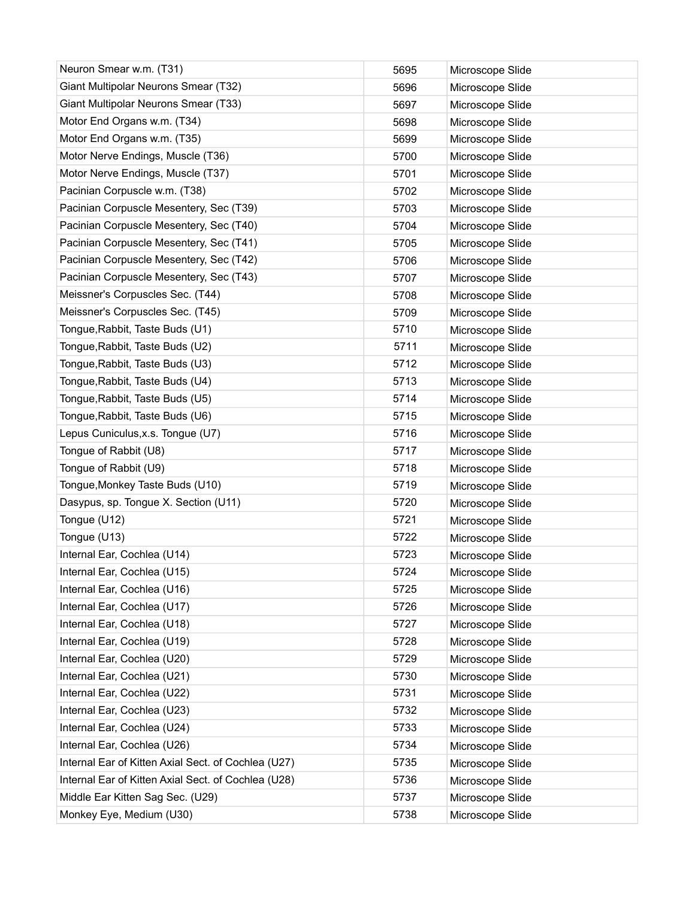| | | |
|---|---|---|
| Neuron Smear w.m. (T31) | 5695 | Microscope Slide |
| Giant Multipolar Neurons Smear (T32) | 5696 | Microscope Slide |
| Giant Multipolar Neurons Smear (T33) | 5697 | Microscope Slide |
| Motor End Organs w.m. (T34) | 5698 | Microscope Slide |
| Motor End Organs w.m. (T35) | 5699 | Microscope Slide |
| Motor Nerve Endings, Muscle (T36) | 5700 | Microscope Slide |
| Motor Nerve Endings, Muscle (T37) | 5701 | Microscope Slide |
| Pacinian Corpuscle w.m. (T38) | 5702 | Microscope Slide |
| Pacinian Corpuscle Mesentery, Sec (T39) | 5703 | Microscope Slide |
| Pacinian Corpuscle Mesentery, Sec (T40) | 5704 | Microscope Slide |
| Pacinian Corpuscle Mesentery, Sec (T41) | 5705 | Microscope Slide |
| Pacinian Corpuscle Mesentery, Sec (T42) | 5706 | Microscope Slide |
| Pacinian Corpuscle Mesentery, Sec (T43) | 5707 | Microscope Slide |
| Meissner's Corpuscles Sec. (T44) | 5708 | Microscope Slide |
| Meissner's Corpuscles Sec. (T45) | 5709 | Microscope Slide |
| Tongue,Rabbit, Taste Buds (U1) | 5710 | Microscope Slide |
| Tongue,Rabbit, Taste Buds (U2) | 5711 | Microscope Slide |
| Tongue,Rabbit, Taste Buds (U3) | 5712 | Microscope Slide |
| Tongue,Rabbit, Taste Buds (U4) | 5713 | Microscope Slide |
| Tongue,Rabbit, Taste Buds (U5) | 5714 | Microscope Slide |
| Tongue,Rabbit, Taste Buds (U6) | 5715 | Microscope Slide |
| Lepus Cuniculus,x.s. Tongue (U7) | 5716 | Microscope Slide |
| Tongue of Rabbit (U8) | 5717 | Microscope Slide |
| Tongue of Rabbit (U9) | 5718 | Microscope Slide |
| Tongue,Monkey Taste Buds (U10) | 5719 | Microscope Slide |
| Dasypus, sp. Tongue X. Section (U11) | 5720 | Microscope Slide |
| Tongue (U12) | 5721 | Microscope Slide |
| Tongue (U13) | 5722 | Microscope Slide |
| Internal Ear, Cochlea (U14) | 5723 | Microscope Slide |
| Internal Ear, Cochlea (U15) | 5724 | Microscope Slide |
| Internal Ear, Cochlea (U16) | 5725 | Microscope Slide |
| Internal Ear, Cochlea (U17) | 5726 | Microscope Slide |
| Internal Ear, Cochlea (U18) | 5727 | Microscope Slide |
| Internal Ear, Cochlea (U19) | 5728 | Microscope Slide |
| Internal Ear, Cochlea (U20) | 5729 | Microscope Slide |
| Internal Ear, Cochlea (U21) | 5730 | Microscope Slide |
| Internal Ear, Cochlea (U22) | 5731 | Microscope Slide |
| Internal Ear, Cochlea (U23) | 5732 | Microscope Slide |
| Internal Ear, Cochlea (U24) | 5733 | Microscope Slide |
| Internal Ear, Cochlea (U26) | 5734 | Microscope Slide |
| Internal Ear of Kitten Axial Sect. of Cochlea (U27) | 5735 | Microscope Slide |
| Internal Ear of Kitten Axial Sect. of Cochlea (U28) | 5736 | Microscope Slide |
| Middle Ear Kitten Sag Sec. (U29) | 5737 | Microscope Slide |
| Monkey Eye, Medium (U30) | 5738 | Microscope Slide |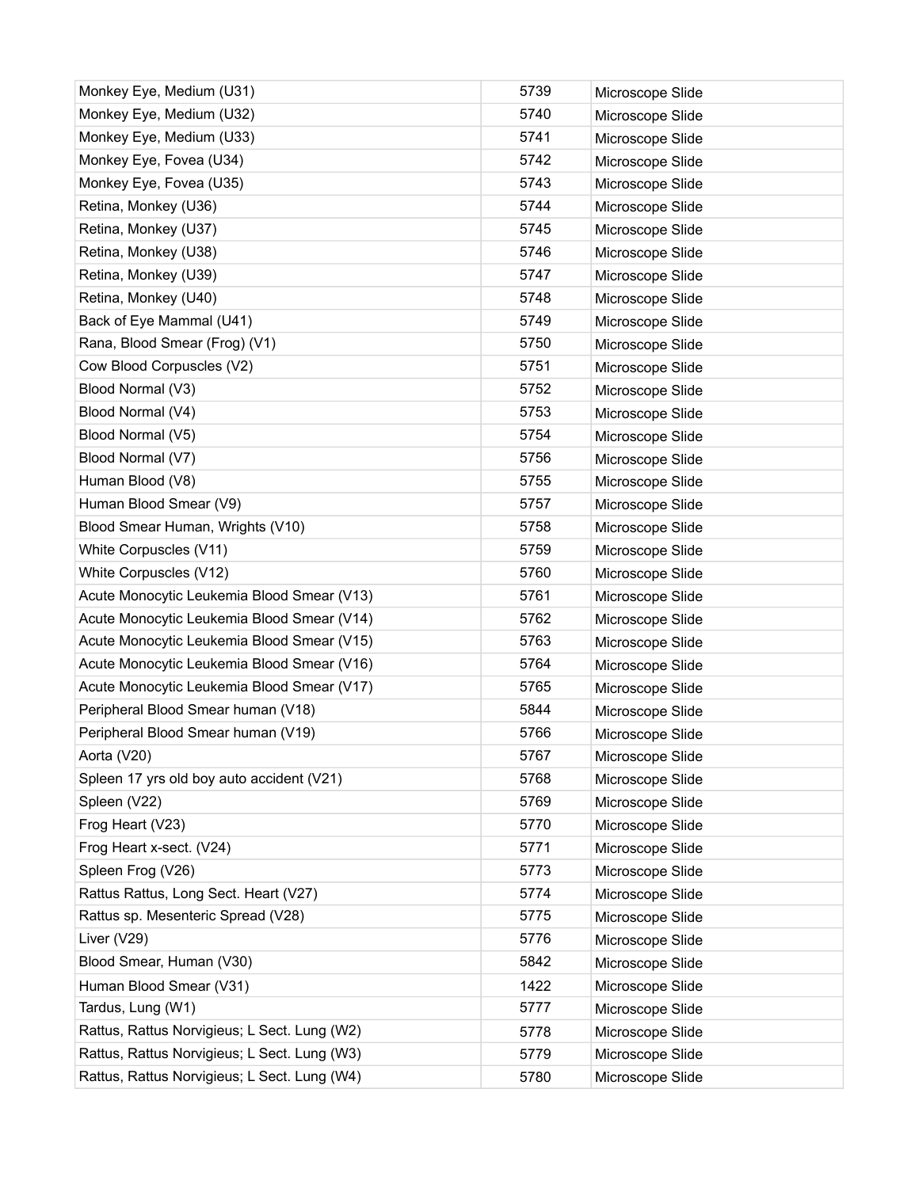| Monkey Eye, Medium (U31) | 5739 | Microscope Slide |
|---|---|---|
| Monkey Eye, Medium (U32) | 5740 | Microscope Slide |
| Monkey Eye, Medium (U33) | 5741 | Microscope Slide |
| Monkey Eye, Fovea (U34) | 5742 | Microscope Slide |
| Monkey Eye, Fovea (U35) | 5743 | Microscope Slide |
| Retina, Monkey (U36) | 5744 | Microscope Slide |
| Retina, Monkey (U37) | 5745 | Microscope Slide |
| Retina, Monkey (U38) | 5746 | Microscope Slide |
| Retina, Monkey (U39) | 5747 | Microscope Slide |
| Retina, Monkey (U40) | 5748 | Microscope Slide |
| Back of Eye Mammal (U41) | 5749 | Microscope Slide |
| Rana, Blood Smear (Frog) (V1) | 5750 | Microscope Slide |
| Cow Blood Corpuscles (V2) | 5751 | Microscope Slide |
| Blood Normal (V3) | 5752 | Microscope Slide |
| Blood Normal (V4) | 5753 | Microscope Slide |
| Blood Normal (V5) | 5754 | Microscope Slide |
| Blood Normal (V7) | 5756 | Microscope Slide |
| Human Blood (V8) | 5755 | Microscope Slide |
| Human Blood Smear (V9) | 5757 | Microscope Slide |
| Blood Smear Human, Wrights (V10) | 5758 | Microscope Slide |
| White Corpuscles (V11) | 5759 | Microscope Slide |
| White Corpuscles (V12) | 5760 | Microscope Slide |
| Acute Monocytic Leukemia Blood Smear (V13) | 5761 | Microscope Slide |
| Acute Monocytic Leukemia Blood Smear (V14) | 5762 | Microscope Slide |
| Acute Monocytic Leukemia Blood Smear (V15) | 5763 | Microscope Slide |
| Acute Monocytic Leukemia Blood Smear (V16) | 5764 | Microscope Slide |
| Acute Monocytic Leukemia Blood Smear (V17) | 5765 | Microscope Slide |
| Peripheral Blood Smear human (V18) | 5844 | Microscope Slide |
| Peripheral Blood Smear human (V19) | 5766 | Microscope Slide |
| Aorta (V20) | 5767 | Microscope Slide |
| Spleen 17 yrs old boy auto accident (V21) | 5768 | Microscope Slide |
| Spleen (V22) | 5769 | Microscope Slide |
| Frog Heart (V23) | 5770 | Microscope Slide |
| Frog Heart x-sect. (V24) | 5771 | Microscope Slide |
| Spleen Frog (V26) | 5773 | Microscope Slide |
| Rattus Rattus, Long Sect. Heart (V27) | 5774 | Microscope Slide |
| Rattus sp. Mesenteric Spread (V28) | 5775 | Microscope Slide |
| Liver (V29) | 5776 | Microscope Slide |
| Blood Smear, Human (V30) | 5842 | Microscope Slide |
| Human Blood Smear (V31) | 1422 | Microscope Slide |
| Tardus, Lung (W1) | 5777 | Microscope Slide |
| Rattus, Rattus Norvigieus; L Sect. Lung (W2) | 5778 | Microscope Slide |
| Rattus, Rattus Norvigieus; L Sect. Lung (W3) | 5779 | Microscope Slide |
| Rattus, Rattus Norvigieus; L Sect. Lung (W4) | 5780 | Microscope Slide |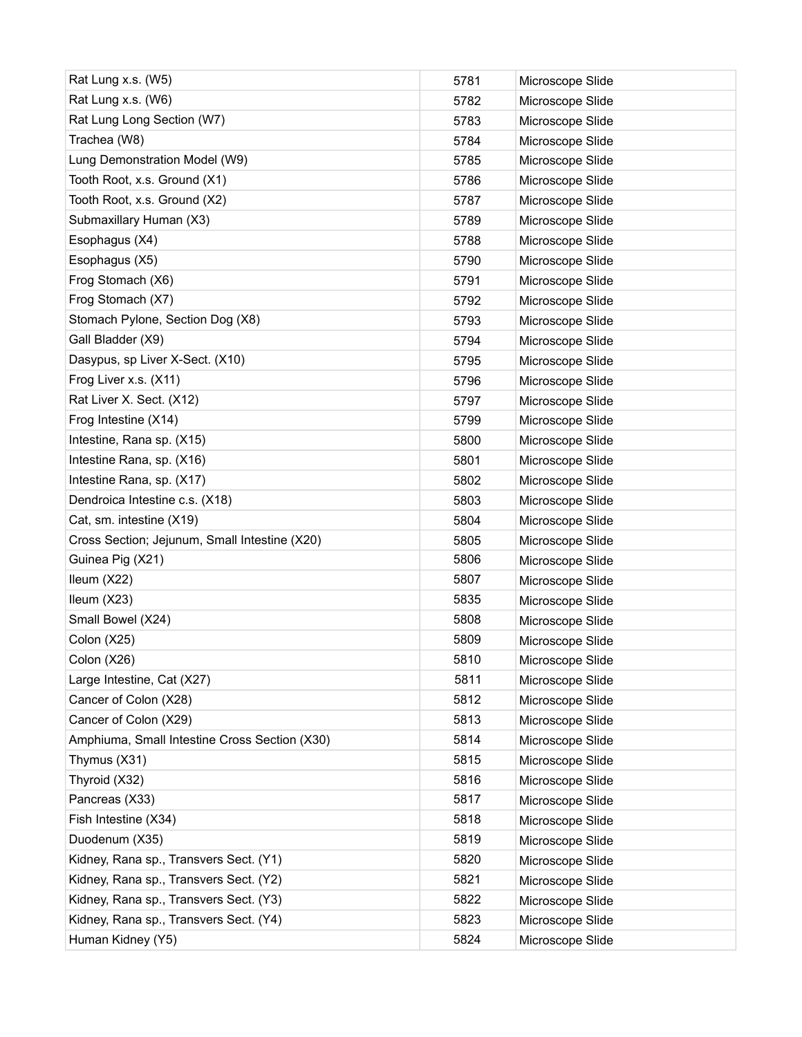| Rat Lung x.s. (W5) | 5781 | Microscope Slide |
|---|---|---|
| Rat Lung x.s. (W6) | 5782 | Microscope Slide |
| Rat Lung Long Section (W7) | 5783 | Microscope Slide |
| Trachea (W8) | 5784 | Microscope Slide |
| Lung Demonstration Model (W9) | 5785 | Microscope Slide |
| Tooth Root, x.s. Ground (X1) | 5786 | Microscope Slide |
| Tooth Root, x.s. Ground (X2) | 5787 | Microscope Slide |
| Submaxillary Human (X3) | 5789 | Microscope Slide |
| Esophagus (X4) | 5788 | Microscope Slide |
| Esophagus (X5) | 5790 | Microscope Slide |
| Frog Stomach (X6) | 5791 | Microscope Slide |
| Frog Stomach (X7) | 5792 | Microscope Slide |
| Stomach Pylone, Section Dog (X8) | 5793 | Microscope Slide |
| Gall Bladder (X9) | 5794 | Microscope Slide |
| Dasypus, sp Liver X-Sect. (X10) | 5795 | Microscope Slide |
| Frog Liver x.s. (X11) | 5796 | Microscope Slide |
| Rat Liver X. Sect. (X12) | 5797 | Microscope Slide |
| Frog Intestine (X14) | 5799 | Microscope Slide |
| Intestine, Rana sp. (X15) | 5800 | Microscope Slide |
| Intestine Rana, sp. (X16) | 5801 | Microscope Slide |
| Intestine Rana, sp. (X17) | 5802 | Microscope Slide |
| Dendroica Intestine c.s. (X18) | 5803 | Microscope Slide |
| Cat, sm. intestine (X19) | 5804 | Microscope Slide |
| Cross Section; Jejunum, Small Intestine (X20) | 5805 | Microscope Slide |
| Guinea Pig (X21) | 5806 | Microscope Slide |
| Ileum (X22) | 5807 | Microscope Slide |
| Ileum (X23) | 5835 | Microscope Slide |
| Small Bowel (X24) | 5808 | Microscope Slide |
| Colon (X25) | 5809 | Microscope Slide |
| Colon (X26) | 5810 | Microscope Slide |
| Large Intestine, Cat (X27) | 5811 | Microscope Slide |
| Cancer of Colon (X28) | 5812 | Microscope Slide |
| Cancer of Colon (X29) | 5813 | Microscope Slide |
| Amphiuma, Small Intestine Cross Section (X30) | 5814 | Microscope Slide |
| Thymus (X31) | 5815 | Microscope Slide |
| Thyroid (X32) | 5816 | Microscope Slide |
| Pancreas (X33) | 5817 | Microscope Slide |
| Fish Intestine (X34) | 5818 | Microscope Slide |
| Duodenum (X35) | 5819 | Microscope Slide |
| Kidney, Rana sp., Transvers Sect. (Y1) | 5820 | Microscope Slide |
| Kidney, Rana sp., Transvers Sect. (Y2) | 5821 | Microscope Slide |
| Kidney, Rana sp., Transvers Sect. (Y3) | 5822 | Microscope Slide |
| Kidney, Rana sp., Transvers Sect. (Y4) | 5823 | Microscope Slide |
| Human Kidney (Y5) | 5824 | Microscope Slide |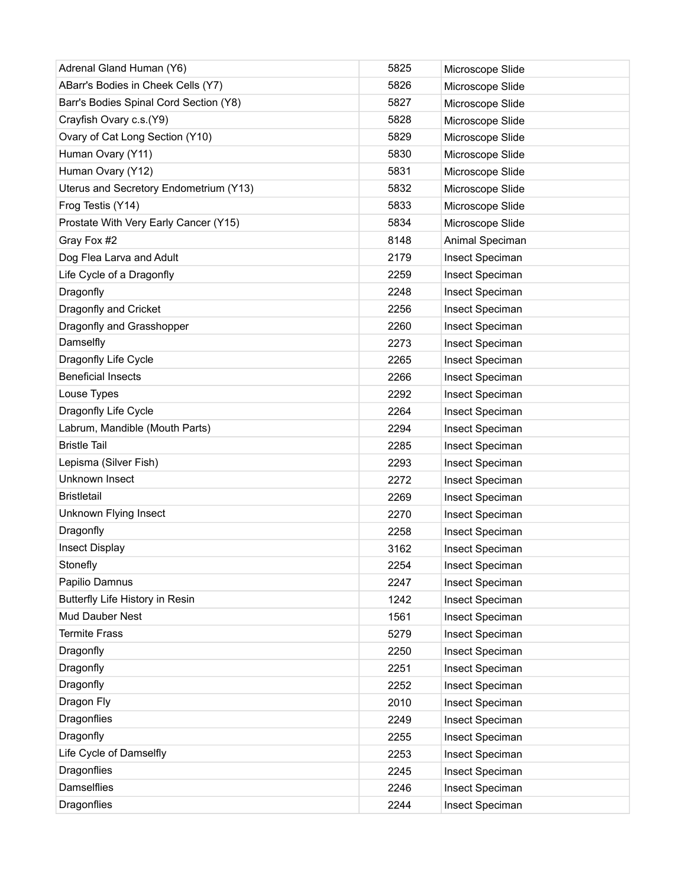| Adrenal Gland Human (Y6) | 5825 | Microscope Slide |
|---|---|---|
| ABarr's Bodies in Cheek Cells (Y7) | 5826 | Microscope Slide |
| Barr's Bodies Spinal Cord Section (Y8) | 5827 | Microscope Slide |
| Crayfish Ovary c.s.(Y9) | 5828 | Microscope Slide |
| Ovary of Cat Long Section (Y10) | 5829 | Microscope Slide |
| Human Ovary (Y11) | 5830 | Microscope Slide |
| Human Ovary (Y12) | 5831 | Microscope Slide |
| Uterus and Secretory Endometrium (Y13) | 5832 | Microscope Slide |
| Frog Testis (Y14) | 5833 | Microscope Slide |
| Prostate With Very Early Cancer (Y15) | 5834 | Microscope Slide |
| Gray Fox #2 | 8148 | Animal Speciman |
| Dog Flea Larva and Adult | 2179 | Insect Speciman |
| Life Cycle of a Dragonfly | 2259 | Insect Speciman |
| Dragonfly | 2248 | Insect Speciman |
| Dragonfly and Cricket | 2256 | Insect Speciman |
| Dragonfly and Grasshopper | 2260 | Insect Speciman |
| Damselfly | 2273 | Insect Speciman |
| Dragonfly Life Cycle | 2265 | Insect Speciman |
| Beneficial Insects | 2266 | Insect Speciman |
| Louse Types | 2292 | Insect Speciman |
| Dragonfly Life Cycle | 2264 | Insect Speciman |
| Labrum, Mandible (Mouth Parts) | 2294 | Insect Speciman |
| Bristle Tail | 2285 | Insect Speciman |
| Lepisma (Silver Fish) | 2293 | Insect Speciman |
| Unknown Insect | 2272 | Insect Speciman |
| Bristletail | 2269 | Insect Speciman |
| Unknown Flying Insect | 2270 | Insect Speciman |
| Dragonfly | 2258 | Insect Speciman |
| Insect Display | 3162 | Insect Speciman |
| Stonefly | 2254 | Insect Speciman |
| Papilio Damnus | 2247 | Insect Speciman |
| Butterfly Life History in Resin | 1242 | Insect Speciman |
| Mud Dauber Nest | 1561 | Insect Speciman |
| Termite Frass | 5279 | Insect Speciman |
| Dragonfly | 2250 | Insect Speciman |
| Dragonfly | 2251 | Insect Speciman |
| Dragonfly | 2252 | Insect Speciman |
| Dragon Fly | 2010 | Insect Speciman |
| Dragonflies | 2249 | Insect Speciman |
| Dragonfly | 2255 | Insect Speciman |
| Life Cycle of Damselfly | 2253 | Insect Speciman |
| Dragonflies | 2245 | Insect Speciman |
| Damselflies | 2246 | Insect Speciman |
| Dragonflies | 2244 | Insect Speciman |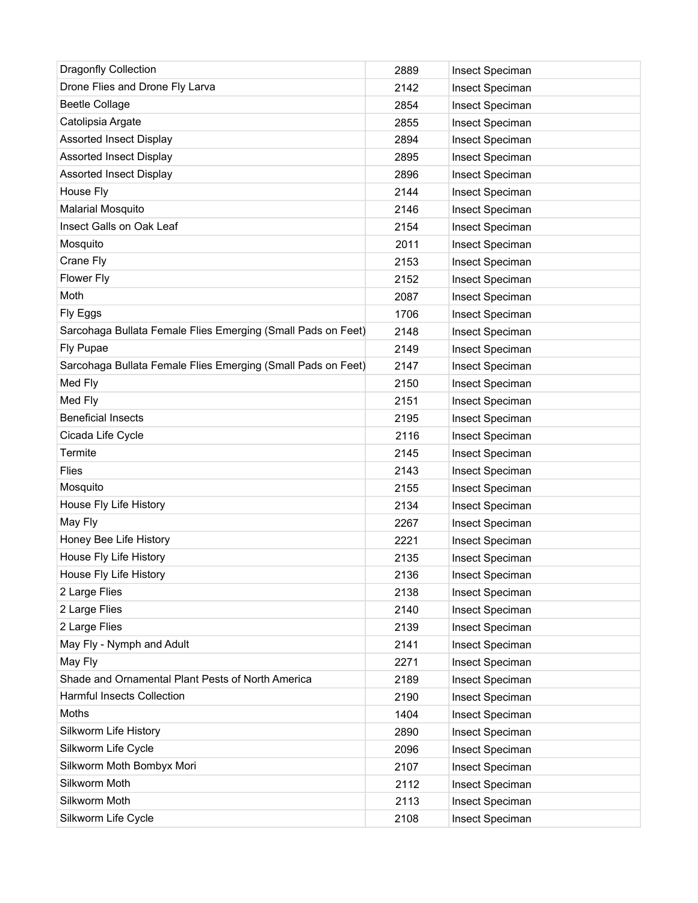| | | |
|---|---|---|
| Dragonfly Collection | 2889 | Insect Speciman |
| Drone Flies and Drone Fly Larva | 2142 | Insect Speciman |
| Beetle Collage | 2854 | Insect Speciman |
| Catolipsia Argate | 2855 | Insect Speciman |
| Assorted Insect Display | 2894 | Insect Speciman |
| Assorted Insect Display | 2895 | Insect Speciman |
| Assorted Insect Display | 2896 | Insect Speciman |
| House Fly | 2144 | Insect Speciman |
| Malarial Mosquito | 2146 | Insect Speciman |
| Insect Galls on Oak Leaf | 2154 | Insect Speciman |
| Mosquito | 2011 | Insect Speciman |
| Crane Fly | 2153 | Insect Speciman |
| Flower Fly | 2152 | Insect Speciman |
| Moth | 2087 | Insect Speciman |
| Fly Eggs | 1706 | Insect Speciman |
| Sarcohaga Bullata Female Flies Emerging (Small Pads on Feet) | 2148 | Insect Speciman |
| Fly Pupae | 2149 | Insect Speciman |
| Sarcohaga Bullata Female Flies Emerging (Small Pads on Feet) | 2147 | Insect Speciman |
| Med Fly | 2150 | Insect Speciman |
| Med Fly | 2151 | Insect Speciman |
| Beneficial Insects | 2195 | Insect Speciman |
| Cicada Life Cycle | 2116 | Insect Speciman |
| Termite | 2145 | Insect Speciman |
| Flies | 2143 | Insect Speciman |
| Mosquito | 2155 | Insect Speciman |
| House Fly Life History | 2134 | Insect Speciman |
| May Fly | 2267 | Insect Speciman |
| Honey Bee Life History | 2221 | Insect Speciman |
| House Fly Life History | 2135 | Insect Speciman |
| House Fly Life History | 2136 | Insect Speciman |
| 2 Large Flies | 2138 | Insect Speciman |
| 2 Large Flies | 2140 | Insect Speciman |
| 2 Large Flies | 2139 | Insect Speciman |
| May Fly - Nymph and Adult | 2141 | Insect Speciman |
| May Fly | 2271 | Insect Speciman |
| Shade and Ornamental Plant Pests of North America | 2189 | Insect Speciman |
| Harmful Insects Collection | 2190 | Insect Speciman |
| Moths | 1404 | Insect Speciman |
| Silkworm Life History | 2890 | Insect Speciman |
| Silkworm Life Cycle | 2096 | Insect Speciman |
| Silkworm Moth Bombyx Mori | 2107 | Insect Speciman |
| Silkworm Moth | 2112 | Insect Speciman |
| Silkworm Moth | 2113 | Insect Speciman |
| Silkworm Life Cycle | 2108 | Insect Speciman |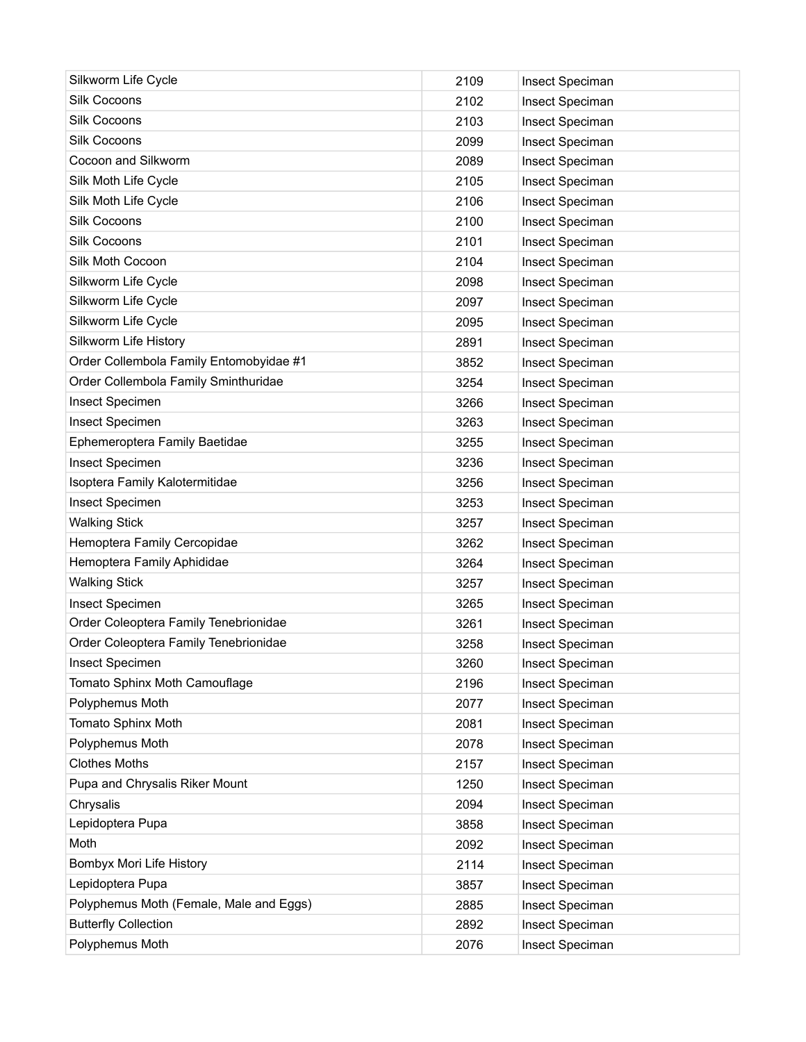| Silkworm Life Cycle | 2109 | Insect Speciman |
|---|---|---|
| Silk Cocoons | 2102 | Insect Speciman |
| Silk Cocoons | 2103 | Insect Speciman |
| Silk Cocoons | 2099 | Insect Speciman |
| Cocoon and Silkworm | 2089 | Insect Speciman |
| Silk Moth Life Cycle | 2105 | Insect Speciman |
| Silk Moth Life Cycle | 2106 | Insect Speciman |
| Silk Cocoons | 2100 | Insect Speciman |
| Silk Cocoons | 2101 | Insect Speciman |
| Silk Moth Cocoon | 2104 | Insect Speciman |
| Silkworm Life Cycle | 2098 | Insect Speciman |
| Silkworm Life Cycle | 2097 | Insect Speciman |
| Silkworm Life Cycle | 2095 | Insect Speciman |
| Silkworm Life History | 2891 | Insect Speciman |
| Order Collembola Family Entomobyidae #1 | 3852 | Insect Speciman |
| Order Collembola Family Sminthuridae | 3254 | Insect Speciman |
| Insect Specimen | 3266 | Insect Speciman |
| Insect Specimen | 3263 | Insect Speciman |
| Ephemeroptera Family Baetidae | 3255 | Insect Speciman |
| Insect Specimen | 3236 | Insect Speciman |
| Isoptera Family Kalotermitidae | 3256 | Insect Speciman |
| Insect Specimen | 3253 | Insect Speciman |
| Walking Stick | 3257 | Insect Speciman |
| Hemoptera Family Cercopidae | 3262 | Insect Speciman |
| Hemoptera Family Aphididae | 3264 | Insect Speciman |
| Walking Stick | 3257 | Insect Speciman |
| Insect Specimen | 3265 | Insect Speciman |
| Order Coleoptera Family Tenebrionidae | 3261 | Insect Speciman |
| Order Coleoptera Family Tenebrionidae | 3258 | Insect Speciman |
| Insect Specimen | 3260 | Insect Speciman |
| Tomato Sphinx Moth Camouflage | 2196 | Insect Speciman |
| Polyphemus Moth | 2077 | Insect Speciman |
| Tomato Sphinx Moth | 2081 | Insect Speciman |
| Polyphemus Moth | 2078 | Insect Speciman |
| Clothes Moths | 2157 | Insect Speciman |
| Pupa and Chrysalis Riker Mount | 1250 | Insect Speciman |
| Chrysalis | 2094 | Insect Speciman |
| Lepidoptera Pupa | 3858 | Insect Speciman |
| Moth | 2092 | Insect Speciman |
| Bombyx Mori Life History | 2114 | Insect Speciman |
| Lepidoptera Pupa | 3857 | Insect Speciman |
| Polyphemus Moth (Female, Male and Eggs) | 2885 | Insect Speciman |
| Butterfly Collection | 2892 | Insect Speciman |
| Polyphemus Moth | 2076 | Insect Speciman |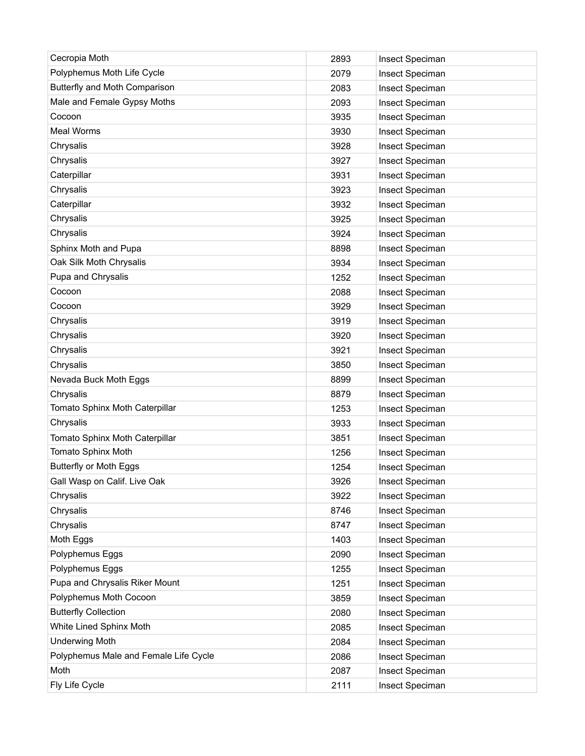| | | |
|---|---|---|
| Cecropia Moth | 2893 | Insect Speciman |
| Polyphemus Moth Life Cycle | 2079 | Insect Speciman |
| Butterfly and Moth Comparison | 2083 | Insect Speciman |
| Male and Female Gypsy Moths | 2093 | Insect Speciman |
| Cocoon | 3935 | Insect Speciman |
| Meal Worms | 3930 | Insect Speciman |
| Chrysalis | 3928 | Insect Speciman |
| Chrysalis | 3927 | Insect Speciman |
| Caterpillar | 3931 | Insect Speciman |
| Chrysalis | 3923 | Insect Speciman |
| Caterpillar | 3932 | Insect Speciman |
| Chrysalis | 3925 | Insect Speciman |
| Chrysalis | 3924 | Insect Speciman |
| Sphinx Moth and Pupa | 8898 | Insect Speciman |
| Oak Silk Moth Chrysalis | 3934 | Insect Speciman |
| Pupa and Chrysalis | 1252 | Insect Speciman |
| Cocoon | 2088 | Insect Speciman |
| Cocoon | 3929 | Insect Speciman |
| Chrysalis | 3919 | Insect Speciman |
| Chrysalis | 3920 | Insect Speciman |
| Chrysalis | 3921 | Insect Speciman |
| Chrysalis | 3850 | Insect Speciman |
| Nevada Buck Moth Eggs | 8899 | Insect Speciman |
| Chrysalis | 8879 | Insect Speciman |
| Tomato Sphinx Moth Caterpillar | 1253 | Insect Speciman |
| Chrysalis | 3933 | Insect Speciman |
| Tomato Sphinx Moth Caterpillar | 3851 | Insect Speciman |
| Tomato Sphinx Moth | 1256 | Insect Speciman |
| Butterfly or Moth Eggs | 1254 | Insect Speciman |
| Gall Wasp on Calif. Live Oak | 3926 | Insect Speciman |
| Chrysalis | 3922 | Insect Speciman |
| Chrysalis | 8746 | Insect Speciman |
| Chrysalis | 8747 | Insect Speciman |
| Moth Eggs | 1403 | Insect Speciman |
| Polyphemus Eggs | 2090 | Insect Speciman |
| Polyphemus Eggs | 1255 | Insect Speciman |
| Pupa and Chrysalis Riker Mount | 1251 | Insect Speciman |
| Polyphemus Moth Cocoon | 3859 | Insect Speciman |
| Butterfly Collection | 2080 | Insect Speciman |
| White Lined Sphinx Moth | 2085 | Insect Speciman |
| Underwing Moth | 2084 | Insect Speciman |
| Polyphemus Male and Female Life Cycle | 2086 | Insect Speciman |
| Moth | 2087 | Insect Speciman |
| Fly Life Cycle | 2111 | Insect Speciman |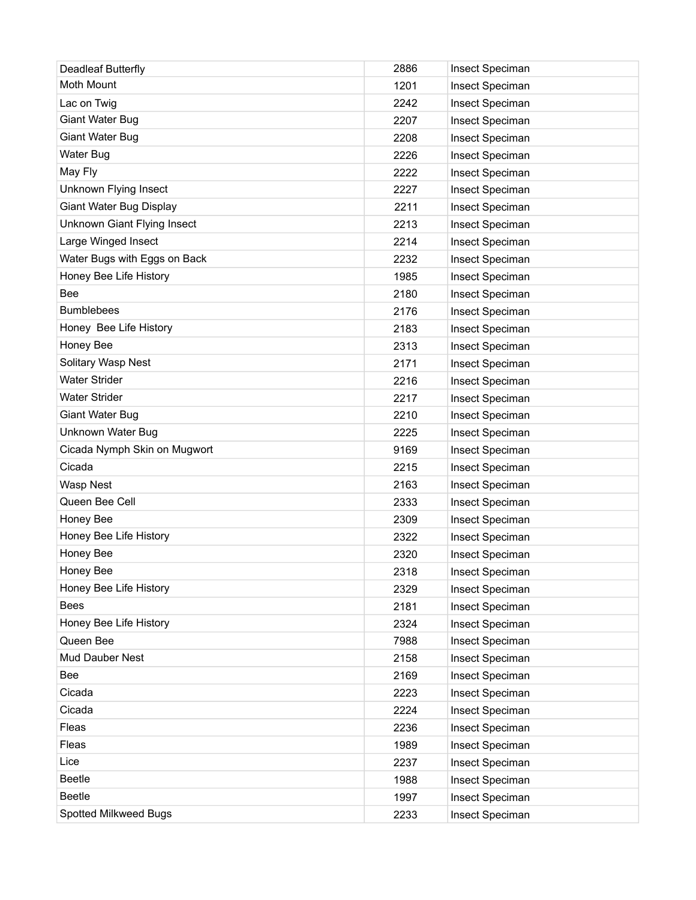| | | |
|---|---|---|
| Deadleaf Butterfly | 2886 | Insect Speciman |
| Moth Mount | 1201 | Insect Speciman |
| Lac on Twig | 2242 | Insect Speciman |
| Giant Water Bug | 2207 | Insect Speciman |
| Giant Water Bug | 2208 | Insect Speciman |
| Water Bug | 2226 | Insect Speciman |
| May Fly | 2222 | Insect Speciman |
| Unknown Flying Insect | 2227 | Insect Speciman |
| Giant Water Bug Display | 2211 | Insect Speciman |
| Unknown Giant Flying Insect | 2213 | Insect Speciman |
| Large Winged Insect | 2214 | Insect Speciman |
| Water Bugs with Eggs on Back | 2232 | Insect Speciman |
| Honey Bee Life History | 1985 | Insect Speciman |
| Bee | 2180 | Insect Speciman |
| Bumblebees | 2176 | Insect Speciman |
| Honey  Bee Life History | 2183 | Insect Speciman |
| Honey Bee | 2313 | Insect Speciman |
| Solitary Wasp Nest | 2171 | Insect Speciman |
| Water Strider | 2216 | Insect Speciman |
| Water Strider | 2217 | Insect Speciman |
| Giant Water Bug | 2210 | Insect Speciman |
| Unknown Water Bug | 2225 | Insect Speciman |
| Cicada Nymph Skin on Mugwort | 9169 | Insect Speciman |
| Cicada | 2215 | Insect Speciman |
| Wasp Nest | 2163 | Insect Speciman |
| Queen Bee Cell | 2333 | Insect Speciman |
| Honey Bee | 2309 | Insect Speciman |
| Honey Bee Life History | 2322 | Insect Speciman |
| Honey Bee | 2320 | Insect Speciman |
| Honey Bee | 2318 | Insect Speciman |
| Honey Bee Life History | 2329 | Insect Speciman |
| Bees | 2181 | Insect Speciman |
| Honey Bee Life History | 2324 | Insect Speciman |
| Queen Bee | 7988 | Insect Speciman |
| Mud Dauber Nest | 2158 | Insect Speciman |
| Bee | 2169 | Insect Speciman |
| Cicada | 2223 | Insect Speciman |
| Cicada | 2224 | Insect Speciman |
| Fleas | 2236 | Insect Speciman |
| Fleas | 1989 | Insect Speciman |
| Lice | 2237 | Insect Speciman |
| Beetle | 1988 | Insect Speciman |
| Beetle | 1997 | Insect Speciman |
| Spotted Milkweed Bugs | 2233 | Insect Speciman |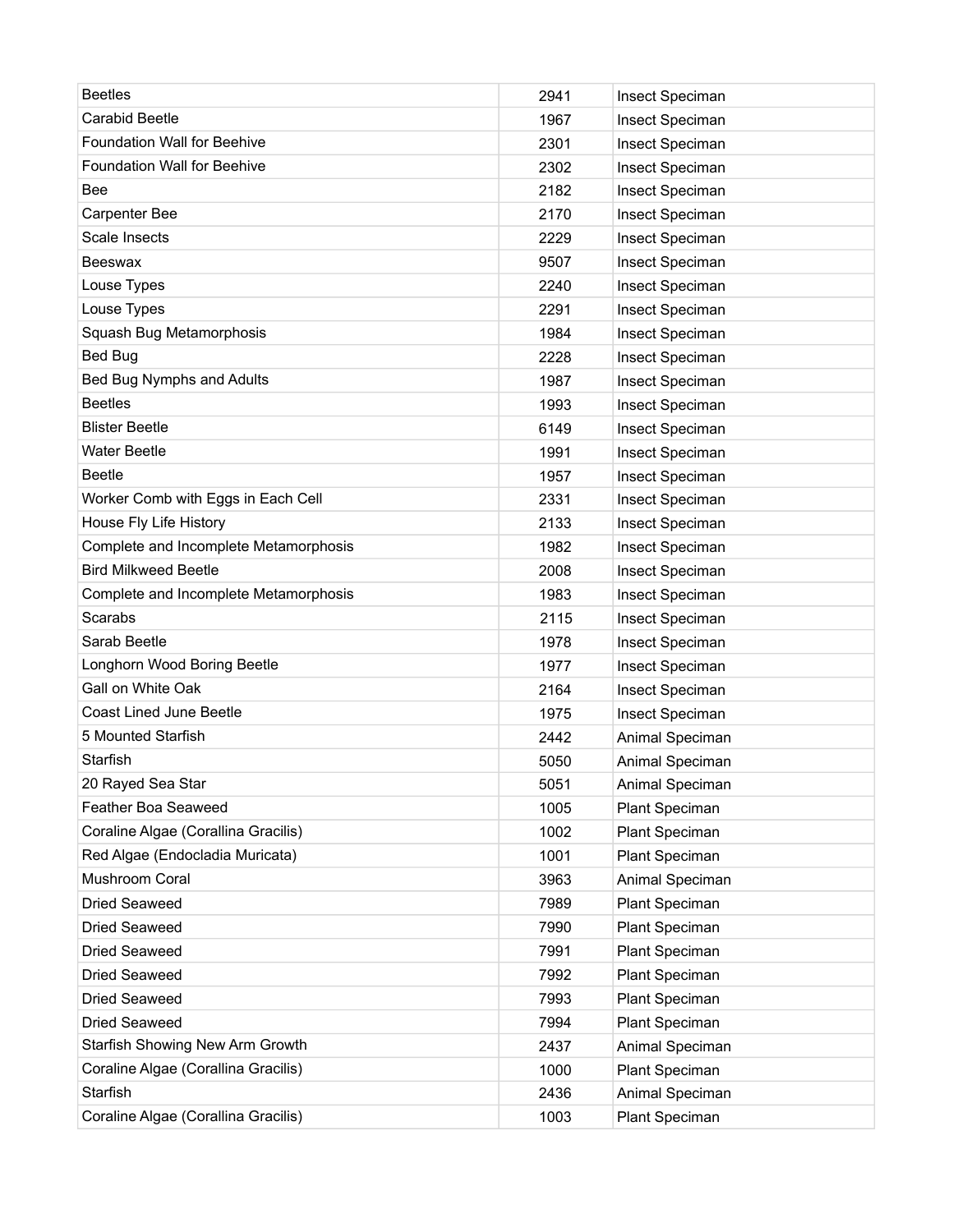| Beetles | 2941 | Insect Speciman |
|---|---|---|
| Carabid Beetle | 1967 | Insect Speciman |
| Foundation Wall for Beehive | 2301 | Insect Speciman |
| Foundation Wall for Beehive | 2302 | Insect Speciman |
| Bee | 2182 | Insect Speciman |
| Carpenter Bee | 2170 | Insect Speciman |
| Scale Insects | 2229 | Insect Speciman |
| Beeswax | 9507 | Insect Speciman |
| Louse Types | 2240 | Insect Speciman |
| Louse Types | 2291 | Insect Speciman |
| Squash Bug Metamorphosis | 1984 | Insect Speciman |
| Bed Bug | 2228 | Insect Speciman |
| Bed Bug Nymphs and Adults | 1987 | Insect Speciman |
| Beetles | 1993 | Insect Speciman |
| Blister Beetle | 6149 | Insect Speciman |
| Water Beetle | 1991 | Insect Speciman |
| Beetle | 1957 | Insect Speciman |
| Worker Comb with Eggs in Each Cell | 2331 | Insect Speciman |
| House Fly Life History | 2133 | Insect Speciman |
| Complete and Incomplete Metamorphosis | 1982 | Insect Speciman |
| Bird Milkweed Beetle | 2008 | Insect Speciman |
| Complete and Incomplete Metamorphosis | 1983 | Insect Speciman |
| Scarabs | 2115 | Insect Speciman |
| Sarab Beetle | 1978 | Insect Speciman |
| Longhorn Wood Boring Beetle | 1977 | Insect Speciman |
| Gall on White Oak | 2164 | Insect Speciman |
| Coast Lined June Beetle | 1975 | Insect Speciman |
| 5 Mounted Starfish | 2442 | Animal Speciman |
| Starfish | 5050 | Animal Speciman |
| 20 Rayed Sea Star | 5051 | Animal Speciman |
| Feather Boa Seaweed | 1005 | Plant Speciman |
| Coraline Algae (Corallina Gracilis) | 1002 | Plant Speciman |
| Red Algae (Endocladia Muricata) | 1001 | Plant Speciman |
| Mushroom Coral | 3963 | Animal Speciman |
| Dried Seaweed | 7989 | Plant Speciman |
| Dried Seaweed | 7990 | Plant Speciman |
| Dried Seaweed | 7991 | Plant Speciman |
| Dried Seaweed | 7992 | Plant Speciman |
| Dried Seaweed | 7993 | Plant Speciman |
| Dried Seaweed | 7994 | Plant Speciman |
| Starfish Showing New Arm Growth | 2437 | Animal Speciman |
| Coraline Algae (Corallina Gracilis) | 1000 | Plant Speciman |
| Starfish | 2436 | Animal Speciman |
| Coraline Algae (Corallina Gracilis) | 1003 | Plant Speciman |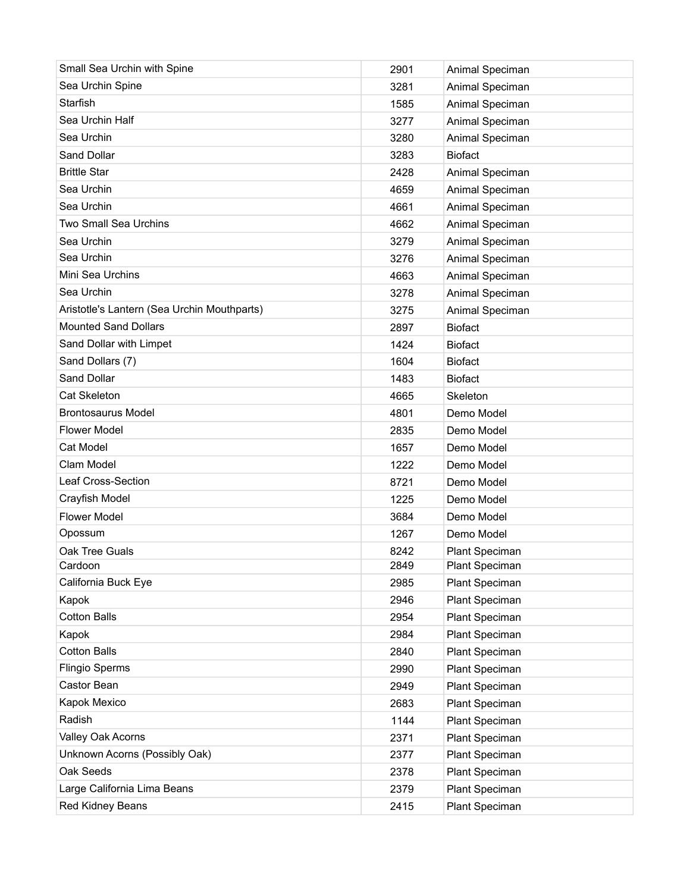| Small Sea Urchin with Spine | 2901 | Animal Speciman |
| --- | --- | --- |
| Sea Urchin Spine | 3281 | Animal Speciman |
| Starfish | 1585 | Animal Speciman |
| Sea Urchin Half | 3277 | Animal Speciman |
| Sea Urchin | 3280 | Animal Speciman |
| Sand Dollar | 3283 | Biofact |
| Brittle Star | 2428 | Animal Speciman |
| Sea Urchin | 4659 | Animal Speciman |
| Sea Urchin | 4661 | Animal Speciman |
| Two Small Sea Urchins | 4662 | Animal Speciman |
| Sea Urchin | 3279 | Animal Speciman |
| Sea Urchin | 3276 | Animal Speciman |
| Mini Sea Urchins | 4663 | Animal Speciman |
| Sea Urchin | 3278 | Animal Speciman |
| Aristotle's Lantern (Sea Urchin Mouthparts) | 3275 | Animal Speciman |
| Mounted Sand Dollars | 2897 | Biofact |
| Sand Dollar with Limpet | 1424 | Biofact |
| Sand Dollars (7) | 1604 | Biofact |
| Sand Dollar | 1483 | Biofact |
| Cat Skeleton | 4665 | Skeleton |
| Brontosaurus Model | 4801 | Demo Model |
| Flower Model | 2835 | Demo Model |
| Cat Model | 1657 | Demo Model |
| Clam Model | 1222 | Demo Model |
| Leaf Cross-Section | 8721 | Demo Model |
| Crayfish Model | 1225 | Demo Model |
| Flower Model | 3684 | Demo Model |
| Opossum | 1267 | Demo Model |
| Oak Tree Guals | 8242 | Plant Speciman |
| Cardoon | 2849 | Plant Speciman |
| California Buck Eye | 2985 | Plant Speciman |
| Kapok | 2946 | Plant Speciman |
| Cotton Balls | 2954 | Plant Speciman |
| Kapok | 2984 | Plant Speciman |
| Cotton Balls | 2840 | Plant Speciman |
| Flingio Sperms | 2990 | Plant Speciman |
| Castor Bean | 2949 | Plant Speciman |
| Kapok Mexico | 2683 | Plant Speciman |
| Radish | 1144 | Plant Speciman |
| Valley Oak Acorns | 2371 | Plant Speciman |
| Unknown Acorns (Possibly Oak) | 2377 | Plant Speciman |
| Oak Seeds | 2378 | Plant Speciman |
| Large California Lima Beans | 2379 | Plant Speciman |
| Red Kidney Beans | 2415 | Plant Speciman |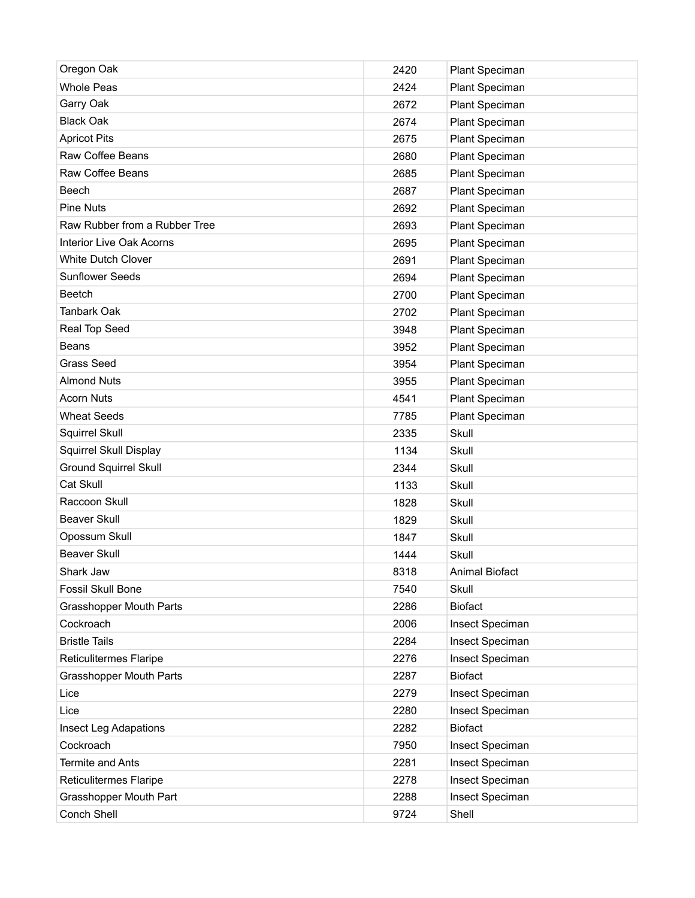| | | |
|---|---|---|
| Oregon Oak | 2420 | Plant Speciman |
| Whole Peas | 2424 | Plant Speciman |
| Garry Oak | 2672 | Plant Speciman |
| Black Oak | 2674 | Plant Speciman |
| Apricot Pits | 2675 | Plant Speciman |
| Raw Coffee Beans | 2680 | Plant Speciman |
| Raw Coffee Beans | 2685 | Plant Speciman |
| Beech | 2687 | Plant Speciman |
| Pine Nuts | 2692 | Plant Speciman |
| Raw Rubber from a Rubber Tree | 2693 | Plant Speciman |
| Interior Live Oak Acorns | 2695 | Plant Speciman |
| White Dutch Clover | 2691 | Plant Speciman |
| Sunflower Seeds | 2694 | Plant Speciman |
| Beetch | 2700 | Plant Speciman |
| Tanbark Oak | 2702 | Plant Speciman |
| Real Top Seed | 3948 | Plant Speciman |
| Beans | 3952 | Plant Speciman |
| Grass Seed | 3954 | Plant Speciman |
| Almond Nuts | 3955 | Plant Speciman |
| Acorn Nuts | 4541 | Plant Speciman |
| Wheat Seeds | 7785 | Plant Speciman |
| Squirrel Skull | 2335 | Skull |
| Squirrel Skull Display | 1134 | Skull |
| Ground Squirrel Skull | 2344 | Skull |
| Cat Skull | 1133 | Skull |
| Raccoon Skull | 1828 | Skull |
| Beaver Skull | 1829 | Skull |
| Opossum Skull | 1847 | Skull |
| Beaver Skull | 1444 | Skull |
| Shark Jaw | 8318 | Animal Biofact |
| Fossil Skull Bone | 7540 | Skull |
| Grasshopper Mouth Parts | 2286 | Biofact |
| Cockroach | 2006 | Insect Speciman |
| Bristle Tails | 2284 | Insect Speciman |
| Reticulitermes Flaripe | 2276 | Insect Speciman |
| Grasshopper Mouth Parts | 2287 | Biofact |
| Lice | 2279 | Insect Speciman |
| Lice | 2280 | Insect Speciman |
| Insect Leg Adapations | 2282 | Biofact |
| Cockroach | 7950 | Insect Speciman |
| Termite and Ants | 2281 | Insect Speciman |
| Reticulitermes Flaripe | 2278 | Insect Speciman |
| Grasshopper Mouth Part | 2288 | Insect Speciman |
| Conch Shell | 9724 | Shell |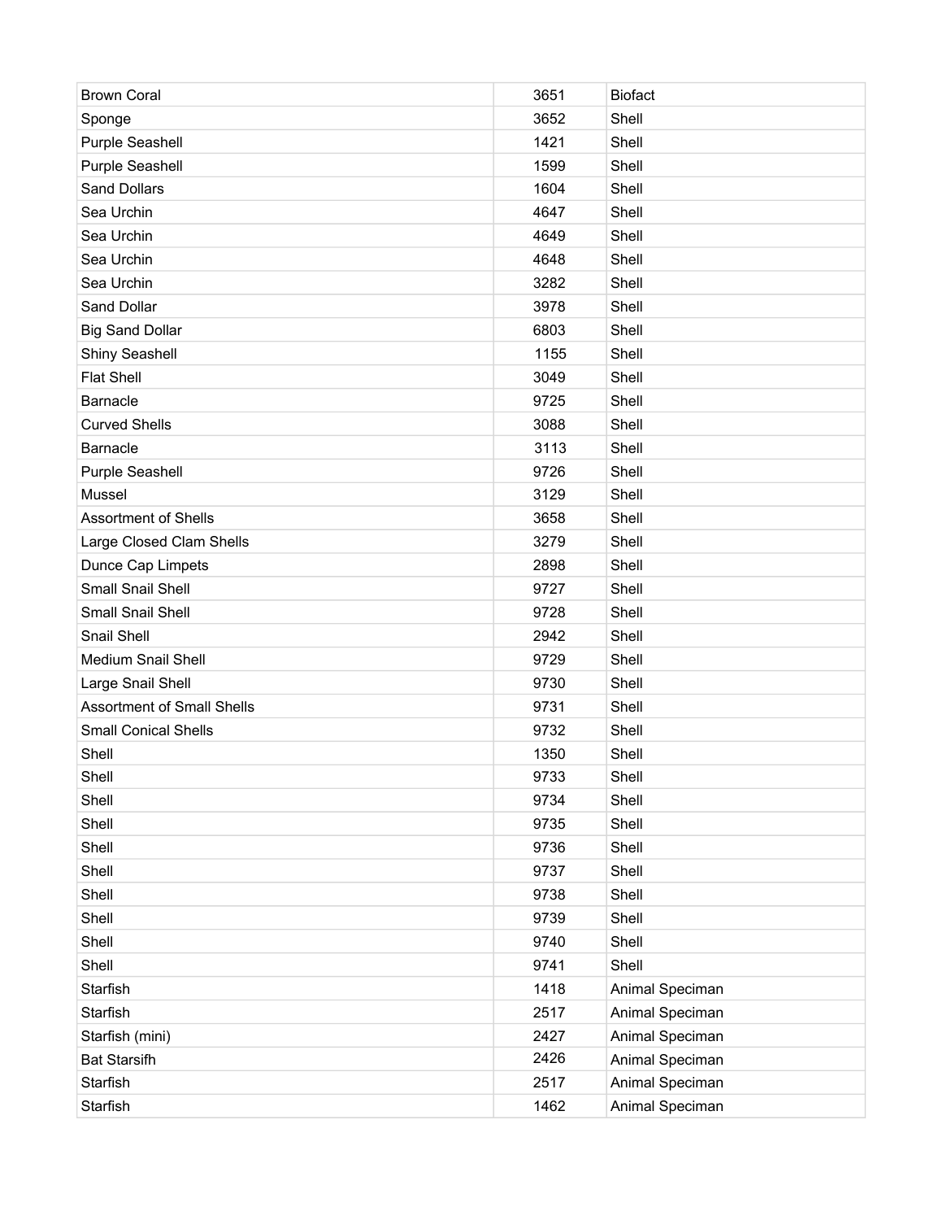| Brown Coral | 3651 | Biofact |
|---|---|---|
| Sponge | 3652 | Shell |
| Purple Seashell | 1421 | Shell |
| Purple Seashell | 1599 | Shell |
| Sand Dollars | 1604 | Shell |
| Sea Urchin | 4647 | Shell |
| Sea Urchin | 4649 | Shell |
| Sea Urchin | 4648 | Shell |
| Sea Urchin | 3282 | Shell |
| Sand Dollar | 3978 | Shell |
| Big Sand Dollar | 6803 | Shell |
| Shiny Seashell | 1155 | Shell |
| Flat Shell | 3049 | Shell |
| Barnacle | 9725 | Shell |
| Curved Shells | 3088 | Shell |
| Barnacle | 3113 | Shell |
| Purple Seashell | 9726 | Shell |
| Mussel | 3129 | Shell |
| Assortment of Shells | 3658 | Shell |
| Large Closed Clam Shells | 3279 | Shell |
| Dunce Cap Limpets | 2898 | Shell |
| Small Snail Shell | 9727 | Shell |
| Small Snail Shell | 9728 | Shell |
| Snail Shell | 2942 | Shell |
| Medium Snail Shell | 9729 | Shell |
| Large Snail Shell | 9730 | Shell |
| Assortment of Small Shells | 9731 | Shell |
| Small Conical Shells | 9732 | Shell |
| Shell | 1350 | Shell |
| Shell | 9733 | Shell |
| Shell | 9734 | Shell |
| Shell | 9735 | Shell |
| Shell | 9736 | Shell |
| Shell | 9737 | Shell |
| Shell | 9738 | Shell |
| Shell | 9739 | Shell |
| Shell | 9740 | Shell |
| Shell | 9741 | Shell |
| Starfish | 1418 | Animal Speciman |
| Starfish | 2517 | Animal Speciman |
| Starfish (mini) | 2427 | Animal Speciman |
| Bat Starsifh | 2426 | Animal Speciman |
| Starfish | 2517 | Animal Speciman |
| Starfish | 1462 | Animal Speciman |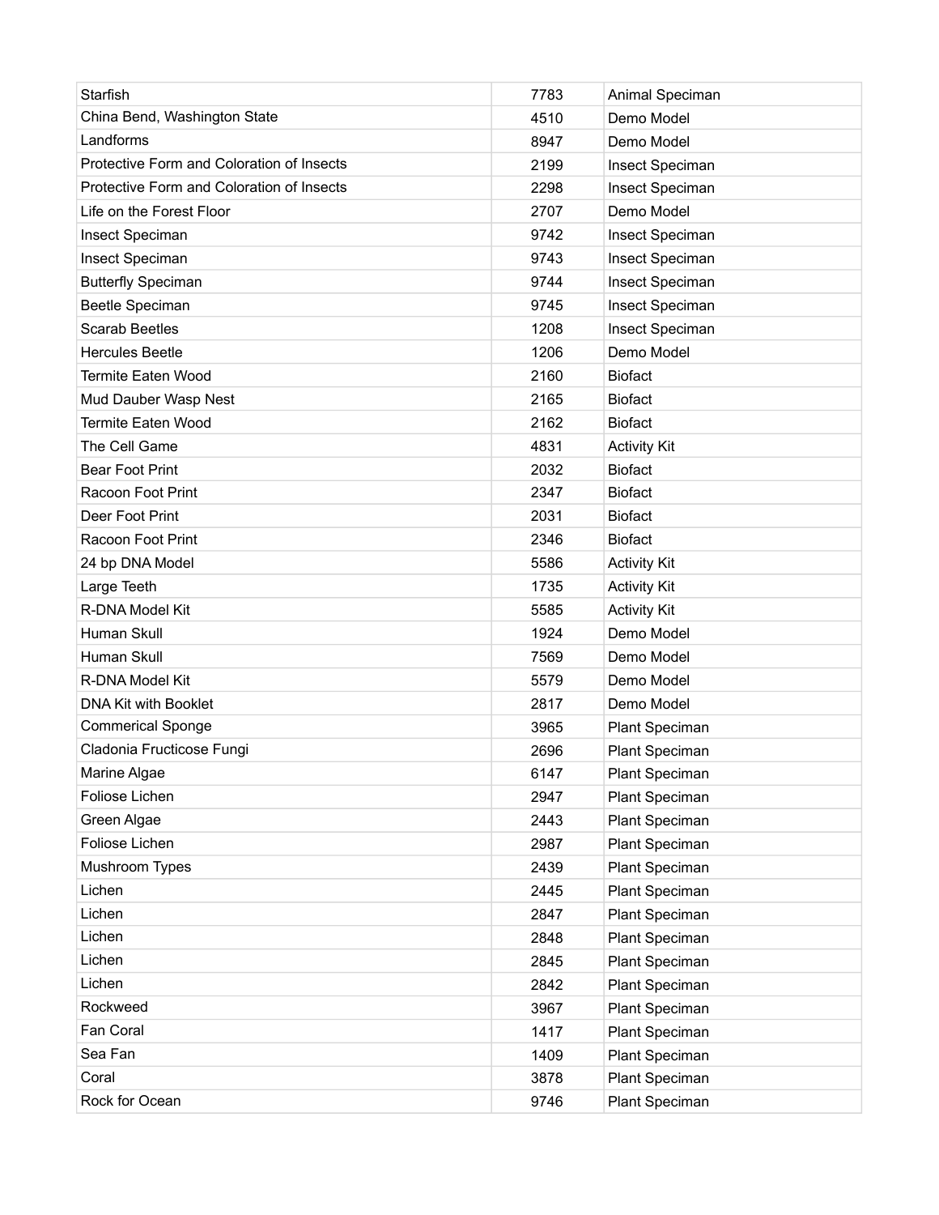| Starfish | 7783 | Animal Speciman |
|---|---|---|
| China Bend, Washington State | 4510 | Demo Model |
| Landforms | 8947 | Demo Model |
| Protective Form and Coloration of Insects | 2199 | Insect Speciman |
| Protective Form and Coloration of Insects | 2298 | Insect Speciman |
| Life on the Forest Floor | 2707 | Demo Model |
| Insect Speciman | 9742 | Insect Speciman |
| Insect Speciman | 9743 | Insect Speciman |
| Butterfly Speciman | 9744 | Insect Speciman |
| Beetle Speciman | 9745 | Insect Speciman |
| Scarab Beetles | 1208 | Insect Speciman |
| Hercules Beetle | 1206 | Demo Model |
| Termite Eaten Wood | 2160 | Biofact |
| Mud Dauber Wasp Nest | 2165 | Biofact |
| Termite Eaten Wood | 2162 | Biofact |
| The Cell Game | 4831 | Activity Kit |
| Bear Foot Print | 2032 | Biofact |
| Racoon Foot Print | 2347 | Biofact |
| Deer Foot Print | 2031 | Biofact |
| Racoon Foot Print | 2346 | Biofact |
| 24 bp DNA Model | 5586 | Activity Kit |
| Large Teeth | 1735 | Activity Kit |
| R-DNA Model Kit | 5585 | Activity Kit |
| Human Skull | 1924 | Demo Model |
| Human Skull | 7569 | Demo Model |
| R-DNA Model Kit | 5579 | Demo Model |
| DNA Kit with Booklet | 2817 | Demo Model |
| Commerical Sponge | 3965 | Plant Speciman |
| Cladonia Fructicose Fungi | 2696 | Plant Speciman |
| Marine Algae | 6147 | Plant Speciman |
| Foliose Lichen | 2947 | Plant Speciman |
| Green Algae | 2443 | Plant Speciman |
| Foliose Lichen | 2987 | Plant Speciman |
| Mushroom Types | 2439 | Plant Speciman |
| Lichen | 2445 | Plant Speciman |
| Lichen | 2847 | Plant Speciman |
| Lichen | 2848 | Plant Speciman |
| Lichen | 2845 | Plant Speciman |
| Lichen | 2842 | Plant Speciman |
| Rockweed | 3967 | Plant Speciman |
| Fan Coral | 1417 | Plant Speciman |
| Sea Fan | 1409 | Plant Speciman |
| Coral | 3878 | Plant Speciman |
| Rock for Ocean | 9746 | Plant Speciman |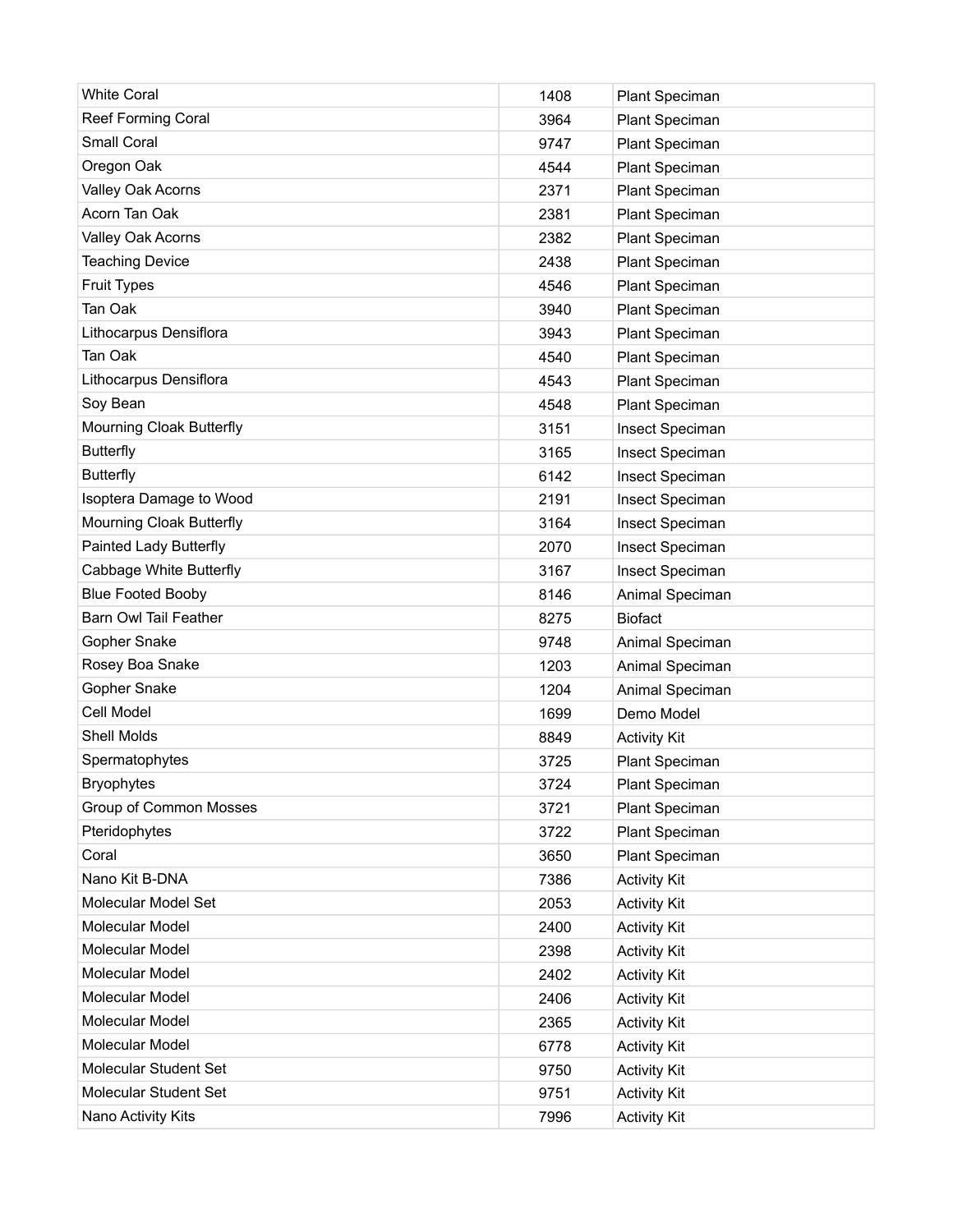| White Coral | 1408 | Plant Speciman |
|---|---|---|
| Reef Forming Coral | 3964 | Plant Speciman |
| Small Coral | 9747 | Plant Speciman |
| Oregon Oak | 4544 | Plant Speciman |
| Valley Oak Acorns | 2371 | Plant Speciman |
| Acorn Tan Oak | 2381 | Plant Speciman |
| Valley Oak Acorns | 2382 | Plant Speciman |
| Teaching Device | 2438 | Plant Speciman |
| Fruit Types | 4546 | Plant Speciman |
| Tan Oak | 3940 | Plant Speciman |
| Lithocarpus Densiflora | 3943 | Plant Speciman |
| Tan Oak | 4540 | Plant Speciman |
| Lithocarpus Densiflora | 4543 | Plant Speciman |
| Soy Bean | 4548 | Plant Speciman |
| Mourning Cloak Butterfly | 3151 | Insect Speciman |
| Butterfly | 3165 | Insect Speciman |
| Butterfly | 6142 | Insect Speciman |
| Isoptera Damage to Wood | 2191 | Insect Speciman |
| Mourning Cloak Butterfly | 3164 | Insect Speciman |
| Painted Lady Butterfly | 2070 | Insect Speciman |
| Cabbage White Butterfly | 3167 | Insect Speciman |
| Blue Footed Booby | 8146 | Animal Speciman |
| Barn Owl Tail Feather | 8275 | Biofact |
| Gopher Snake | 9748 | Animal Speciman |
| Rosey Boa Snake | 1203 | Animal Speciman |
| Gopher Snake | 1204 | Animal Speciman |
| Cell Model | 1699 | Demo Model |
| Shell Molds | 8849 | Activity Kit |
| Spermatophytes | 3725 | Plant Speciman |
| Bryophytes | 3724 | Plant Speciman |
| Group of Common Mosses | 3721 | Plant Speciman |
| Pteridophytes | 3722 | Plant Speciman |
| Coral | 3650 | Plant Speciman |
| Nano Kit B-DNA | 7386 | Activity Kit |
| Molecular Model Set | 2053 | Activity Kit |
| Molecular Model | 2400 | Activity Kit |
| Molecular Model | 2398 | Activity Kit |
| Molecular Model | 2402 | Activity Kit |
| Molecular Model | 2406 | Activity Kit |
| Molecular Model | 2365 | Activity Kit |
| Molecular Model | 6778 | Activity Kit |
| Molecular Student Set | 9750 | Activity Kit |
| Molecular Student Set | 9751 | Activity Kit |
| Nano Activity Kits | 7996 | Activity Kit |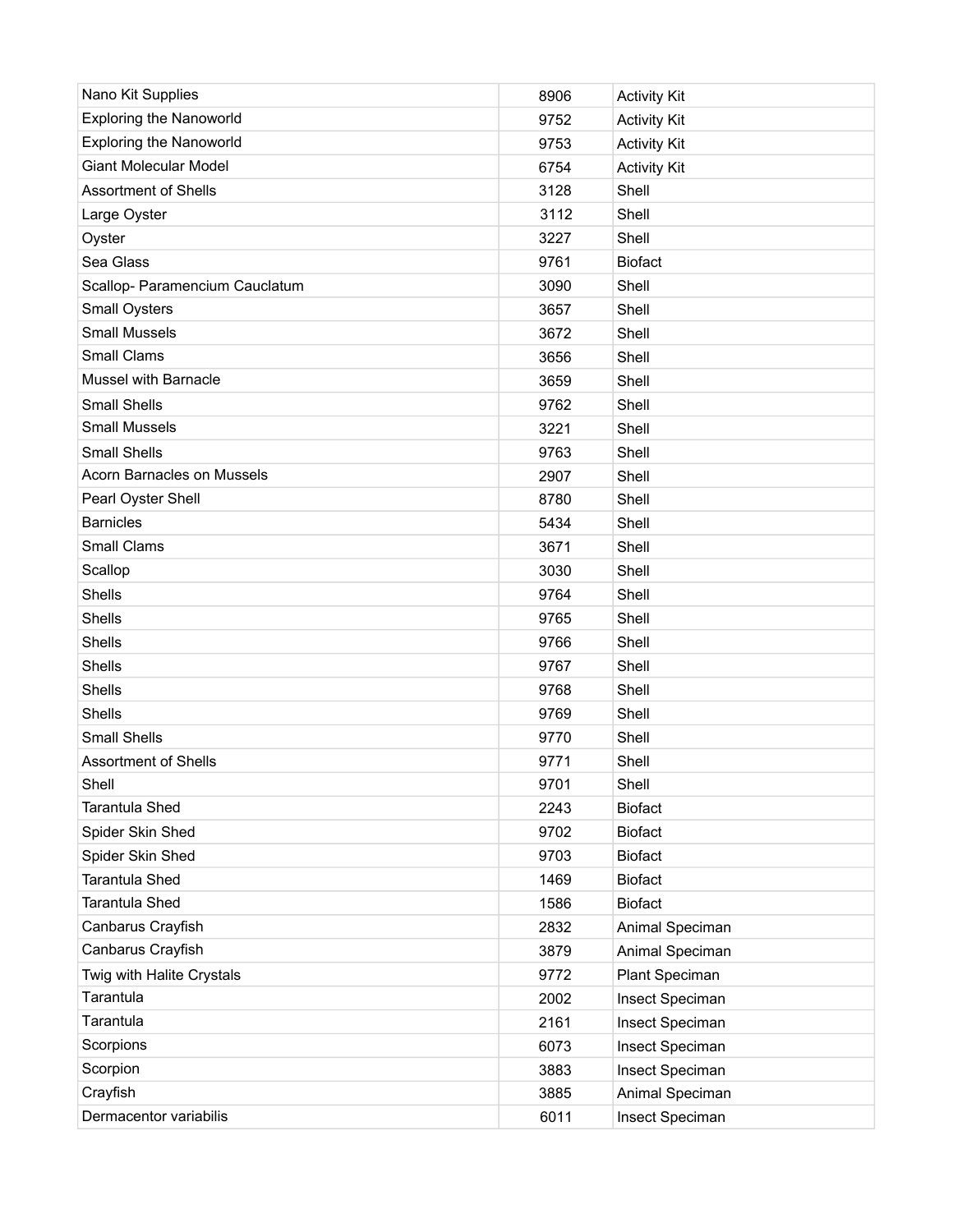| | | |
|---|---|---|
| Nano Kit Supplies | 8906 | Activity Kit |
| Exploring the Nanoworld | 9752 | Activity Kit |
| Exploring the Nanoworld | 9753 | Activity Kit |
| Giant Molecular Model | 6754 | Activity Kit |
| Assortment of Shells | 3128 | Shell |
| Large Oyster | 3112 | Shell |
| Oyster | 3227 | Shell |
| Sea Glass | 9761 | Biofact |
| Scallop- Paramencium Cauclatum | 3090 | Shell |
| Small Oysters | 3657 | Shell |
| Small Mussels | 3672 | Shell |
| Small Clams | 3656 | Shell |
| Mussel with Barnacle | 3659 | Shell |
| Small Shells | 9762 | Shell |
| Small Mussels | 3221 | Shell |
| Small Shells | 9763 | Shell |
| Acorn Barnacles on Mussels | 2907 | Shell |
| Pearl Oyster Shell | 8780 | Shell |
| Barnicles | 5434 | Shell |
| Small Clams | 3671 | Shell |
| Scallop | 3030 | Shell |
| Shells | 9764 | Shell |
| Shells | 9765 | Shell |
| Shells | 9766 | Shell |
| Shells | 9767 | Shell |
| Shells | 9768 | Shell |
| Shells | 9769 | Shell |
| Small Shells | 9770 | Shell |
| Assortment of Shells | 9771 | Shell |
| Shell | 9701 | Shell |
| Tarantula Shed | 2243 | Biofact |
| Spider Skin Shed | 9702 | Biofact |
| Spider Skin Shed | 9703 | Biofact |
| Tarantula Shed | 1469 | Biofact |
| Tarantula Shed | 1586 | Biofact |
| Canbarus Crayfish | 2832 | Animal Speciman |
| Canbarus Crayfish | 3879 | Animal Speciman |
| Twig with Halite Crystals | 9772 | Plant Speciman |
| Tarantula | 2002 | Insect Speciman |
| Tarantula | 2161 | Insect Speciman |
| Scorpions | 6073 | Insect Speciman |
| Scorpion | 3883 | Insect Speciman |
| Crayfish | 3885 | Animal Speciman |
| Dermacentor variabilis | 6011 | Insect Speciman |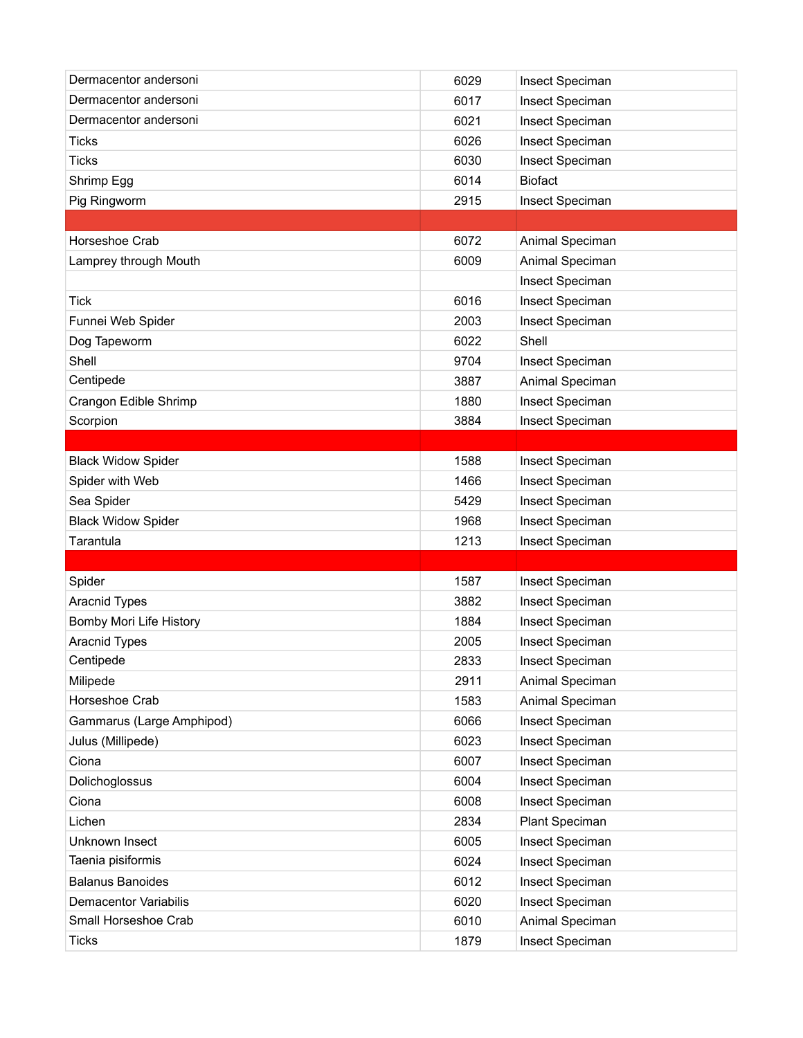| Dermacentor andersoni | 6029 | Insect Speciman |
|---|---|---|
| Dermacentor andersoni | 6017 | Insect Speciman |
| Dermacentor andersoni | 6021 | Insect Speciman |
| Ticks | 6026 | Insect Speciman |
| Ticks | 6030 | Insect Speciman |
| Shrimp Egg | 6014 | Biofact |
| Pig Ringworm | 2915 | Insect Speciman |
| | | |
| Horseshoe Crab | 6072 | Animal Speciman |
| Lamprey through Mouth | 6009 | Animal Speciman |
| | | Insect Speciman |
| Tick | 6016 | Insect Speciman |
| Funnei Web Spider | 2003 | Insect Speciman |
| Dog Tapeworm | 6022 | Shell |
| Shell | 9704 | Insect Speciman |
| Centipede | 3887 | Animal Speciman |
| Crangon Edible Shrimp | 1880 | Insect Speciman |
| Scorpion | 3884 | Insect Speciman |
| | | |
| Black Widow Spider | 1588 | Insect Speciman |
| Spider with Web | 1466 | Insect Speciman |
| Sea Spider | 5429 | Insect Speciman |
| Black Widow Spider | 1968 | Insect Speciman |
| Tarantula | 1213 | Insect Speciman |
| | | |
| Spider | 1587 | Insect Speciman |
| Aracnid Types | 3882 | Insect Speciman |
| Bomby Mori Life History | 1884 | Insect Speciman |
| Aracnid Types | 2005 | Insect Speciman |
| Centipede | 2833 | Insect Speciman |
| Milipede | 2911 | Animal Speciman |
| Horseshoe Crab | 1583 | Animal Speciman |
| Gammarus (Large Amphipod) | 6066 | Insect Speciman |
| Julus (Millipede) | 6023 | Insect Speciman |
| Ciona | 6007 | Insect Speciman |
| Dolichoglossus | 6004 | Insect Speciman |
| Ciona | 6008 | Insect Speciman |
| Lichen | 2834 | Plant Speciman |
| Unknown Insect | 6005 | Insect Speciman |
| Taenia pisiformis | 6024 | Insect Speciman |
| Balanus Banoides | 6012 | Insect Speciman |
| Demacentor Variabilis | 6020 | Insect Speciman |
| Small Horseshoe Crab | 6010 | Animal Speciman |
| Ticks | 1879 | Insect Speciman |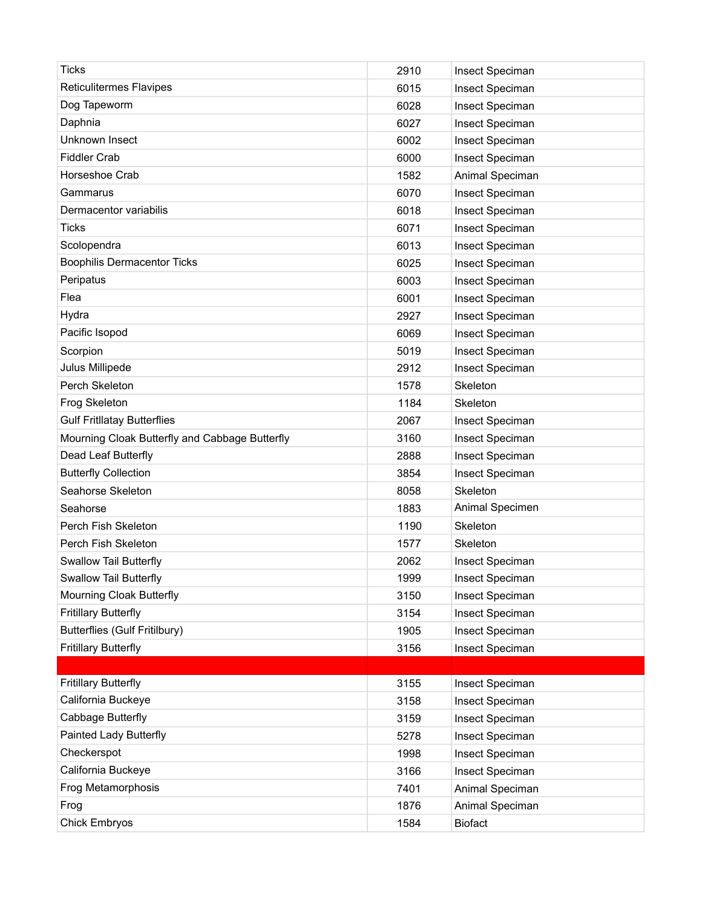| Ticks | 2910 | Insect Speciman |
|---|---|---|
| Reticulitermes Flavipes | 6015 | Insect Speciman |
| Dog Tapeworm | 6028 | Insect Speciman |
| Daphnia | 6027 | Insect Speciman |
| Unknown Insect | 6002 | Insect Speciman |
| Fiddler Crab | 6000 | Insect Speciman |
| Horseshoe Crab | 1582 | Animal Speciman |
| Gammarus | 6070 | Insect Speciman |
| Dermacentor variabilis | 6018 | Insect Speciman |
| Ticks | 6071 | Insect Speciman |
| Scolopendra | 6013 | Insect Speciman |
| Boophilis Dermacentor Ticks | 6025 | Insect Speciman |
| Peripatus | 6003 | Insect Speciman |
| Flea | 6001 | Insect Speciman |
| Hydra | 2927 | Insect Speciman |
| Pacific Isopod | 6069 | Insect Speciman |
| Scorpion | 5019 | Insect Speciman |
| Julus Millipede | 2912 | Insect Speciman |
| Perch Skeleton | 1578 | Skeleton |
| Frog Skeleton | 1184 | Skeleton |
| Gulf Fritllatay Butterflies | 2067 | Insect Speciman |
| Mourning Cloak Butterfly and Cabbage Butterfly | 3160 | Insect Speciman |
| Dead Leaf Butterfly | 2888 | Insect Speciman |
| Butterfly Collection | 3854 | Insect Speciman |
| Seahorse Skeleton | 8058 | Skeleton |
| Seahorse | 1883 | Animal Specimen |
| Perch Fish Skeleton | 1190 | Skeleton |
| Perch Fish Skeleton | 1577 | Skeleton |
| Swallow Tail Butterfly | 2062 | Insect Speciman |
| Swallow Tail Butterfly | 1999 | Insect Speciman |
| Mourning Cloak Butterfly | 3150 | Insect Speciman |
| Fritillary Butterfly | 3154 | Insect Speciman |
| Butterflies (Gulf Fritilbury) | 1905 | Insect Speciman |
| Fritillary Butterfly | 3156 | Insect Speciman |
| | | |
| Fritillary Butterfly | 3155 | Insect Speciman |
| California Buckeye | 3158 | Insect Speciman |
| Cabbage Butterfly | 3159 | Insect Speciman |
| Painted Lady Butterfly | 5278 | Insect Speciman |
| Checkerspot | 1998 | Insect Speciman |
| California Buckeye | 3166 | Insect Speciman |
| Frog Metamorphosis | 7401 | Animal Speciman |
| Frog | 1876 | Animal Speciman |
| Chick Embryos | 1584 | Biofact |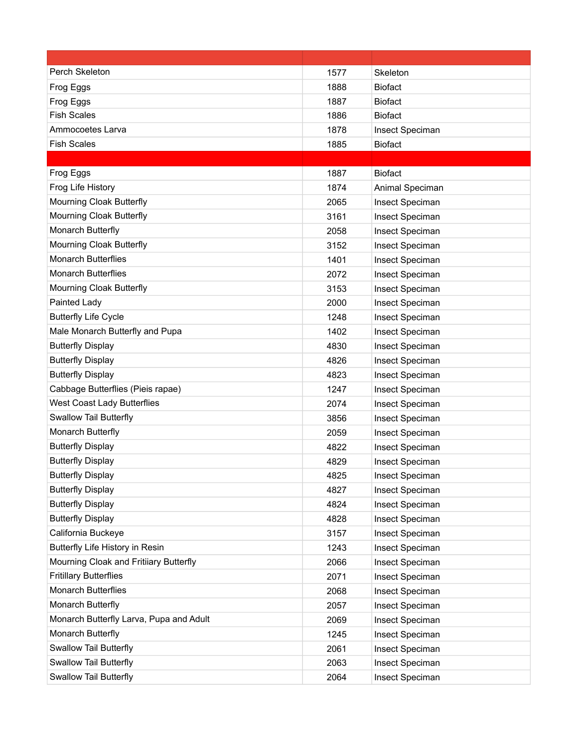| | | |
|---|---|---|
| Perch Skeleton | 1577 | Skeleton |
| Frog Eggs | 1888 | Biofact |
| Frog Eggs | 1887 | Biofact |
| Fish Scales | 1886 | Biofact |
| Ammocoetes Larva | 1878 | Insect Speciman |
| Fish Scales | 1885 | Biofact |
| | | |
| Frog Eggs | 1887 | Biofact |
| Frog Life History | 1874 | Animal Speciman |
| Mourning Cloak Butterfly | 2065 | Insect Speciman |
| Mourning Cloak Butterfly | 3161 | Insect Speciman |
| Monarch Butterfly | 2058 | Insect Speciman |
| Mourning Cloak Butterfly | 3152 | Insect Speciman |
| Monarch Butterflies | 1401 | Insect Speciman |
| Monarch Butterflies | 2072 | Insect Speciman |
| Mourning Cloak Butterfly | 3153 | Insect Speciman |
| Painted Lady | 2000 | Insect Speciman |
| Butterfly Life Cycle | 1248 | Insect Speciman |
| Male Monarch Butterfly and Pupa | 1402 | Insect Speciman |
| Butterfly Display | 4830 | Insect Speciman |
| Butterfly Display | 4826 | Insect Speciman |
| Butterfly Display | 4823 | Insect Speciman |
| Cabbage Butterflies (Pieis rapae) | 1247 | Insect Speciman |
| West Coast Lady Butterflies | 2074 | Insect Speciman |
| Swallow Tail Butterfly | 3856 | Insect Speciman |
| Monarch Butterfly | 2059 | Insect Speciman |
| Butterfly Display | 4822 | Insect Speciman |
| Butterfly Display | 4829 | Insect Speciman |
| Butterfly Display | 4825 | Insect Speciman |
| Butterfly Display | 4827 | Insect Speciman |
| Butterfly Display | 4824 | Insect Speciman |
| Butterfly Display | 4828 | Insect Speciman |
| California Buckeye | 3157 | Insect Speciman |
| Butterfly Life History in Resin | 1243 | Insect Speciman |
| Mourning Cloak and Fritiiary Butterfly | 2066 | Insect Speciman |
| Fritillary Butterflies | 2071 | Insect Speciman |
| Monarch Butterflies | 2068 | Insect Speciman |
| Monarch Butterfly | 2057 | Insect Speciman |
| Monarch Butterfly Larva, Pupa and Adult | 2069 | Insect Speciman |
| Monarch Butterfly | 1245 | Insect Speciman |
| Swallow Tail Butterfly | 2061 | Insect Speciman |
| Swallow Tail Butterfly | 2063 | Insect Speciman |
| Swallow Tail Butterfly | 2064 | Insect Speciman |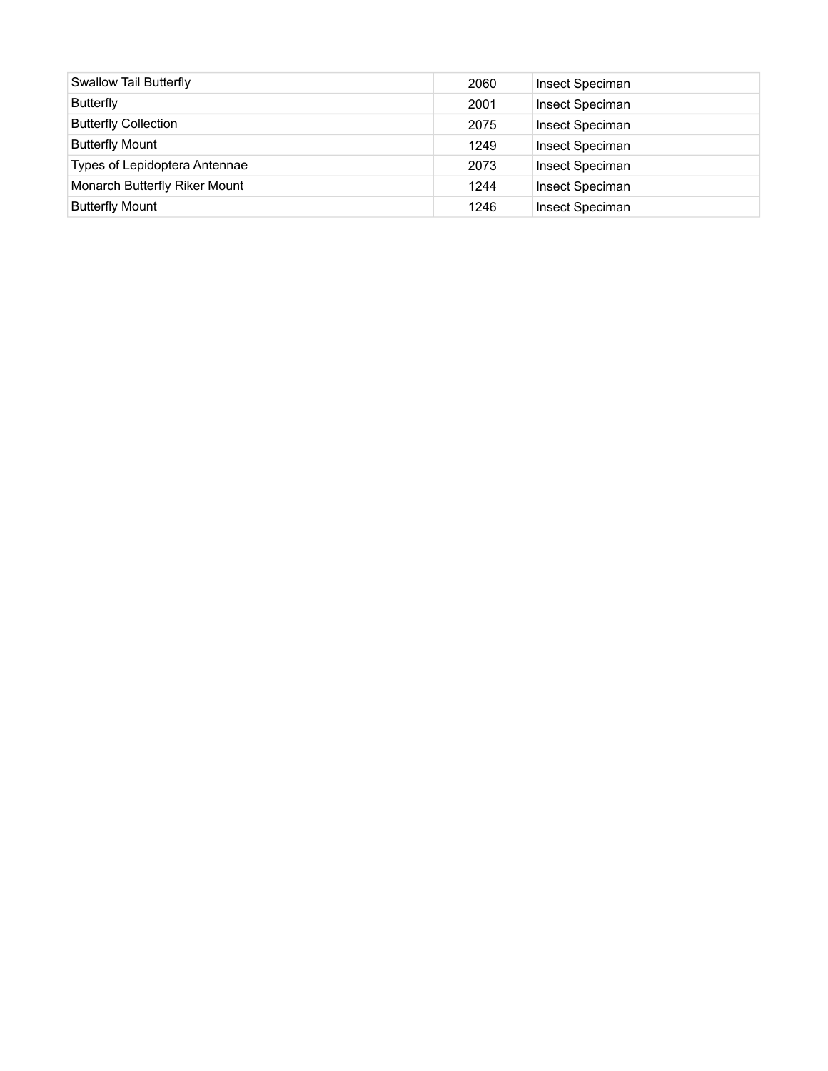| | | |
|---|---|---|
| Swallow Tail Butterfly | 2060 | Insect Speciman |
| Butterfly | 2001 | Insect Speciman |
| Butterfly Collection | 2075 | Insect Speciman |
| Butterfly Mount | 1249 | Insect Speciman |
| Types of Lepidoptera Antennae | 2073 | Insect Speciman |
| Monarch Butterfly Riker Mount | 1244 | Insect Speciman |
| Butterfly Mount | 1246 | Insect Speciman |